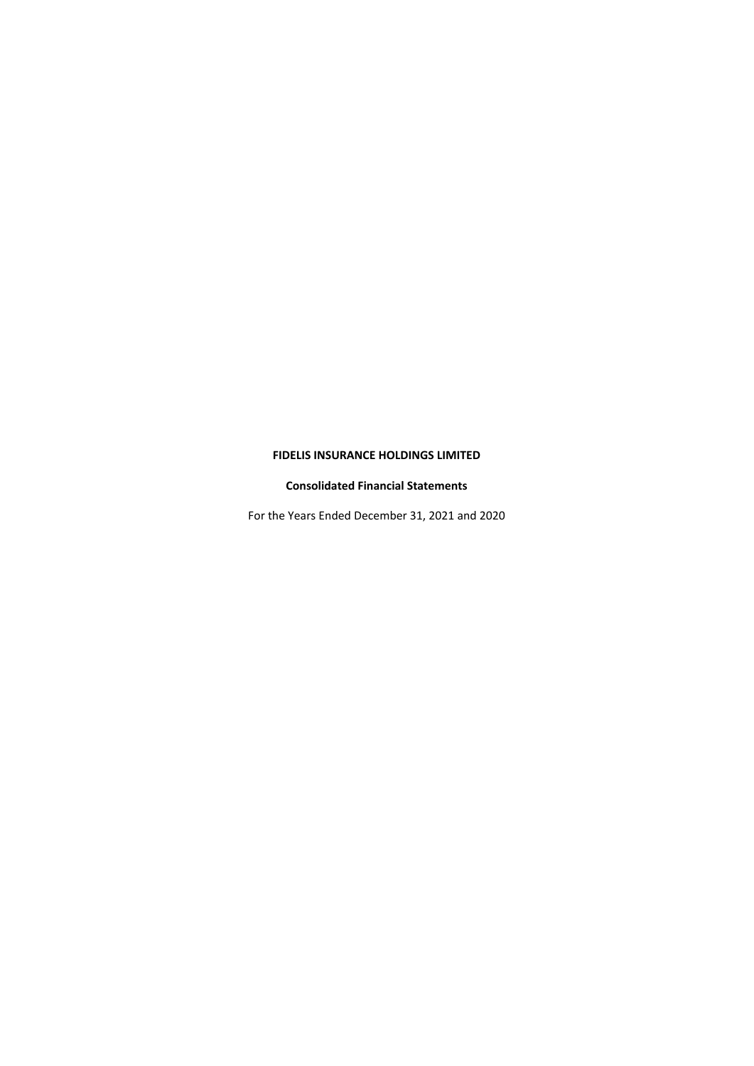**FIDELIS INSURANCE HOLDINGS LIMITED**

**Consolidated Financial Statements**

For the Years Ended December 31, 2021 and 2020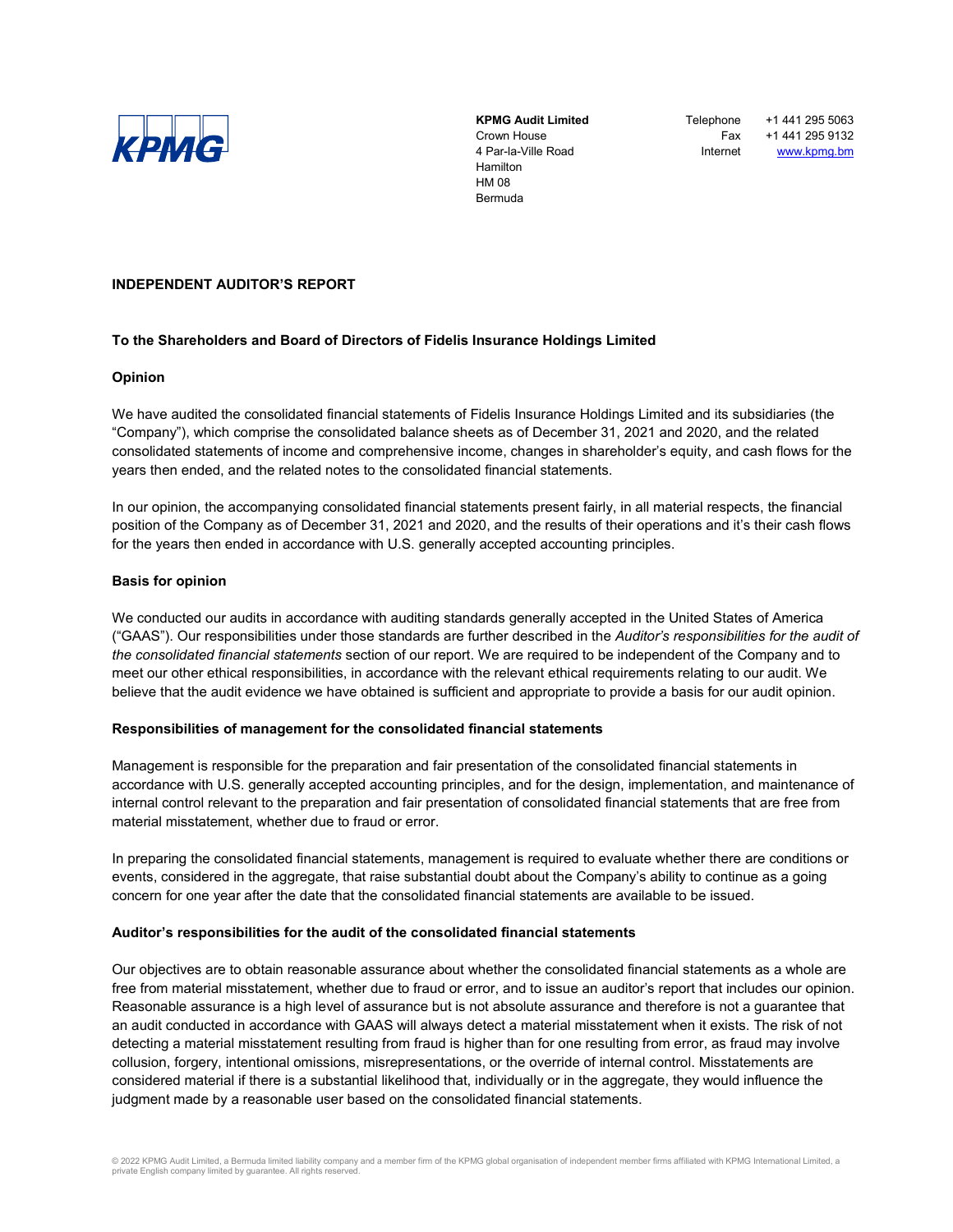**KPMG Audit Limited**
Crown House
4 Par-la-Ville Road
Hamilton
HM 08
Bermuda

Telephone +1 441 295 5063
Fax +1 441 295 9132
Internet www.kpmg.bm

## INDEPENDENT AUDITOR'S REPORT

### To the Shareholders and Board of Directors of Fidelis Insurance Holdings Limited

### Opinion

We have audited the consolidated financial statements of Fidelis Insurance Holdings Limited and its subsidiaries (the "Company"), which comprise the consolidated balance sheets as of December 31, 2021 and 2020, and the related consolidated statements of income and comprehensive income, changes in shareholder's equity, and cash flows for the years then ended, and the related notes to the consolidated financial statements.

In our opinion, the accompanying consolidated financial statements present fairly, in all material respects, the financial position of the Company as of December 31, 2021 and 2020, and the results of their operations and it's their cash flows for the years then ended in accordance with U.S. generally accepted accounting principles.

### Basis for opinion

We conducted our audits in accordance with auditing standards generally accepted in the United States of America ("GAAS"). Our responsibilities under those standards are further described in the *Auditor's responsibilities for the audit of the consolidated financial statements* section of our report. We are required to be independent of the Company and to meet our other ethical responsibilities, in accordance with the relevant ethical requirements relating to our audit. We believe that the audit evidence we have obtained is sufficient and appropriate to provide a basis for our audit opinion.

### Responsibilities of management for the consolidated financial statements

Management is responsible for the preparation and fair presentation of the consolidated financial statements in accordance with U.S. generally accepted accounting principles, and for the design, implementation, and maintenance of internal control relevant to the preparation and fair presentation of consolidated financial statements that are free from material misstatement, whether due to fraud or error.

In preparing the consolidated financial statements, management is required to evaluate whether there are conditions or events, considered in the aggregate, that raise substantial doubt about the Company's ability to continue as a going concern for one year after the date that the consolidated financial statements are available to be issued.

### Auditor's responsibilities for the audit of the consolidated financial statements

Our objectives are to obtain reasonable assurance about whether the consolidated financial statements as a whole are free from material misstatement, whether due to fraud or error, and to issue an auditor's report that includes our opinion. Reasonable assurance is a high level of assurance but is not absolute assurance and therefore is not a guarantee that an audit conducted in accordance with GAAS will always detect a material misstatement when it exists. The risk of not detecting a material misstatement resulting from fraud is higher than for one resulting from error, as fraud may involve collusion, forgery, intentional omissions, misrepresentations, or the override of internal control. Misstatements are considered material if there is a substantial likelihood that, individually or in the aggregate, they would influence the judgment made by a reasonable user based on the consolidated financial statements.

© 2022 KPMG Audit Limited, a Bermuda limited liability company and a member firm of the KPMG global organisation of independent member firms affiliated with KPMG International Limited, a private English company limited by guarantee. All rights reserved.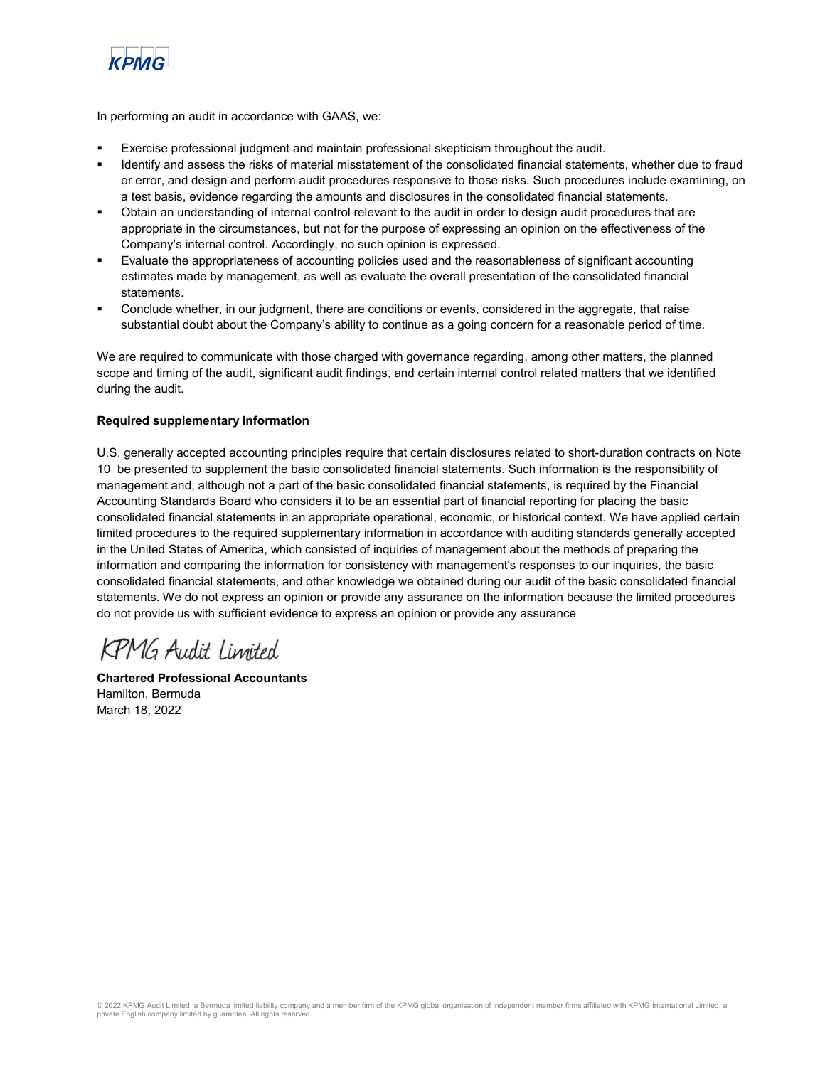In performing an audit in accordance with GAAS, we:

- Exercise professional judgment and maintain professional skepticism throughout the audit.
- Identify and assess the risks of material misstatement of the consolidated financial statements, whether due to fraud or error, and design and perform audit procedures responsive to those risks. Such procedures include examining, on a test basis, evidence regarding the amounts and disclosures in the consolidated financial statements.
- Obtain an understanding of internal control relevant to the audit in order to design audit procedures that are appropriate in the circumstances, but not for the purpose of expressing an opinion on the effectiveness of the Company's internal control. Accordingly, no such opinion is expressed.
- Evaluate the appropriateness of accounting policies used and the reasonableness of significant accounting estimates made by management, as well as evaluate the overall presentation of the consolidated financial statements.
- Conclude whether, in our judgment, there are conditions or events, considered in the aggregate, that raise substantial doubt about the Company's ability to continue as a going concern for a reasonable period of time.

We are required to communicate with those charged with governance regarding, among other matters, the planned scope and timing of the audit, significant audit findings, and certain internal control related matters that we identified during the audit.

**Required supplementary information**

U.S. generally accepted accounting principles require that certain disclosures related to short-duration contracts on Note 10 be presented to supplement the basic consolidated financial statements. Such information is the responsibility of management and, although not a part of the basic consolidated financial statements, is required by the Financial Accounting Standards Board who considers it to be an essential part of financial reporting for placing the basic consolidated financial statements in an appropriate operational, economic, or historical context. We have applied certain limited procedures to the required supplementary information in accordance with auditing standards generally accepted in the United States of America, which consisted of inquiries of management about the methods of preparing the information and comparing the information for consistency with management's responses to our inquiries, the basic consolidated financial statements, and other knowledge we obtained during our audit of the basic consolidated financial statements. We do not express an opinion or provide any assurance on the information because the limited procedures do not provide us with sufficient evidence to express an opinion or provide any assurance

KPMG Audit Limited

**Chartered Professional Accountants**
Hamilton, Bermuda
March 18, 2022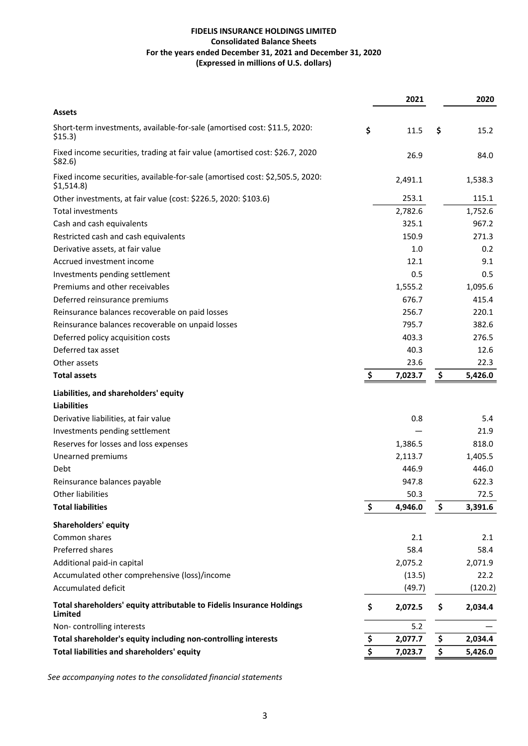**FIDELIS INSURANCE HOLDINGS LIMITED**
**Consolidated Balance Sheets**
**For the years ended December 31, 2021 and December 31, 2020**
**(Expressed in millions of U.S. dollars)**

| | 2021 | 2020 |
|---|---|---|
| **Assets** | | |
| Short-term investments, available-for-sale (amortised cost: $11.5, 2020: $15.3) | $ 11.5 | $ 15.2 |
| Fixed income securities, trading at fair value (amortised cost: $26.7, 2020 $82.6) | 26.9 | 84.0 |
| Fixed income securities, available-for-sale (amortised cost: $2,505.5, 2020: $1,514.8) | 2,491.1 | 1,538.3 |
| Other investments, at fair value (cost: $226.5, 2020: $103.6) | 253.1 | 115.1 |
| Total investments | 2,782.6 | 1,752.6 |
| Cash and cash equivalents | 325.1 | 967.2 |
| Restricted cash and cash equivalents | 150.9 | 271.3 |
| Derivative assets, at fair value | 1.0 | 0.2 |
| Accrued investment income | 12.1 | 9.1 |
| Investments pending settlement | 0.5 | 0.5 |
| Premiums and other receivables | 1,555.2 | 1,095.6 |
| Deferred reinsurance premiums | 676.7 | 415.4 |
| Reinsurance balances recoverable on paid losses | 256.7 | 220.1 |
| Reinsurance balances recoverable on unpaid losses | 795.7 | 382.6 |
| Deferred policy acquisition costs | 403.3 | 276.5 |
| Deferred tax asset | 40.3 | 12.6 |
| Other assets | 23.6 | 22.3 |
| **Total assets** | **$ 7,023.7** | **$ 5,426.0** |
| **Liabilities, and shareholders' equity** | | |
| **Liabilities** | | |
| Derivative liabilities, at fair value | 0.8 | 5.4 |
| Investments pending settlement | — | 21.9 |
| Reserves for losses and loss expenses | 1,386.5 | 818.0 |
| Unearned premiums | 2,113.7 | 1,405.5 |
| Debt | 446.9 | 446.0 |
| Reinsurance balances payable | 947.8 | 622.3 |
| Other liabilities | 50.3 | 72.5 |
| **Total liabilities** | **$ 4,946.0** | **$ 3,391.6** |
| **Shareholders' equity** | | |
| Common shares | 2.1 | 2.1 |
| Preferred shares | 58.4 | 58.4 |
| Additional paid-in capital | 2,075.2 | 2,071.9 |
| Accumulated other comprehensive (loss)/income | (13.5) | 22.2 |
| Accumulated deficit | (49.7) | (120.2) |
| **Total shareholders' equity attributable to Fidelis Insurance Holdings Limited** | **$ 2,072.5** | **$ 2,034.4** |
| Non- controlling interests | 5.2 | — |
| **Total shareholder's equity including non-controlling interests** | **$ 2,077.7** | **$ 2,034.4** |
| **Total liabilities and shareholders' equity** | **$ 7,023.7** | **$ 5,426.0** |

*See accompanying notes to the consolidated financial statements*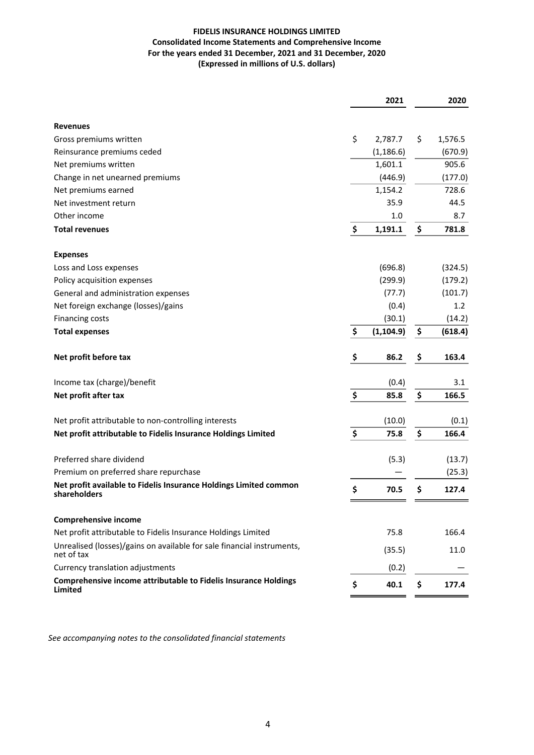**FIDELIS INSURANCE HOLDINGS LIMITED**
**Consolidated Income Statements and Comprehensive Income**
**For the years ended 31 December, 2021 and 31 December, 2020**
**(Expressed in millions of U.S. dollars)**

| | 2021 | 2020 |
|---|---|---|
| **Revenues** | | |
| Gross premiums written | $ 2,787.7 | $ 1,576.5 |
| Reinsurance premiums ceded | (1,186.6) | (670.9) |
| Net premiums written | 1,601.1 | 905.6 |
| Change in net unearned premiums | (446.9) | (177.0) |
| Net premiums earned | 1,154.2 | 728.6 |
| Net investment return | 35.9 | 44.5 |
| Other income | 1.0 | 8.7 |
| **Total revenues** | **$ 1,191.1** | **$ 781.8** |
| **Expenses** | | |
| Loss and Loss expenses | (696.8) | (324.5) |
| Policy acquisition expenses | (299.9) | (179.2) |
| General and administration expenses | (77.7) | (101.7) |
| Net foreign exchange (losses)/gains | (0.4) | 1.2 |
| Financing costs | (30.1) | (14.2) |
| **Total expenses** | **$ (1,104.9)** | **$ (618.4)** |
| **Net profit before tax** | **$ 86.2** | **$ 163.4** |
| Income tax (charge)/benefit | (0.4) | 3.1 |
| **Net profit after tax** | **$ 85.8** | **$ 166.5** |
| Net profit attributable to non-controlling interests | (10.0) | (0.1) |
| **Net profit attributable to Fidelis Insurance Holdings Limited** | **$ 75.8** | **$ 166.4** |
| Preferred share dividend | (5.3) | (13.7) |
| Premium on preferred share repurchase | — | (25.3) |
| **Net profit available to Fidelis Insurance Holdings Limited common shareholders** | **$ 70.5** | **$ 127.4** |
| **Comprehensive income** | | |
| Net profit attributable to Fidelis Insurance Holdings Limited | 75.8 | 166.4 |
| Unrealised (losses)/gains on available for sale financial instruments, net of tax | (35.5) | 11.0 |
| Currency translation adjustments | (0.2) | — |
| **Comprehensive income attributable to Fidelis Insurance Holdings Limited** | **$ 40.1** | **$ 177.4** |

*See accompanying notes to the consolidated financial statements*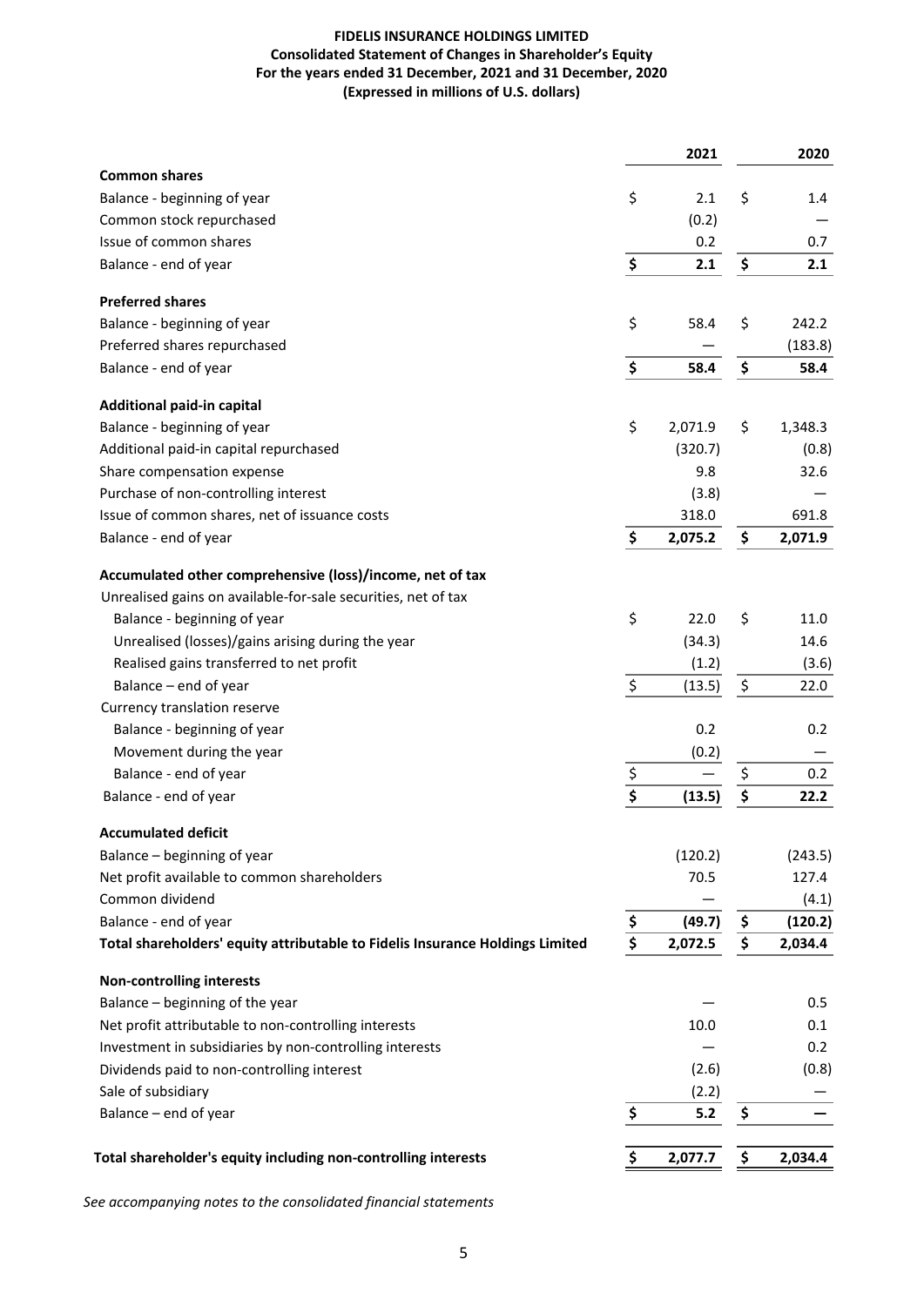**FIDELIS INSURANCE HOLDINGS LIMITED**
**Consolidated Statement of Changes in Shareholder's Equity**
**For the years ended 31 December, 2021 and 31 December, 2020**
**(Expressed in millions of U.S. dollars)**

| | 2021 | 2020 |
|---|---|---|
| **Common shares** | | |
| Balance - beginning of year | $ 2.1 | $ 1.4 |
| Common stock repurchased | (0.2) | — |
| Issue of common shares | 0.2 | 0.7 |
| Balance - end of year | **$ 2.1** | **$ 2.1** |
| **Preferred shares** | | |
| Balance - beginning of year | $ 58.4 | $ 242.2 |
| Preferred shares repurchased | — | (183.8) |
| Balance - end of year | **$ 58.4** | **$ 58.4** |
| **Additional paid-in capital** | | |
| Balance - beginning of year | $ 2,071.9 | $ 1,348.3 |
| Additional paid-in capital repurchased | (320.7) | (0.8) |
| Share compensation expense | 9.8 | 32.6 |
| Purchase of non-controlling interest | (3.8) | — |
| Issue of common shares, net of issuance costs | 318.0 | 691.8 |
| Balance - end of year | **$ 2,075.2** | **$ 2,071.9** |
| **Accumulated other comprehensive (loss)/income, net of tax** | | |
| Unrealised gains on available-for-sale securities, net of tax | | |
| Balance - beginning of year | $ 22.0 | $ 11.0 |
| Unrealised (losses)/gains arising during the year | (34.3) | 14.6 |
| Realised gains transferred to net profit | (1.2) | (3.6) |
| Balance – end of year | $ (13.5) | $ 22.0 |
| Currency translation reserve | | |
| Balance - beginning of year | 0.2 | 0.2 |
| Movement during the year | (0.2) | — |
| Balance - end of year | $ — | $ 0.2 |
| Balance - end of year | **$ (13.5)** | **$ 22.2** |
| **Accumulated deficit** | | |
| Balance – beginning of year | (120.2) | (243.5) |
| Net profit available to common shareholders | 70.5 | 127.4 |
| Common dividend | — | (4.1) |
| Balance - end of year | **$ (49.7)** | **$ (120.2)** |
| **Total shareholders' equity attributable to Fidelis Insurance Holdings Limited** | **$ 2,072.5** | **$ 2,034.4** |
| **Non-controlling interests** | | |
| Balance – beginning of the year | — | 0.5 |
| Net profit attributable to non-controlling interests | 10.0 | 0.1 |
| Investment in subsidiaries by non-controlling interests | — | 0.2 |
| Dividends paid to non-controlling interest | (2.6) | (0.8) |
| Sale of subsidiary | (2.2) | — |
| Balance – end of year | **$ 5.2** | **$ —** |
| **Total shareholder's equity including non-controlling interests** | **$ 2,077.7** | **$ 2,034.4** |

*See accompanying notes to the consolidated financial statements*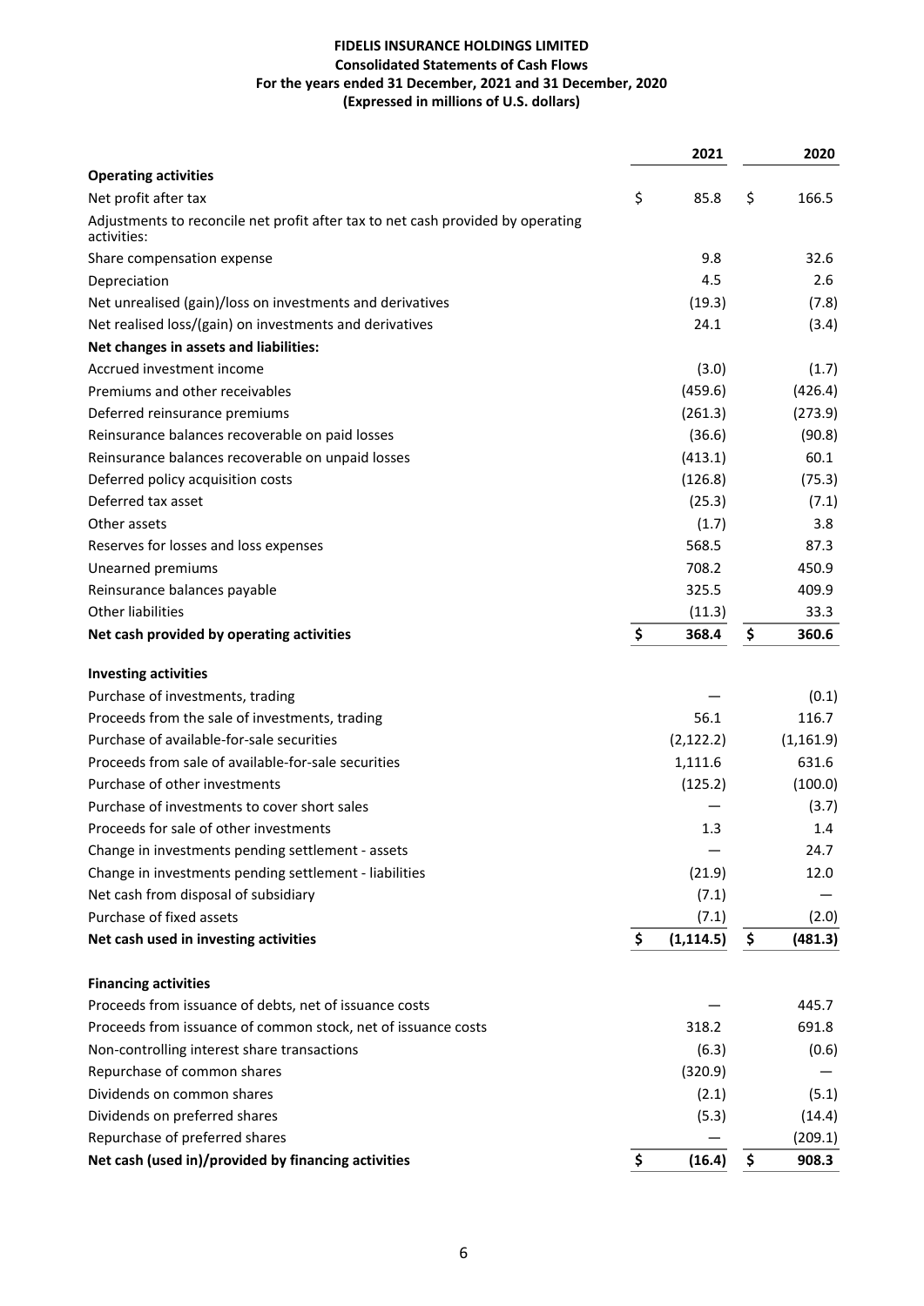**FIDELIS INSURANCE HOLDINGS LIMITED**
**Consolidated Statements of Cash Flows**
**For the years ended 31 December, 2021 and 31 December, 2020**
**(Expressed in millions of U.S. dollars)**

| | 2021 | 2020 |
|---|---|---|
| **Operating activities** | | |
| Net profit after tax | $ 85.8 | $ 166.5 |
| Adjustments to reconcile net profit after tax to net cash provided by operating activities: | | |
| Share compensation expense | 9.8 | 32.6 |
| Depreciation | 4.5 | 2.6 |
| Net unrealised (gain)/loss on investments and derivatives | (19.3) | (7.8) |
| Net realised loss/(gain) on investments and derivatives | 24.1 | (3.4) |
| **Net changes in assets and liabilities:** | | |
| Accrued investment income | (3.0) | (1.7) |
| Premiums and other receivables | (459.6) | (426.4) |
| Deferred reinsurance premiums | (261.3) | (273.9) |
| Reinsurance balances recoverable on paid losses | (36.6) | (90.8) |
| Reinsurance balances recoverable on unpaid losses | (413.1) | 60.1 |
| Deferred policy acquisition costs | (126.8) | (75.3) |
| Deferred tax asset | (25.3) | (7.1) |
| Other assets | (1.7) | 3.8 |
| Reserves for losses and loss expenses | 568.5 | 87.3 |
| Unearned premiums | 708.2 | 450.9 |
| Reinsurance balances payable | 325.5 | 409.9 |
| Other liabilities | (11.3) | 33.3 |
| **Net cash provided by operating activities** | **$ 368.4** | **$ 360.6** |
| | | |
| **Investing activities** | | |
| Purchase of investments, trading | — | (0.1) |
| Proceeds from the sale of investments, trading | 56.1 | 116.7 |
| Purchase of available-for-sale securities | (2,122.2) | (1,161.9) |
| Proceeds from sale of available-for-sale securities | 1,111.6 | 631.6 |
| Purchase of other investments | (125.2) | (100.0) |
| Purchase of investments to cover short sales | — | (3.7) |
| Proceeds for sale of other investments | 1.3 | 1.4 |
| Change in investments pending settlement - assets | — | 24.7 |
| Change in investments pending settlement - liabilities | (21.9) | 12.0 |
| Net cash from disposal of subsidiary | (7.1) | — |
| Purchase of fixed assets | (7.1) | (2.0) |
| **Net cash used in investing activities** | **$ (1,114.5)** | **$ (481.3)** |
| | | |
| **Financing activities** | | |
| Proceeds from issuance of debts, net of issuance costs | — | 445.7 |
| Proceeds from issuance of common stock, net of issuance costs | 318.2 | 691.8 |
| Non-controlling interest share transactions | (6.3) | (0.6) |
| Repurchase of common shares | (320.9) | — |
| Dividends on common shares | (2.1) | (5.1) |
| Dividends on preferred shares | (5.3) | (14.4) |
| Repurchase of preferred shares | — | (209.1) |
| **Net cash (used in)/provided by financing activities** | **$ (16.4)** | **$ 908.3** |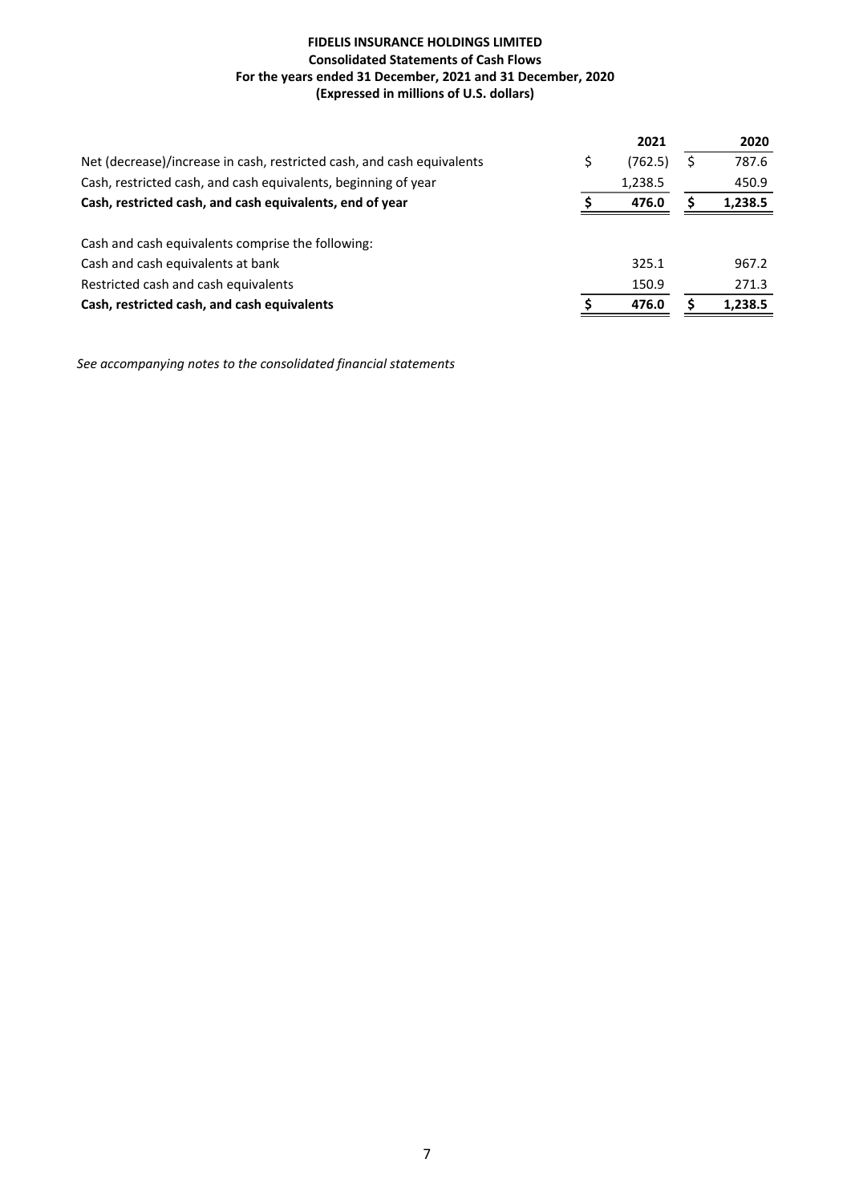**FIDELIS INSURANCE HOLDINGS LIMITED**
**Consolidated Statements of Cash Flows**
**For the years ended 31 December, 2021 and 31 December, 2020**
**(Expressed in millions of U.S. dollars)**

| | 2021 | 2020 |
|---|---|---|
| Net (decrease)/increase in cash, restricted cash, and cash equivalents | $ (762.5) | $ 787.6 |
| Cash, restricted cash, and cash equivalents, beginning of year | 1,238.5 | 450.9 |
| **Cash, restricted cash, and cash equivalents, end of year** | **$ 476.0** | **$ 1,238.5** |
| | | |
| Cash and cash equivalents comprise the following: | | |
| Cash and cash equivalents at bank | 325.1 | 967.2 |
| Restricted cash and cash equivalents | 150.9 | 271.3 |
| **Cash, restricted cash, and cash equivalents** | **$ 476.0** | **$ 1,238.5** |

*See accompanying notes to the consolidated financial statements*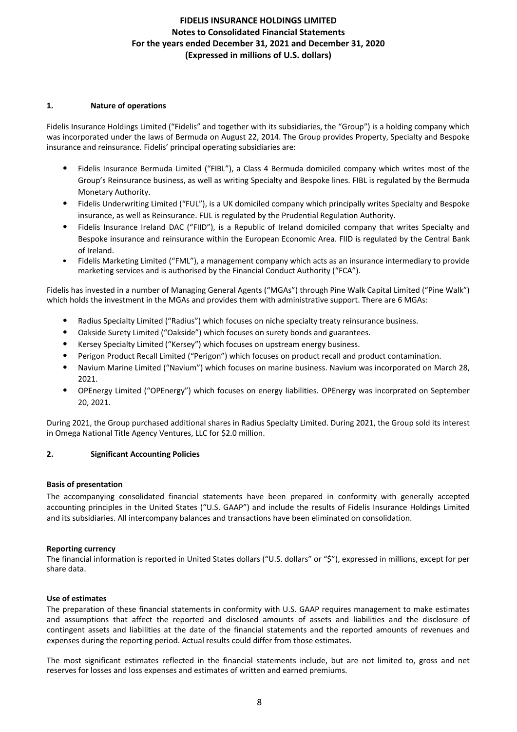## 1. Nature of operations

Fidelis Insurance Holdings Limited ("Fidelis" and together with its subsidiaries, the "Group") is a holding company which was incorporated under the laws of Bermuda on August 22, 2014. The Group provides Property, Specialty and Bespoke insurance and reinsurance. Fidelis' principal operating subsidiaries are:

- Fidelis Insurance Bermuda Limited ("FIBL"), a Class 4 Bermuda domiciled company which writes most of the Group's Reinsurance business, as well as writing Specialty and Bespoke lines. FIBL is regulated by the Bermuda Monetary Authority.
- Fidelis Underwriting Limited ("FUL"), is a UK domiciled company which principally writes Specialty and Bespoke insurance, as well as Reinsurance. FUL is regulated by the Prudential Regulation Authority.
- Fidelis Insurance Ireland DAC ("FIID"), is a Republic of Ireland domiciled company that writes Specialty and Bespoke insurance and reinsurance within the European Economic Area. FIID is regulated by the Central Bank of Ireland.
- Fidelis Marketing Limited ("FML"), a management company which acts as an insurance intermediary to provide marketing services and is authorised by the Financial Conduct Authority ("FCA").

Fidelis has invested in a number of Managing General Agents ("MGAs") through Pine Walk Capital Limited ("Pine Walk") which holds the investment in the MGAs and provides them with administrative support. There are 6 MGAs:

- Radius Specialty Limited ("Radius") which focuses on niche specialty treaty reinsurance business.
- Oakside Surety Limited ("Oakside") which focuses on surety bonds and guarantees.
- Kersey Specialty Limited ("Kersey") which focuses on upstream energy business.
- Perigon Product Recall Limited ("Perigon") which focuses on product recall and product contamination.
- Navium Marine Limited ("Navium") which focuses on marine business. Navium was incorporated on March 28, 2021.
- OPEnergy Limited ("OPEnergy") which focuses on energy liabilities. OPEnergy was incorprated on September 20, 2021.

During 2021, the Group purchased additional shares in Radius Specialty Limited. During 2021, the Group sold its interest in Omega National Title Agency Ventures, LLC for $2.0 million.

## 2. Significant Accounting Policies

**Basis of presentation**

The accompanying consolidated financial statements have been prepared in conformity with generally accepted accounting principles in the United States ("U.S. GAAP") and include the results of Fidelis Insurance Holdings Limited and its subsidiaries. All intercompany balances and transactions have been eliminated on consolidation.

**Reporting currency**

The financial information is reported in United States dollars ("U.S. dollars" or "$"), expressed in millions, except for per share data.

**Use of estimates**

The preparation of these financial statements in conformity with U.S. GAAP requires management to make estimates and assumptions that affect the reported and disclosed amounts of assets and liabilities and the disclosure of contingent assets and liabilities at the date of the financial statements and the reported amounts of revenues and expenses during the reporting period. Actual results could differ from those estimates.

The most significant estimates reflected in the financial statements include, but are not limited to, gross and net reserves for losses and loss expenses and estimates of written and earned premiums.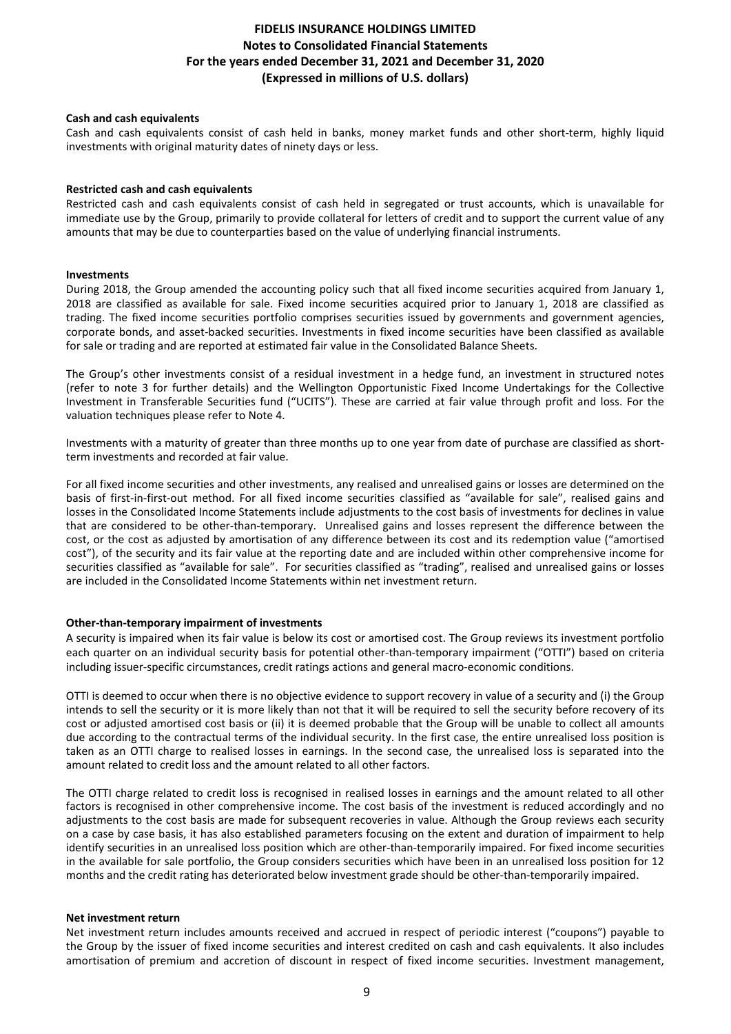#### Cash and cash equivalents

Cash and cash equivalents consist of cash held in banks, money market funds and other short-term, highly liquid investments with original maturity dates of ninety days or less.

#### Restricted cash and cash equivalents

Restricted cash and cash equivalents consist of cash held in segregated or trust accounts, which is unavailable for immediate use by the Group, primarily to provide collateral for letters of credit and to support the current value of any amounts that may be due to counterparties based on the value of underlying financial instruments.

#### Investments

During 2018, the Group amended the accounting policy such that all fixed income securities acquired from January 1, 2018 are classified as available for sale. Fixed income securities acquired prior to January 1, 2018 are classified as trading. The fixed income securities portfolio comprises securities issued by governments and government agencies, corporate bonds, and asset-backed securities. Investments in fixed income securities have been classified as available for sale or trading and are reported at estimated fair value in the Consolidated Balance Sheets.

The Group's other investments consist of a residual investment in a hedge fund, an investment in structured notes (refer to note 3 for further details) and the Wellington Opportunistic Fixed Income Undertakings for the Collective Investment in Transferable Securities fund ("UCITS"). These are carried at fair value through profit and loss. For the valuation techniques please refer to Note 4.

Investments with a maturity of greater than three months up to one year from date of purchase are classified as short-term investments and recorded at fair value.

For all fixed income securities and other investments, any realised and unrealised gains or losses are determined on the basis of first-in-first-out method. For all fixed income securities classified as "available for sale", realised gains and losses in the Consolidated Income Statements include adjustments to the cost basis of investments for declines in value that are considered to be other-than-temporary. Unrealised gains and losses represent the difference between the cost, or the cost as adjusted by amortisation of any difference between its cost and its redemption value ("amortised cost"), of the security and its fair value at the reporting date and are included within other comprehensive income for securities classified as "available for sale". For securities classified as "trading", realised and unrealised gains or losses are included in the Consolidated Income Statements within net investment return.

#### Other-than-temporary impairment of investments

A security is impaired when its fair value is below its cost or amortised cost. The Group reviews its investment portfolio each quarter on an individual security basis for potential other-than-temporary impairment ("OTTI") based on criteria including issuer-specific circumstances, credit ratings actions and general macro-economic conditions.

OTTI is deemed to occur when there is no objective evidence to support recovery in value of a security and (i) the Group intends to sell the security or it is more likely than not that it will be required to sell the security before recovery of its cost or adjusted amortised cost basis or (ii) it is deemed probable that the Group will be unable to collect all amounts due according to the contractual terms of the individual security. In the first case, the entire unrealised loss position is taken as an OTTI charge to realised losses in earnings. In the second case, the unrealised loss is separated into the amount related to credit loss and the amount related to all other factors.

The OTTI charge related to credit loss is recognised in realised losses in earnings and the amount related to all other factors is recognised in other comprehensive income. The cost basis of the investment is reduced accordingly and no adjustments to the cost basis are made for subsequent recoveries in value. Although the Group reviews each security on a case by case basis, it has also established parameters focusing on the extent and duration of impairment to help identify securities in an unrealised loss position which are other-than-temporarily impaired. For fixed income securities in the available for sale portfolio, the Group considers securities which have been in an unrealised loss position for 12 months and the credit rating has deteriorated below investment grade should be other-than-temporarily impaired.

#### Net investment return

Net investment return includes amounts received and accrued in respect of periodic interest ("coupons") payable to the Group by the issuer of fixed income securities and interest credited on cash and cash equivalents. It also includes amortisation of premium and accretion of discount in respect of fixed income securities. Investment management,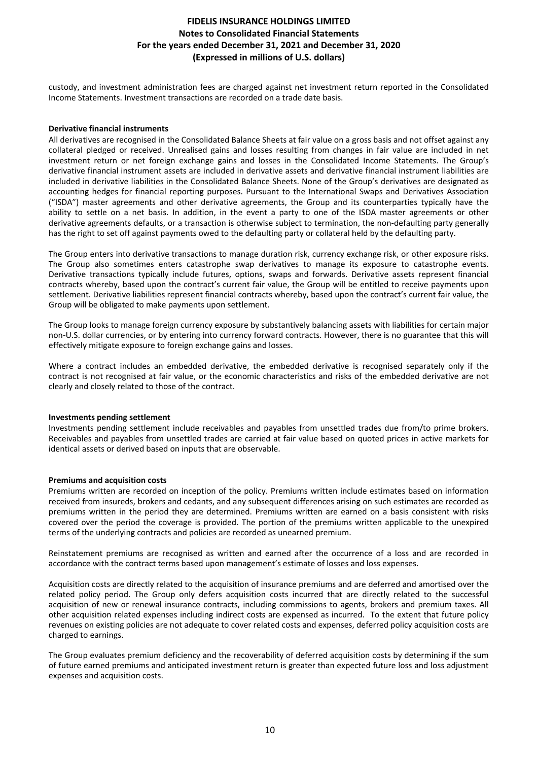custody, and investment administration fees are charged against net investment return reported in the Consolidated Income Statements. Investment transactions are recorded on a trade date basis.

**Derivative financial instruments**

All derivatives are recognised in the Consolidated Balance Sheets at fair value on a gross basis and not offset against any collateral pledged or received. Unrealised gains and losses resulting from changes in fair value are included in net investment return or net foreign exchange gains and losses in the Consolidated Income Statements. The Group's derivative financial instrument assets are included in derivative assets and derivative financial instrument liabilities are included in derivative liabilities in the Consolidated Balance Sheets. None of the Group's derivatives are designated as accounting hedges for financial reporting purposes. Pursuant to the International Swaps and Derivatives Association ("ISDA") master agreements and other derivative agreements, the Group and its counterparties typically have the ability to settle on a net basis. In addition, in the event a party to one of the ISDA master agreements or other derivative agreements defaults, or a transaction is otherwise subject to termination, the non-defaulting party generally has the right to set off against payments owed to the defaulting party or collateral held by the defaulting party.

The Group enters into derivative transactions to manage duration risk, currency exchange risk, or other exposure risks. The Group also sometimes enters catastrophe swap derivatives to manage its exposure to catastrophe events. Derivative transactions typically include futures, options, swaps and forwards. Derivative assets represent financial contracts whereby, based upon the contract's current fair value, the Group will be entitled to receive payments upon settlement. Derivative liabilities represent financial contracts whereby, based upon the contract's current fair value, the Group will be obligated to make payments upon settlement.

The Group looks to manage foreign currency exposure by substantively balancing assets with liabilities for certain major non-U.S. dollar currencies, or by entering into currency forward contracts. However, there is no guarantee that this will effectively mitigate exposure to foreign exchange gains and losses.

Where a contract includes an embedded derivative, the embedded derivative is recognised separately only if the contract is not recognised at fair value, or the economic characteristics and risks of the embedded derivative are not clearly and closely related to those of the contract.

**Investments pending settlement**

Investments pending settlement include receivables and payables from unsettled trades due from/to prime brokers. Receivables and payables from unsettled trades are carried at fair value based on quoted prices in active markets for identical assets or derived based on inputs that are observable.

**Premiums and acquisition costs**

Premiums written are recorded on inception of the policy. Premiums written include estimates based on information received from insureds, brokers and cedants, and any subsequent differences arising on such estimates are recorded as premiums written in the period they are determined. Premiums written are earned on a basis consistent with risks covered over the period the coverage is provided. The portion of the premiums written applicable to the unexpired terms of the underlying contracts and policies are recorded as unearned premium.

Reinstatement premiums are recognised as written and earned after the occurrence of a loss and are recorded in accordance with the contract terms based upon management's estimate of losses and loss expenses.

Acquisition costs are directly related to the acquisition of insurance premiums and are deferred and amortised over the related policy period. The Group only defers acquisition costs incurred that are directly related to the successful acquisition of new or renewal insurance contracts, including commissions to agents, brokers and premium taxes. All other acquisition related expenses including indirect costs are expensed as incurred. To the extent that future policy revenues on existing policies are not adequate to cover related costs and expenses, deferred policy acquisition costs are charged to earnings.

The Group evaluates premium deficiency and the recoverability of deferred acquisition costs by determining if the sum of future earned premiums and anticipated investment return is greater than expected future loss and loss adjustment expenses and acquisition costs.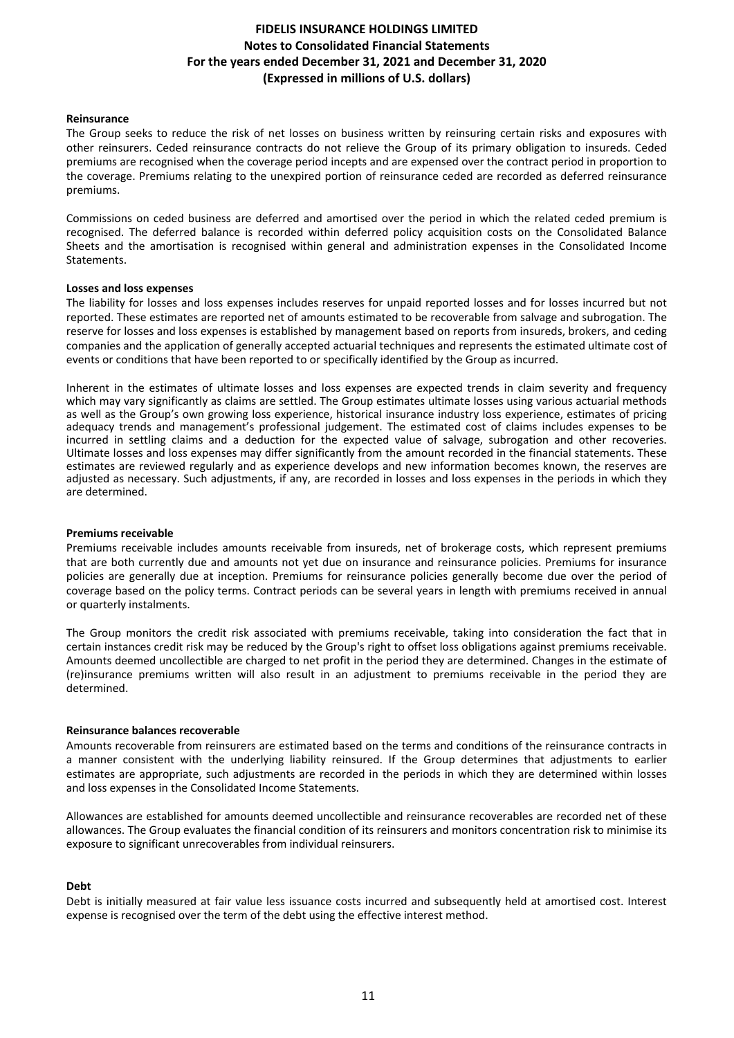**Reinsurance**

The Group seeks to reduce the risk of net losses on business written by reinsuring certain risks and exposures with other reinsurers. Ceded reinsurance contracts do not relieve the Group of its primary obligation to insureds. Ceded premiums are recognised when the coverage period incepts and are expensed over the contract period in proportion to the coverage. Premiums relating to the unexpired portion of reinsurance ceded are recorded as deferred reinsurance premiums.

Commissions on ceded business are deferred and amortised over the period in which the related ceded premium is recognised. The deferred balance is recorded within deferred policy acquisition costs on the Consolidated Balance Sheets and the amortisation is recognised within general and administration expenses in the Consolidated Income Statements.

**Losses and loss expenses**

The liability for losses and loss expenses includes reserves for unpaid reported losses and for losses incurred but not reported. These estimates are reported net of amounts estimated to be recoverable from salvage and subrogation. The reserve for losses and loss expenses is established by management based on reports from insureds, brokers, and ceding companies and the application of generally accepted actuarial techniques and represents the estimated ultimate cost of events or conditions that have been reported to or specifically identified by the Group as incurred.

Inherent in the estimates of ultimate losses and loss expenses are expected trends in claim severity and frequency which may vary significantly as claims are settled. The Group estimates ultimate losses using various actuarial methods as well as the Group's own growing loss experience, historical insurance industry loss experience, estimates of pricing adequacy trends and management's professional judgement. The estimated cost of claims includes expenses to be incurred in settling claims and a deduction for the expected value of salvage, subrogation and other recoveries. Ultimate losses and loss expenses may differ significantly from the amount recorded in the financial statements. These estimates are reviewed regularly and as experience develops and new information becomes known, the reserves are adjusted as necessary. Such adjustments, if any, are recorded in losses and loss expenses in the periods in which they are determined.

**Premiums receivable**

Premiums receivable includes amounts receivable from insureds, net of brokerage costs, which represent premiums that are both currently due and amounts not yet due on insurance and reinsurance policies. Premiums for insurance policies are generally due at inception. Premiums for reinsurance policies generally become due over the period of coverage based on the policy terms. Contract periods can be several years in length with premiums received in annual or quarterly instalments.

The Group monitors the credit risk associated with premiums receivable, taking into consideration the fact that in certain instances credit risk may be reduced by the Group's right to offset loss obligations against premiums receivable. Amounts deemed uncollectible are charged to net profit in the period they are determined. Changes in the estimate of (re)insurance premiums written will also result in an adjustment to premiums receivable in the period they are determined.

**Reinsurance balances recoverable**

Amounts recoverable from reinsurers are estimated based on the terms and conditions of the reinsurance contracts in a manner consistent with the underlying liability reinsured. If the Group determines that adjustments to earlier estimates are appropriate, such adjustments are recorded in the periods in which they are determined within losses and loss expenses in the Consolidated Income Statements.

Allowances are established for amounts deemed uncollectible and reinsurance recoverables are recorded net of these allowances. The Group evaluates the financial condition of its reinsurers and monitors concentration risk to minimise its exposure to significant unrecoverables from individual reinsurers.

**Debt**

Debt is initially measured at fair value less issuance costs incurred and subsequently held at amortised cost. Interest expense is recognised over the term of the debt using the effective interest method.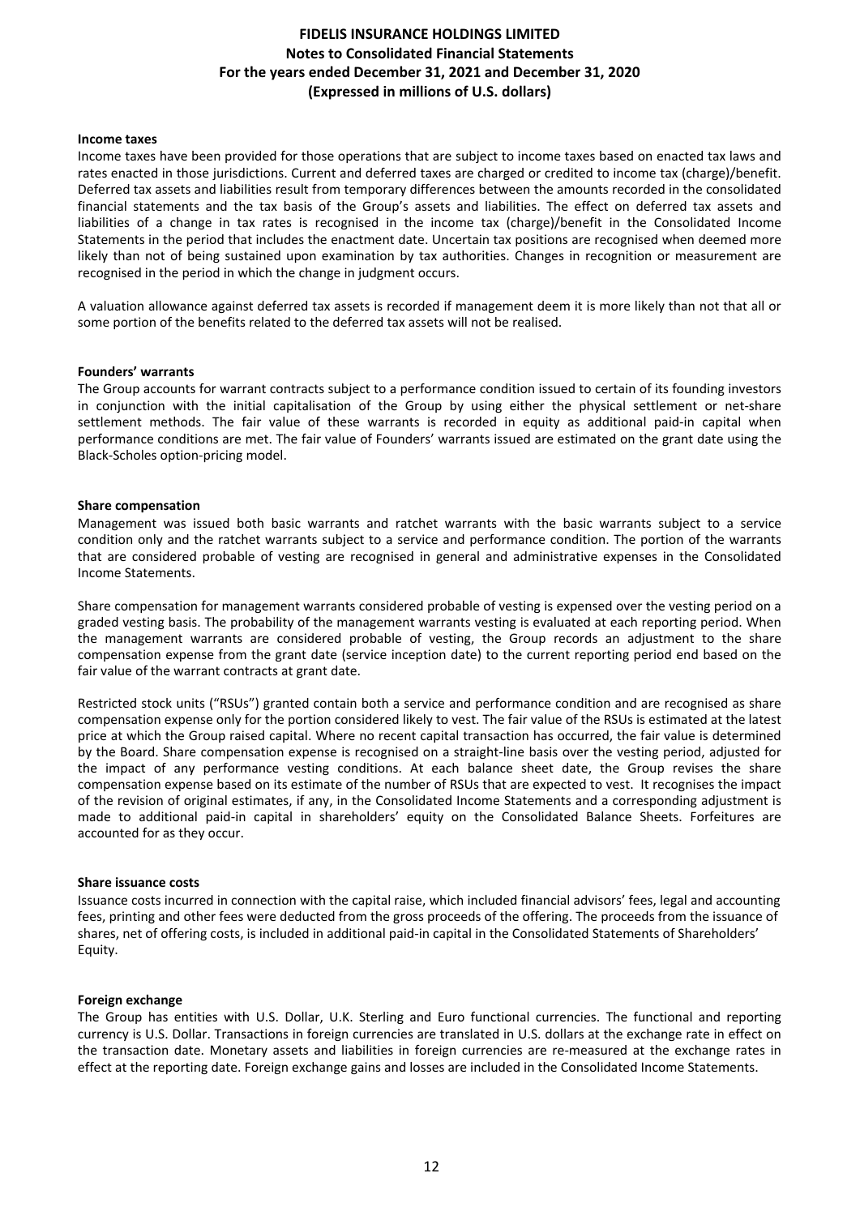**Income taxes**

Income taxes have been provided for those operations that are subject to income taxes based on enacted tax laws and rates enacted in those jurisdictions. Current and deferred taxes are charged or credited to income tax (charge)/benefit. Deferred tax assets and liabilities result from temporary differences between the amounts recorded in the consolidated financial statements and the tax basis of the Group's assets and liabilities. The effect on deferred tax assets and liabilities of a change in tax rates is recognised in the income tax (charge)/benefit in the Consolidated Income Statements in the period that includes the enactment date. Uncertain tax positions are recognised when deemed more likely than not of being sustained upon examination by tax authorities. Changes in recognition or measurement are recognised in the period in which the change in judgment occurs.

A valuation allowance against deferred tax assets is recorded if management deem it is more likely than not that all or some portion of the benefits related to the deferred tax assets will not be realised.

**Founders' warrants**

The Group accounts for warrant contracts subject to a performance condition issued to certain of its founding investors in conjunction with the initial capitalisation of the Group by using either the physical settlement or net-share settlement methods. The fair value of these warrants is recorded in equity as additional paid-in capital when performance conditions are met. The fair value of Founders' warrants issued are estimated on the grant date using the Black-Scholes option-pricing model.

**Share compensation**

Management was issued both basic warrants and ratchet warrants with the basic warrants subject to a service condition only and the ratchet warrants subject to a service and performance condition. The portion of the warrants that are considered probable of vesting are recognised in general and administrative expenses in the Consolidated Income Statements.

Share compensation for management warrants considered probable of vesting is expensed over the vesting period on a graded vesting basis. The probability of the management warrants vesting is evaluated at each reporting period. When the management warrants are considered probable of vesting, the Group records an adjustment to the share compensation expense from the grant date (service inception date) to the current reporting period end based on the fair value of the warrant contracts at grant date.

Restricted stock units ("RSUs") granted contain both a service and performance condition and are recognised as share compensation expense only for the portion considered likely to vest. The fair value of the RSUs is estimated at the latest price at which the Group raised capital. Where no recent capital transaction has occurred, the fair value is determined by the Board. Share compensation expense is recognised on a straight-line basis over the vesting period, adjusted for the impact of any performance vesting conditions. At each balance sheet date, the Group revises the share compensation expense based on its estimate of the number of RSUs that are expected to vest. It recognises the impact of the revision of original estimates, if any, in the Consolidated Income Statements and a corresponding adjustment is made to additional paid-in capital in shareholders' equity on the Consolidated Balance Sheets. Forfeitures are accounted for as they occur.

**Share issuance costs**

Issuance costs incurred in connection with the capital raise, which included financial advisors' fees, legal and accounting fees, printing and other fees were deducted from the gross proceeds of the offering. The proceeds from the issuance of shares, net of offering costs, is included in additional paid-in capital in the Consolidated Statements of Shareholders' Equity.

**Foreign exchange**

The Group has entities with U.S. Dollar, U.K. Sterling and Euro functional currencies. The functional and reporting currency is U.S. Dollar. Transactions in foreign currencies are translated in U.S. dollars at the exchange rate in effect on the transaction date. Monetary assets and liabilities in foreign currencies are re-measured at the exchange rates in effect at the reporting date. Foreign exchange gains and losses are included in the Consolidated Income Statements.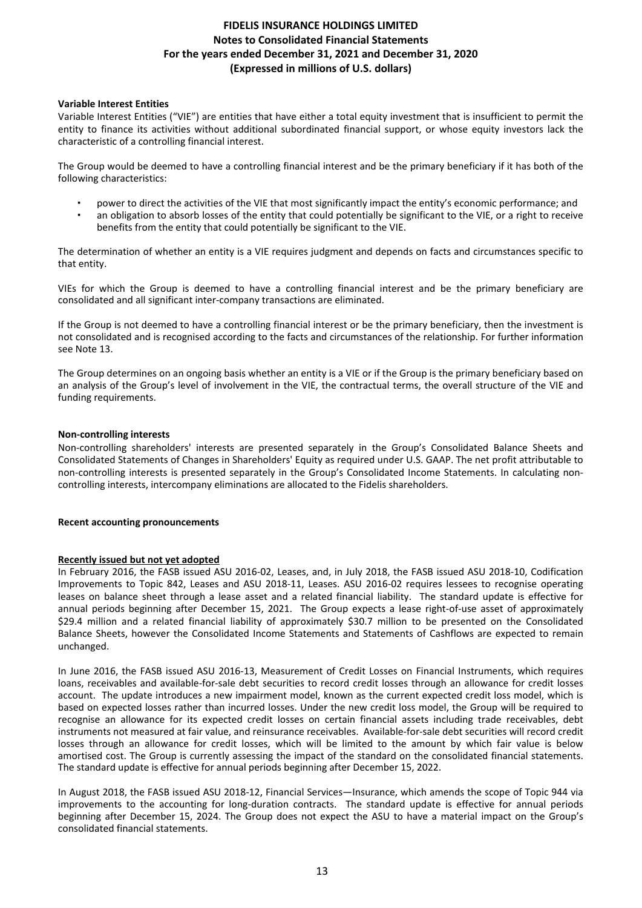**Variable Interest Entities**

Variable Interest Entities ("VIE") are entities that have either a total equity investment that is insufficient to permit the entity to finance its activities without additional subordinated financial support, or whose equity investors lack the characteristic of a controlling financial interest.

The Group would be deemed to have a controlling financial interest and be the primary beneficiary if it has both of the following characteristics:

- power to direct the activities of the VIE that most significantly impact the entity's economic performance; and
- an obligation to absorb losses of the entity that could potentially be significant to the VIE, or a right to receive benefits from the entity that could potentially be significant to the VIE.

The determination of whether an entity is a VIE requires judgment and depends on facts and circumstances specific to that entity.

VIEs for which the Group is deemed to have a controlling financial interest and be the primary beneficiary are consolidated and all significant inter-company transactions are eliminated.

If the Group is not deemed to have a controlling financial interest or be the primary beneficiary, then the investment is not consolidated and is recognised according to the facts and circumstances of the relationship. For further information see Note 13.

The Group determines on an ongoing basis whether an entity is a VIE or if the Group is the primary beneficiary based on an analysis of the Group's level of involvement in the VIE, the contractual terms, the overall structure of the VIE and funding requirements.

**Non-controlling interests**

Non-controlling shareholders' interests are presented separately in the Group's Consolidated Balance Sheets and Consolidated Statements of Changes in Shareholders' Equity as required under U.S. GAAP. The net profit attributable to non-controlling interests is presented separately in the Group's Consolidated Income Statements. In calculating non-controlling interests, intercompany eliminations are allocated to the Fidelis shareholders.

**Recent accounting pronouncements**

**Recently issued but not yet adopted**

In February 2016, the FASB issued ASU 2016-02, Leases, and, in July 2018, the FASB issued ASU 2018-10, Codification Improvements to Topic 842, Leases and ASU 2018-11, Leases. ASU 2016-02 requires lessees to recognise operating leases on balance sheet through a lease asset and a related financial liability. The standard update is effective for annual periods beginning after December 15, 2021. The Group expects a lease right-of-use asset of approximately \$29.4 million and a related financial liability of approximately \$30.7 million to be presented on the Consolidated Balance Sheets, however the Consolidated Income Statements and Statements of Cashflows are expected to remain unchanged.

In June 2016, the FASB issued ASU 2016-13, Measurement of Credit Losses on Financial Instruments, which requires loans, receivables and available-for-sale debt securities to record credit losses through an allowance for credit losses account. The update introduces a new impairment model, known as the current expected credit loss model, which is based on expected losses rather than incurred losses. Under the new credit loss model, the Group will be required to recognise an allowance for its expected credit losses on certain financial assets including trade receivables, debt instruments not measured at fair value, and reinsurance receivables. Available-for-sale debt securities will record credit losses through an allowance for credit losses, which will be limited to the amount by which fair value is below amortised cost. The Group is currently assessing the impact of the standard on the consolidated financial statements. The standard update is effective for annual periods beginning after December 15, 2022.

In August 2018, the FASB issued ASU 2018-12, Financial Services—Insurance, which amends the scope of Topic 944 via improvements to the accounting for long-duration contracts. The standard update is effective for annual periods beginning after December 15, 2024. The Group does not expect the ASU to have a material impact on the Group's consolidated financial statements.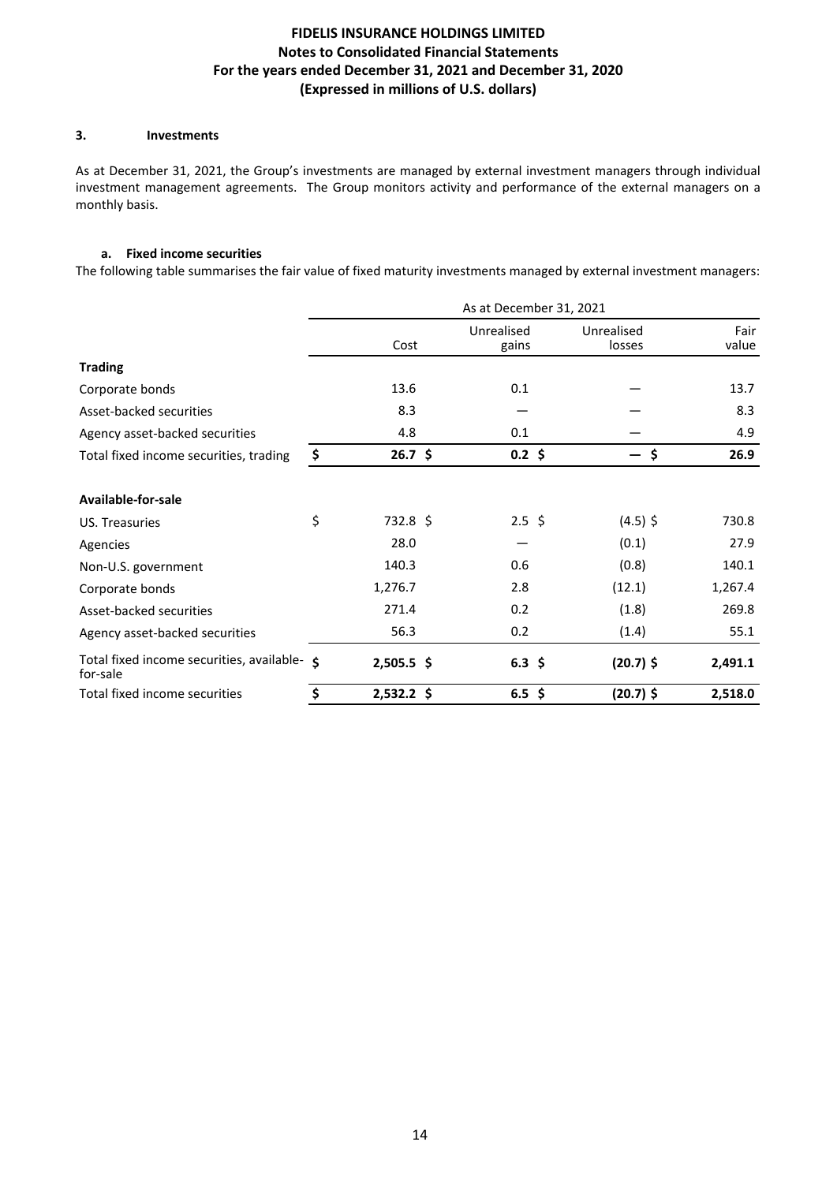### 3. Investments

As at December 31, 2021, the Group's investments are managed by external investment managers through individual investment management agreements. The Group monitors activity and performance of the external managers on a monthly basis.

#### a. Fixed income securities

The following table summarises the fair value of fixed maturity investments managed by external investment managers:

| | As at December 31, 2021 | | | |
|---|---|---|---|---|
| | Cost | Unrealised gains | Unrealised losses | Fair value |
| **Trading** | | | | |
| Corporate bonds | 13.6 | 0.1 | — | 13.7 |
| Asset-backed securities | 8.3 | — | — | 8.3 |
| Agency asset-backed securities | 4.8 | 0.1 | — | 4.9 |
| Total fixed income securities, trading | **$ 26.7** | **$ 0.2** | **$ —** | **$ 26.9** |
| **Available-for-sale** | | | | |
| US. Treasuries | $ 732.8 | $ 2.5 | $ (4.5) | $ 730.8 |
| Agencies | 28.0 | — | (0.1) | 27.9 |
| Non-U.S. government | 140.3 | 0.6 | (0.8) | 140.1 |
| Corporate bonds | 1,276.7 | 2.8 | (12.1) | 1,267.4 |
| Asset-backed securities | 271.4 | 0.2 | (1.8) | 269.8 |
| Agency asset-backed securities | 56.3 | 0.2 | (1.4) | 55.1 |
| Total fixed income securities, available-for-sale | **$ 2,505.5** | **$ 6.3** | **$ (20.7)** | **$ 2,491.1** |
| Total fixed income securities | **$ 2,532.2** | **$ 6.5** | **$ (20.7)** | **$ 2,518.0** |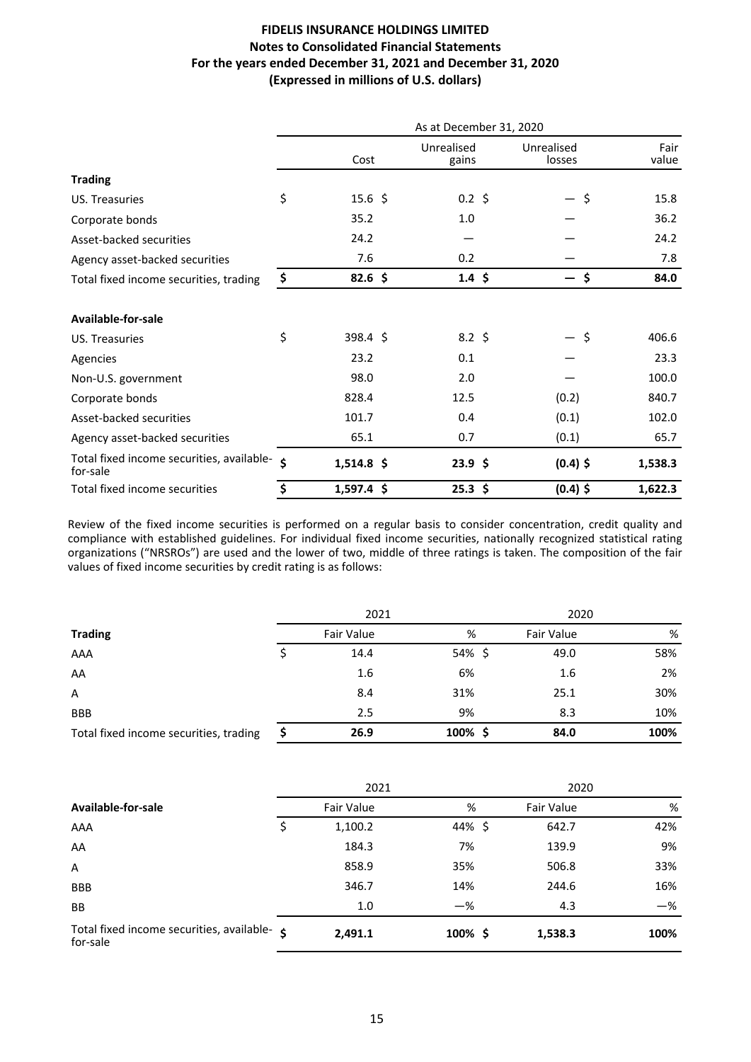**FIDELIS INSURANCE HOLDINGS LIMITED**
**Notes to Consolidated Financial Statements**
**For the years ended December 31, 2021 and December 31, 2020**
**(Expressed in millions of U.S. dollars)**

| | As at December 31, 2020 | | | |
|---|---|---|---|---|
| | Cost | Unrealised gains | Unrealised losses | Fair value |
| **Trading** | | | | |
| US. Treasuries | $ 15.6 | $ 0.2 | $ — | $ 15.8 |
| Corporate bonds | 35.2 | 1.0 | — | 36.2 |
| Asset-backed securities | 24.2 | — | — | 24.2 |
| Agency asset-backed securities | 7.6 | 0.2 | — | 7.8 |
| Total fixed income securities, trading | **$ 82.6** | **$ 1.4** | **$ —** | **$ 84.0** |
| | | | | |
| **Available-for-sale** | | | | |
| US. Treasuries | $ 398.4 | $ 8.2 | $ — | $ 406.6 |
| Agencies | 23.2 | 0.1 | — | 23.3 |
| Non-U.S. government | 98.0 | 2.0 | — | 100.0 |
| Corporate bonds | 828.4 | 12.5 | (0.2) | 840.7 |
| Asset-backed securities | 101.7 | 0.4 | (0.1) | 102.0 |
| Agency asset-backed securities | 65.1 | 0.7 | (0.1) | 65.7 |
| Total fixed income securities, available-for-sale | **$ 1,514.8** | **$ 23.9** | **$ (0.4)** | **$ 1,538.3** |
| Total fixed income securities | **$ 1,597.4** | **$ 25.3** | **$ (0.4)** | **$ 1,622.3** |

Review of the fixed income securities is performed on a regular basis to consider concentration, credit quality and compliance with established guidelines. For individual fixed income securities, nationally recognized statistical rating organizations ("NRSROs") are used and the lower of two, middle of three ratings is taken. The composition of the fair values of fixed income securities by credit rating is as follows:

| | 2021 | | 2020 | |
|---|---|---|---|---|
| **Trading** | Fair Value | % | Fair Value | % |
| AAA | $ 14.4 | 54% | $ 49.0 | 58% |
| AA | 1.6 | 6% | 1.6 | 2% |
| A | 8.4 | 31% | 25.1 | 30% |
| BBB | 2.5 | 9% | 8.3 | 10% |
| Total fixed income securities, trading | **$ 26.9** | **100%** | **$ 84.0** | **100%** |

| | 2021 | | 2020 | |
|---|---|---|---|---|
| **Available-for-sale** | Fair Value | % | Fair Value | % |
| AAA | $ 1,100.2 | 44% | $ 642.7 | 42% |
| AA | 184.3 | 7% | 139.9 | 9% |
| A | 858.9 | 35% | 506.8 | 33% |
| BBB | 346.7 | 14% | 244.6 | 16% |
| BB | 1.0 | —% | 4.3 | —% |
| Total fixed income securities, available-for-sale | **$ 2,491.1** | **100%** | **$ 1,538.3** | **100%** |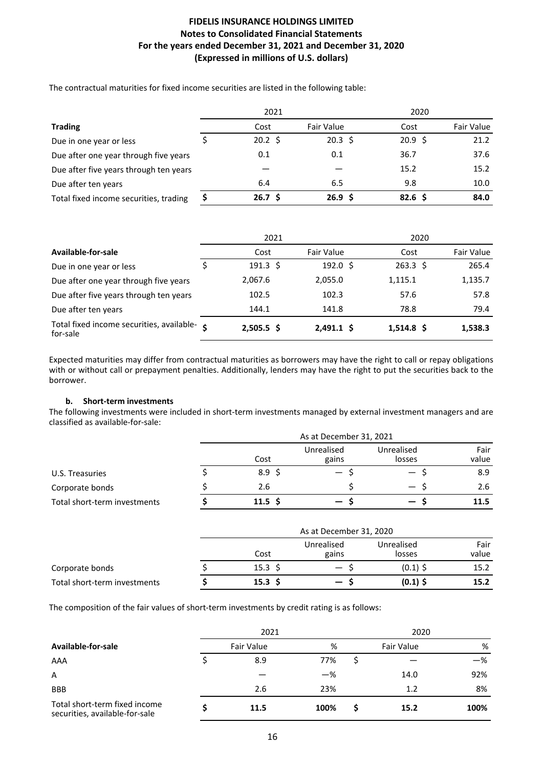The contractual maturities for fixed income securities are listed in the following table:

| | 2021 | | 2020 | |
|---|---|---|---|---|
| **Trading** | Cost | Fair Value | Cost | Fair Value |
| Due in one year or less | $ 20.2 | $ 20.3 | $ 20.9 | $ 21.2 |
| Due after one year through five years | 0.1 | 0.1 | 36.7 | 37.6 |
| Due after five years through ten years | — | — | 15.2 | 15.2 |
| Due after ten years | 6.4 | 6.5 | 9.8 | 10.0 |
| Total fixed income securities, trading | **$ 26.7** | **$ 26.9** | **$ 82.6** | **$ 84.0** |

| | 2021 | | 2020 | |
|---|---|---|---|---|
| **Available-for-sale** | Cost | Fair Value | Cost | Fair Value |
| Due in one year or less | $ 191.3 | $ 192.0 | $ 263.3 | $ 265.4 |
| Due after one year through five years | 2,067.6 | 2,055.0 | 1,115.1 | 1,135.7 |
| Due after five years through ten years | 102.5 | 102.3 | 57.6 | 57.8 |
| Due after ten years | 144.1 | 141.8 | 78.8 | 79.4 |
| Total fixed income securities, available-for-sale | **$ 2,505.5** | **$ 2,491.1** | **$ 1,514.8** | **$ 1,538.3** |

Expected maturities may differ from contractual maturities as borrowers may have the right to call or repay obligations with or without call or prepayment penalties. Additionally, lenders may have the right to put the securities back to the borrower.

### b. Short-term investments

The following investments were included in short-term investments managed by external investment managers and are classified as available-for-sale:

| | As at December 31, 2021 | | | |
|---|---|---|---|---|
| | Cost | Unrealised gains | Unrealised losses | Fair value |
| U.S. Treasuries | $ 8.9 | $ — | $ — | $ 8.9 |
| Corporate bonds | $ 2.6 | $ | — | $ 2.6 |
| Total short-term investments | **$ 11.5** | **$ —** | **$ —** | **$ 11.5** |

| | As at December 31, 2020 | | | |
|---|---|---|---|---|
| | Cost | Unrealised gains | Unrealised losses | Fair value |
| Corporate bonds | $ 15.3 | $ — | $ (0.1) | $ 15.2 |
| Total short-term investments | **$ 15.3** | **$ —** | **$ (0.1)** | **$ 15.2** |

The composition of the fair values of short-term investments by credit rating is as follows:

| | 2021 | | 2020 | |
|---|---|---|---|---|
| **Available-for-sale** | Fair Value | % | Fair Value | % |
| AAA | $ 8.9 | 77% | $ — | —% |
| A | — | —% | 14.0 | 92% |
| BBB | 2.6 | 23% | 1.2 | 8% |
| Total short-term fixed income securities, available-for-sale | **$ 11.5** | **100%** | **$ 15.2** | **100%** |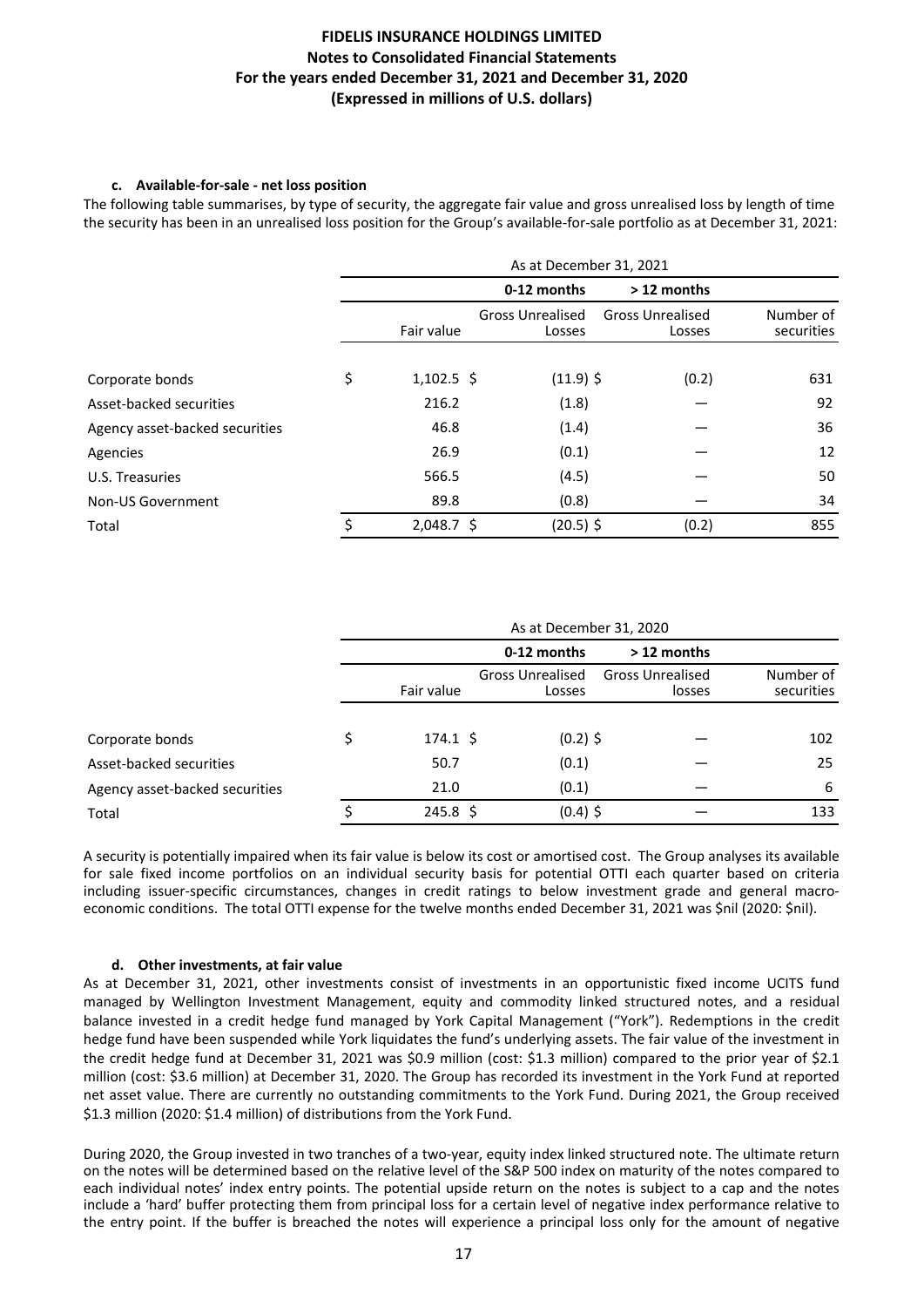#### c. Available-for-sale - net loss position

The following table summarises, by type of security, the aggregate fair value and gross unrealised loss by length of time the security has been in an unrealised loss position for the Group's available-for-sale portfolio as at December 31, 2021:

| | As at December 31, 2021 | | | |
|---|---|---|---|---|
| | | 0-12 months | > 12 months | |
| | Fair value | Gross Unrealised Losses | Gross Unrealised Losses | Number of securities |
| Corporate bonds | $ 1,102.5 | $ (11.9) | $ (0.2) | 631 |
| Asset-backed securities | 216.2 | (1.8) | — | 92 |
| Agency asset-backed securities | 46.8 | (1.4) | — | 36 |
| Agencies | 26.9 | (0.1) | — | 12 |
| U.S. Treasuries | 566.5 | (4.5) | — | 50 |
| Non-US Government | 89.8 | (0.8) | — | 34 |
| Total | $ 2,048.7 | $ (20.5) | $ (0.2) | 855 |

| | As at December 31, 2020 | | | |
|---|---|---|---|---|
| | | 0-12 months | > 12 months | |
| | Fair value | Gross Unrealised Losses | Gross Unrealised losses | Number of securities |
| Corporate bonds | $ 174.1 | $ (0.2) | $ — | 102 |
| Asset-backed securities | 50.7 | (0.1) | — | 25 |
| Agency asset-backed securities | 21.0 | (0.1) | — | 6 |
| Total | $ 245.8 | $ (0.4) | $ — | 133 |

A security is potentially impaired when its fair value is below its cost or amortised cost. The Group analyses its available for sale fixed income portfolios on an individual security basis for potential OTTI each quarter based on criteria including issuer-specific circumstances, changes in credit ratings to below investment grade and general macro-economic conditions. The total OTTI expense for the twelve months ended December 31, 2021 was $nil (2020: $nil).

#### d. Other investments, at fair value

As at December 31, 2021, other investments consist of investments in an opportunistic fixed income UCITS fund managed by Wellington Investment Management, equity and commodity linked structured notes, and a residual balance invested in a credit hedge fund managed by York Capital Management ("York"). Redemptions in the credit hedge fund have been suspended while York liquidates the fund's underlying assets. The fair value of the investment in the credit hedge fund at December 31, 2021 was $0.9 million (cost: $1.3 million) compared to the prior year of $2.1 million (cost: $3.6 million) at December 31, 2020. The Group has recorded its investment in the York Fund at reported net asset value. There are currently no outstanding commitments to the York Fund. During 2021, the Group received $1.3 million (2020: $1.4 million) of distributions from the York Fund.

During 2020, the Group invested in two tranches of a two-year, equity index linked structured note. The ultimate return on the notes will be determined based on the relative level of the S&P 500 index on maturity of the notes compared to each individual notes' index entry points. The potential upside return on the notes is subject to a cap and the notes include a 'hard' buffer protecting them from principal loss for a certain level of negative index performance relative to the entry point. If the buffer is breached the notes will experience a principal loss only for the amount of negative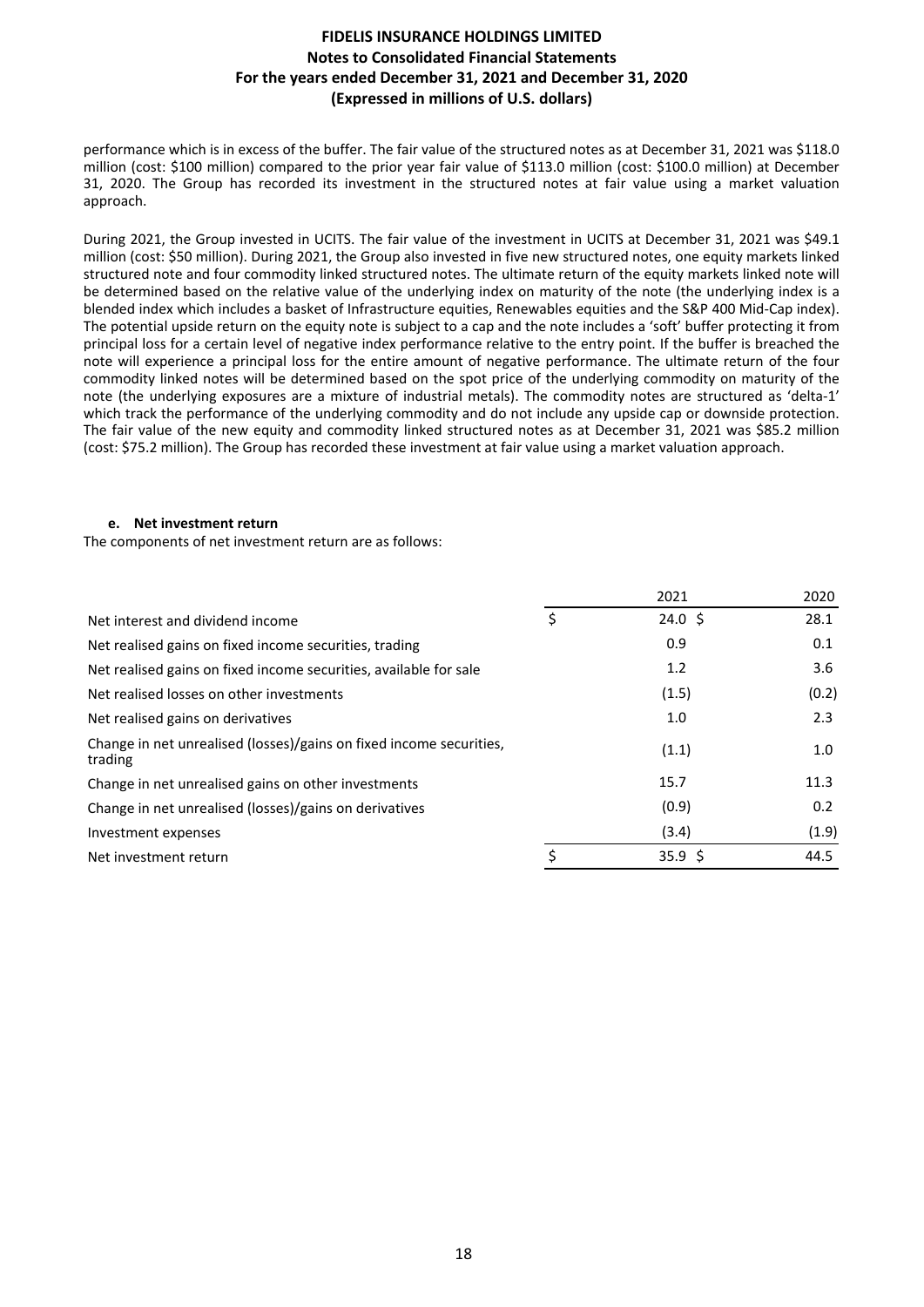performance which is in excess of the buffer. The fair value of the structured notes as at December 31, 2021 was $118.0 million (cost: $100 million) compared to the prior year fair value of $113.0 million (cost: $100.0 million) at December 31, 2020. The Group has recorded its investment in the structured notes at fair value using a market valuation approach.

During 2021, the Group invested in UCITS. The fair value of the investment in UCITS at December 31, 2021 was $49.1 million (cost: $50 million). During 2021, the Group also invested in five new structured notes, one equity markets linked structured note and four commodity linked structured notes. The ultimate return of the equity markets linked note will be determined based on the relative value of the underlying index on maturity of the note (the underlying index is a blended index which includes a basket of Infrastructure equities, Renewables equities and the S&P 400 Mid-Cap index). The potential upside return on the equity note is subject to a cap and the note includes a 'soft' buffer protecting it from principal loss for a certain level of negative index performance relative to the entry point. If the buffer is breached the note will experience a principal loss for the entire amount of negative performance. The ultimate return of the four commodity linked notes will be determined based on the spot price of the underlying commodity on maturity of the note (the underlying exposures are a mixture of industrial metals). The commodity notes are structured as 'delta-1' which track the performance of the underlying commodity and do not include any upside cap or downside protection. The fair value of the new equity and commodity linked structured notes as at December 31, 2021 was $85.2 million (cost: $75.2 million). The Group has recorded these investment at fair value using a market valuation approach.

### e. Net investment return

The components of net investment return are as follows:

| | 2021 | 2020 |
|---|---|---|
| Net interest and dividend income | $ 24.0 | $ 28.1 |
| Net realised gains on fixed income securities, trading | 0.9 | 0.1 |
| Net realised gains on fixed income securities, available for sale | 1.2 | 3.6 |
| Net realised losses on other investments | (1.5) | (0.2) |
| Net realised gains on derivatives | 1.0 | 2.3 |
| Change in net unrealised (losses)/gains on fixed income securities, trading | (1.1) | 1.0 |
| Change in net unrealised gains on other investments | 15.7 | 11.3 |
| Change in net unrealised (losses)/gains on derivatives | (0.9) | 0.2 |
| Investment expenses | (3.4) | (1.9) |
| Net investment return | $ 35.9 | $ 44.5 |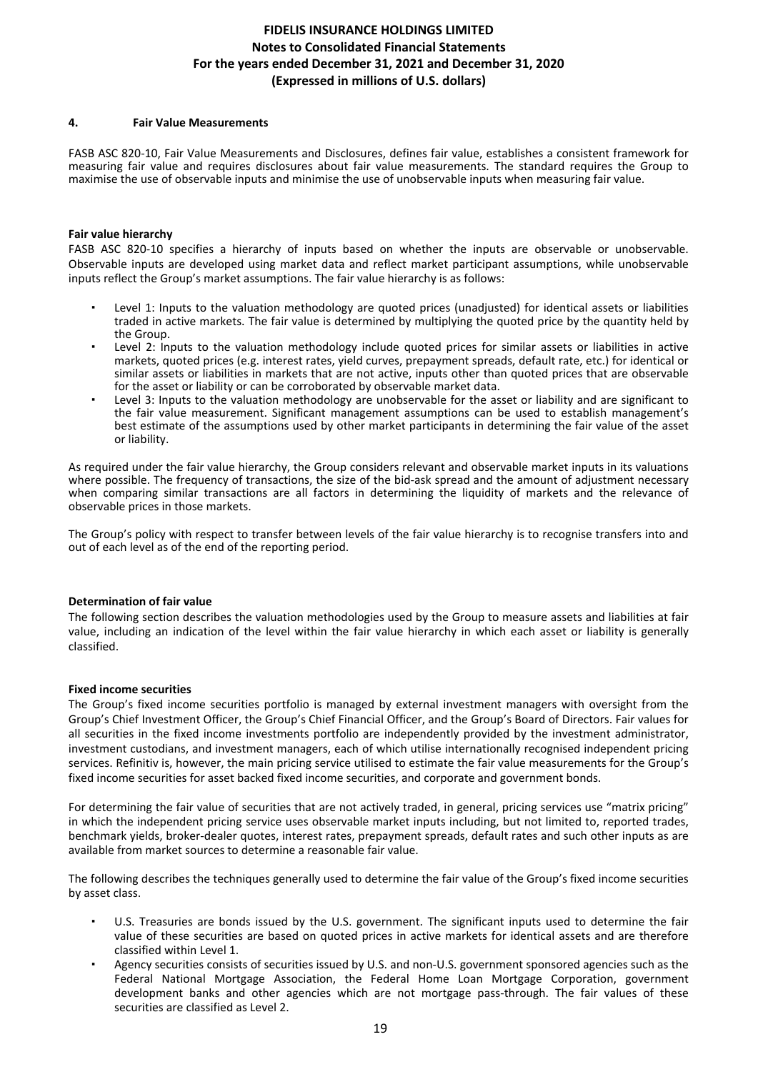## 4. Fair Value Measurements

FASB ASC 820-10, Fair Value Measurements and Disclosures, defines fair value, establishes a consistent framework for measuring fair value and requires disclosures about fair value measurements. The standard requires the Group to maximise the use of observable inputs and minimise the use of unobservable inputs when measuring fair value.

**Fair value hierarchy**

FASB ASC 820-10 specifies a hierarchy of inputs based on whether the inputs are observable or unobservable. Observable inputs are developed using market data and reflect market participant assumptions, while unobservable inputs reflect the Group's market assumptions. The fair value hierarchy is as follows:

- Level 1: Inputs to the valuation methodology are quoted prices (unadjusted) for identical assets or liabilities traded in active markets. The fair value is determined by multiplying the quoted price by the quantity held by the Group.
- Level 2: Inputs to the valuation methodology include quoted prices for similar assets or liabilities in active markets, quoted prices (e.g. interest rates, yield curves, prepayment spreads, default rate, etc.) for identical or similar assets or liabilities in markets that are not active, inputs other than quoted prices that are observable for the asset or liability or can be corroborated by observable market data.
- Level 3: Inputs to the valuation methodology are unobservable for the asset or liability and are significant to the fair value measurement. Significant management assumptions can be used to establish management's best estimate of the assumptions used by other market participants in determining the fair value of the asset or liability.

As required under the fair value hierarchy, the Group considers relevant and observable market inputs in its valuations where possible. The frequency of transactions, the size of the bid-ask spread and the amount of adjustment necessary when comparing similar transactions are all factors in determining the liquidity of markets and the relevance of observable prices in those markets.

The Group's policy with respect to transfer between levels of the fair value hierarchy is to recognise transfers into and out of each level as of the end of the reporting period.

**Determination of fair value**

The following section describes the valuation methodologies used by the Group to measure assets and liabilities at fair value, including an indication of the level within the fair value hierarchy in which each asset or liability is generally classified.

**Fixed income securities**

The Group's fixed income securities portfolio is managed by external investment managers with oversight from the Group's Chief Investment Officer, the Group's Chief Financial Officer, and the Group's Board of Directors. Fair values for all securities in the fixed income investments portfolio are independently provided by the investment administrator, investment custodians, and investment managers, each of which utilise internationally recognised independent pricing services. Refinitiv is, however, the main pricing service utilised to estimate the fair value measurements for the Group's fixed income securities for asset backed fixed income securities, and corporate and government bonds.

For determining the fair value of securities that are not actively traded, in general, pricing services use "matrix pricing" in which the independent pricing service uses observable market inputs including, but not limited to, reported trades, benchmark yields, broker-dealer quotes, interest rates, prepayment spreads, default rates and such other inputs as are available from market sources to determine a reasonable fair value.

The following describes the techniques generally used to determine the fair value of the Group's fixed income securities by asset class.

- U.S. Treasuries are bonds issued by the U.S. government. The significant inputs used to determine the fair value of these securities are based on quoted prices in active markets for identical assets and are therefore classified within Level 1.
- Agency securities consists of securities issued by U.S. and non-U.S. government sponsored agencies such as the Federal National Mortgage Association, the Federal Home Loan Mortgage Corporation, government development banks and other agencies which are not mortgage pass-through. The fair values of these securities are classified as Level 2.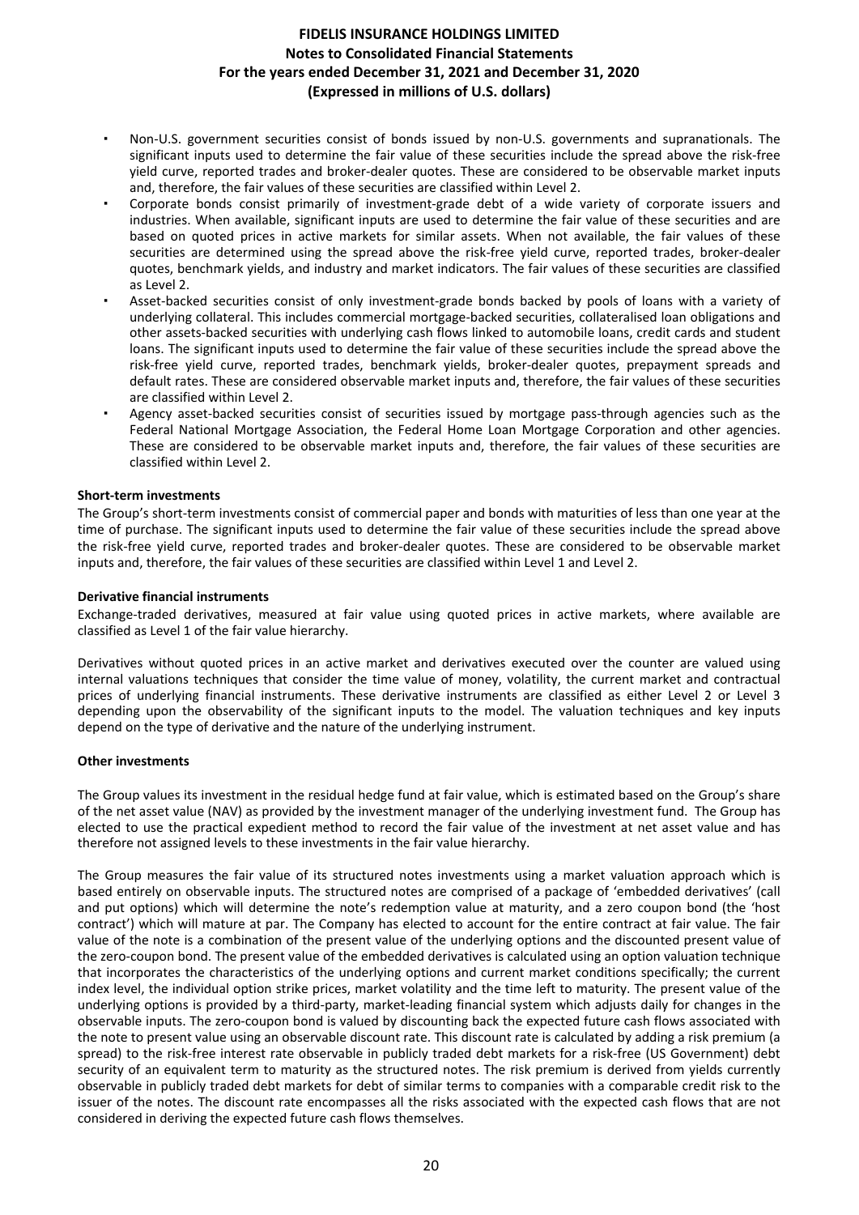- Non-U.S. government securities consist of bonds issued by non-U.S. governments and supranationals. The significant inputs used to determine the fair value of these securities include the spread above the risk-free yield curve, reported trades and broker-dealer quotes. These are considered to be observable market inputs and, therefore, the fair values of these securities are classified within Level 2.
- Corporate bonds consist primarily of investment-grade debt of a wide variety of corporate issuers and industries. When available, significant inputs are used to determine the fair value of these securities and are based on quoted prices in active markets for similar assets. When not available, the fair values of these securities are determined using the spread above the risk-free yield curve, reported trades, broker-dealer quotes, benchmark yields, and industry and market indicators. The fair values of these securities are classified as Level 2.
- Asset-backed securities consist of only investment-grade bonds backed by pools of loans with a variety of underlying collateral. This includes commercial mortgage-backed securities, collateralised loan obligations and other assets-backed securities with underlying cash flows linked to automobile loans, credit cards and student loans. The significant inputs used to determine the fair value of these securities include the spread above the risk-free yield curve, reported trades, benchmark yields, broker-dealer quotes, prepayment spreads and default rates. These are considered observable market inputs and, therefore, the fair values of these securities are classified within Level 2.
- Agency asset-backed securities consist of securities issued by mortgage pass-through agencies such as the Federal National Mortgage Association, the Federal Home Loan Mortgage Corporation and other agencies. These are considered to be observable market inputs and, therefore, the fair values of these securities are classified within Level 2.

**Short-term investments**

The Group's short-term investments consist of commercial paper and bonds with maturities of less than one year at the time of purchase. The significant inputs used to determine the fair value of these securities include the spread above the risk-free yield curve, reported trades and broker-dealer quotes. These are considered to be observable market inputs and, therefore, the fair values of these securities are classified within Level 1 and Level 2.

**Derivative financial instruments**

Exchange-traded derivatives, measured at fair value using quoted prices in active markets, where available are classified as Level 1 of the fair value hierarchy.

Derivatives without quoted prices in an active market and derivatives executed over the counter are valued using internal valuations techniques that consider the time value of money, volatility, the current market and contractual prices of underlying financial instruments. These derivative instruments are classified as either Level 2 or Level 3 depending upon the observability of the significant inputs to the model. The valuation techniques and key inputs depend on the type of derivative and the nature of the underlying instrument.

**Other investments**

The Group values its investment in the residual hedge fund at fair value, which is estimated based on the Group's share of the net asset value (NAV) as provided by the investment manager of the underlying investment fund. The Group has elected to use the practical expedient method to record the fair value of the investment at net asset value and has therefore not assigned levels to these investments in the fair value hierarchy.

The Group measures the fair value of its structured notes investments using a market valuation approach which is based entirely on observable inputs. The structured notes are comprised of a package of 'embedded derivatives' (call and put options) which will determine the note's redemption value at maturity, and a zero coupon bond (the 'host contract') which will mature at par. The Company has elected to account for the entire contract at fair value. The fair value of the note is a combination of the present value of the underlying options and the discounted present value of the zero-coupon bond. The present value of the embedded derivatives is calculated using an option valuation technique that incorporates the characteristics of the underlying options and current market conditions specifically; the current index level, the individual option strike prices, market volatility and the time left to maturity. The present value of the underlying options is provided by a third-party, market-leading financial system which adjusts daily for changes in the observable inputs. The zero-coupon bond is valued by discounting back the expected future cash flows associated with the note to present value using an observable discount rate. This discount rate is calculated by adding a risk premium (a spread) to the risk-free interest rate observable in publicly traded debt markets for a risk-free (US Government) debt security of an equivalent term to maturity as the structured notes. The risk premium is derived from yields currently observable in publicly traded debt markets for debt of similar terms to companies with a comparable credit risk to the issuer of the notes. The discount rate encompasses all the risks associated with the expected cash flows that are not considered in deriving the expected future cash flows themselves.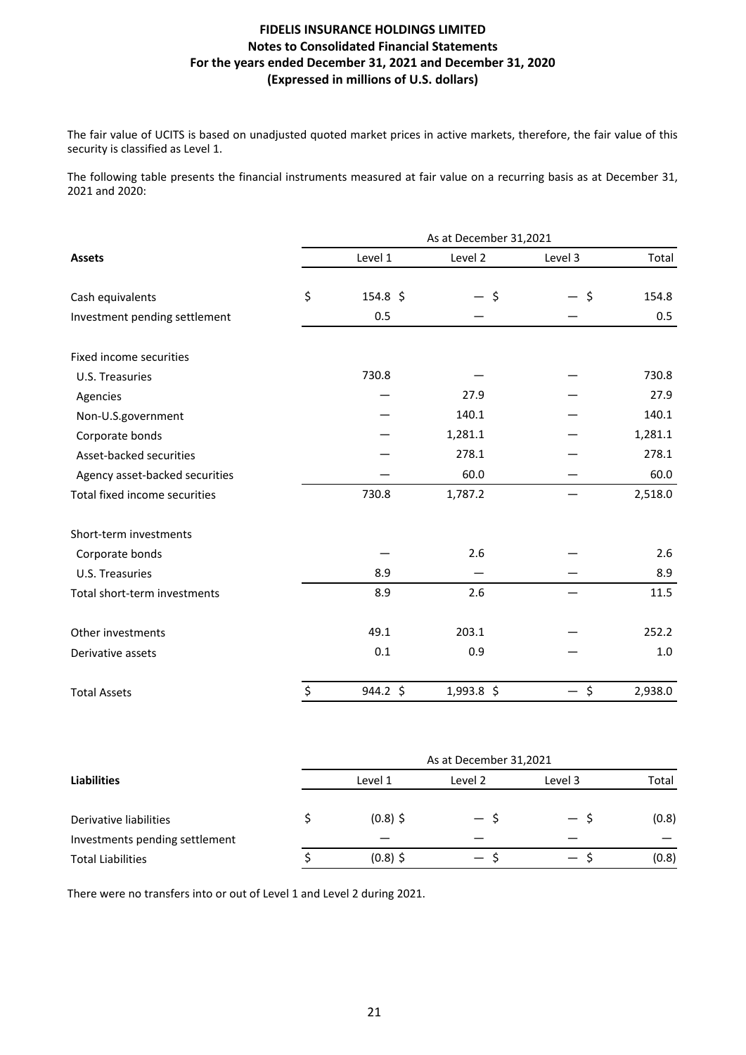**FIDELIS INSURANCE HOLDINGS LIMITED**
**Notes to Consolidated Financial Statements**
**For the years ended December 31, 2021 and December 31, 2020**
**(Expressed in millions of U.S. dollars)**

The fair value of UCITS is based on unadjusted quoted market prices in active markets, therefore, the fair value of this security is classified as Level 1.

The following table presents the financial instruments measured at fair value on a recurring basis as at December 31, 2021 and 2020:

| | As at December 31,2021 | | | |
|---|---|---|---|---|
| **Assets** | Level 1 | Level 2 | Level 3 | Total |
| Cash equivalents | $ 154.8 | $ — | $ — | $ 154.8 |
| Investment pending settlement | 0.5 | — | — | 0.5 |
| Fixed income securities | | | | |
| U.S. Treasuries | 730.8 | — | — | 730.8 |
| Agencies | — | 27.9 | — | 27.9 |
| Non-U.S.government | — | 140.1 | — | 140.1 |
| Corporate bonds | — | 1,281.1 | — | 1,281.1 |
| Asset-backed securities | — | 278.1 | — | 278.1 |
| Agency asset-backed securities | — | 60.0 | — | 60.0 |
| Total fixed income securities | 730.8 | 1,787.2 | — | 2,518.0 |
| Short-term investments | | | | |
| Corporate bonds | — | 2.6 | — | 2.6 |
| U.S. Treasuries | 8.9 | — | — | 8.9 |
| Total short-term investments | 8.9 | 2.6 | — | 11.5 |
| Other investments | 49.1 | 203.1 | — | 252.2 |
| Derivative assets | 0.1 | 0.9 | — | 1.0 |
| Total Assets | $ 944.2 | $ 1,993.8 | $ — | $ 2,938.0 |

| | As at December 31,2021 | | | |
|---|---|---|---|---|
| **Liabilities** | Level 1 | Level 2 | Level 3 | Total |
| Derivative liabilities | $ (0.8) | $ — | $ — | $ (0.8) |
| Investments pending settlement | — | — | — | — |
| Total Liabilities | $ (0.8) | $ — | $ — | $ (0.8) |

There were no transfers into or out of Level 1 and Level 2 during 2021.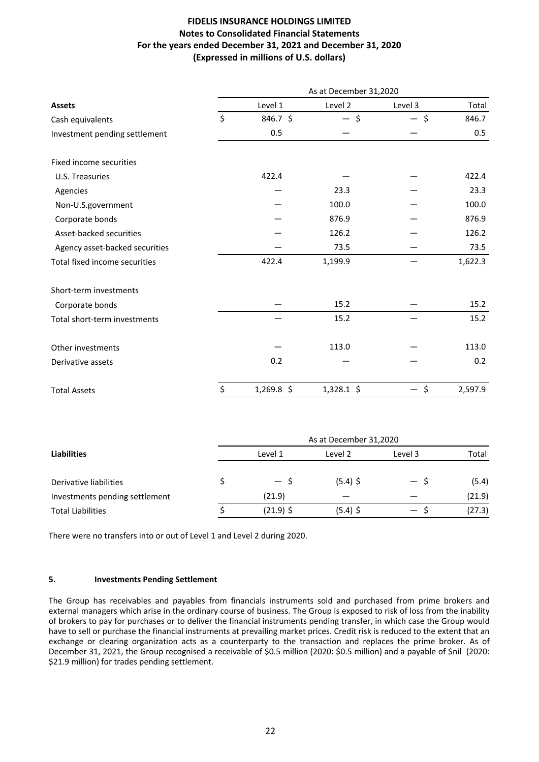**FIDELIS INSURANCE HOLDINGS LIMITED**
**Notes to Consolidated Financial Statements**
**For the years ended December 31, 2021 and December 31, 2020**
**(Expressed in millions of U.S. dollars)**

| | As at December 31,2020 | | | |
|---|---|---|---|---|
| **Assets** | Level 1 | Level 2 | Level 3 | Total |
| Cash equivalents | $ 846.7 | $ — | $ — | $ 846.7 |
| Investment pending settlement | 0.5 | — | — | 0.5 |
| Fixed income securities | | | | |
| U.S. Treasuries | 422.4 | — | — | 422.4 |
| Agencies | — | 23.3 | — | 23.3 |
| Non-U.S.government | — | 100.0 | — | 100.0 |
| Corporate bonds | — | 876.9 | — | 876.9 |
| Asset-backed securities | — | 126.2 | — | 126.2 |
| Agency asset-backed securities | — | 73.5 | — | 73.5 |
| Total fixed income securities | 422.4 | 1,199.9 | — | 1,622.3 |
| Short-term investments | | | | |
| Corporate bonds | — | 15.2 | — | 15.2 |
| Total short-term investments | — | 15.2 | — | 15.2 |
| Other investments | — | 113.0 | — | 113.0 |
| Derivative assets | 0.2 | — | — | 0.2 |
| Total Assets | $ 1,269.8 | $ 1,328.1 | $ — | $ 2,597.9 |

| | As at December 31,2020 | | | |
|---|---|---|---|---|
| **Liabilities** | Level 1 | Level 2 | Level 3 | Total |
| Derivative liabilities | $ — | $ (5.4) | $ — | $ (5.4) |
| Investments pending settlement | (21.9) | — | — | (21.9) |
| Total Liabilities | $ (21.9) | $ (5.4) | $ — | $ (27.3) |

There were no transfers into or out of Level 1 and Level 2 during 2020.

## 5. Investments Pending Settlement

The Group has receivables and payables from financials instruments sold and purchased from prime brokers and external managers which arise in the ordinary course of business. The Group is exposed to risk of loss from the inability of brokers to pay for purchases or to deliver the financial instruments pending transfer, in which case the Group would have to sell or purchase the financial instruments at prevailing market prices. Credit risk is reduced to the extent that an exchange or clearing organization acts as a counterparty to the transaction and replaces the prime broker. As of December 31, 2021, the Group recognised a receivable of $0.5 million (2020: $0.5 million) and a payable of $nil (2020: $21.9 million) for trades pending settlement.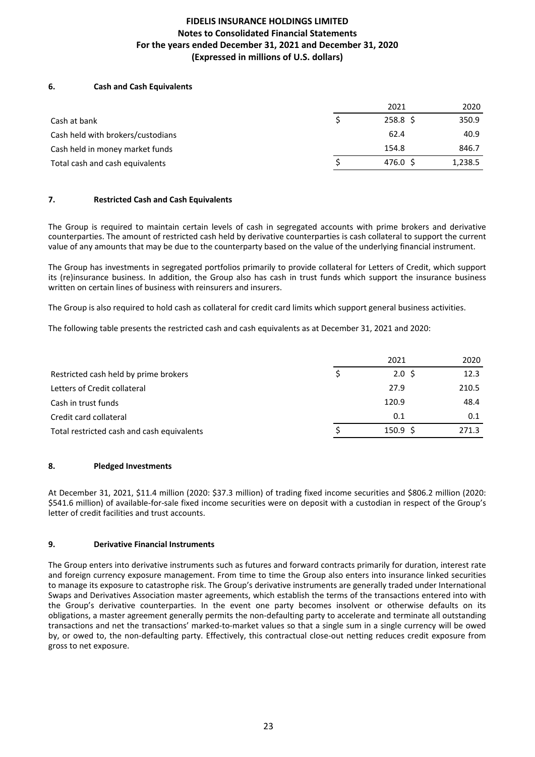## 6. Cash and Cash Equivalents

| | 2021 | 2020 |
|---|---|---|
| Cash at bank | $ 258.8 | $ 350.9 |
| Cash held with brokers/custodians | 62.4 | 40.9 |
| Cash held in money market funds | 154.8 | 846.7 |
| Total cash and cash equivalents | $ 476.0 | $ 1,238.5 |

## 7. Restricted Cash and Cash Equivalents

The Group is required to maintain certain levels of cash in segregated accounts with prime brokers and derivative counterparties. The amount of restricted cash held by derivative counterparties is cash collateral to support the current value of any amounts that may be due to the counterparty based on the value of the underlying financial instrument.

The Group has investments in segregated portfolios primarily to provide collateral for Letters of Credit, which support its (re)insurance business. In addition, the Group also has cash in trust funds which support the insurance business written on certain lines of business with reinsurers and insurers.

The Group is also required to hold cash as collateral for credit card limits which support general business activities.

The following table presents the restricted cash and cash equivalents as at December 31, 2021 and 2020:

| | 2021 | 2020 |
|---|---|---|
| Restricted cash held by prime brokers | $ 2.0 | $ 12.3 |
| Letters of Credit collateral | 27.9 | 210.5 |
| Cash in trust funds | 120.9 | 48.4 |
| Credit card collateral | 0.1 | 0.1 |
| Total restricted cash and cash equivalents | $ 150.9 | $ 271.3 |

## 8. Pledged Investments

At December 31, 2021, $11.4 million (2020: $37.3 million) of trading fixed income securities and $806.2 million (2020: $541.6 million) of available-for-sale fixed income securities were on deposit with a custodian in respect of the Group's letter of credit facilities and trust accounts.

## 9. Derivative Financial Instruments

The Group enters into derivative instruments such as futures and forward contracts primarily for duration, interest rate and foreign currency exposure management. From time to time the Group also enters into insurance linked securities to manage its exposure to catastrophe risk. The Group's derivative instruments are generally traded under International Swaps and Derivatives Association master agreements, which establish the terms of the transactions entered into with the Group's derivative counterparties. In the event one party becomes insolvent or otherwise defaults on its obligations, a master agreement generally permits the non-defaulting party to accelerate and terminate all outstanding transactions and net the transactions' marked-to-market values so that a single sum in a single currency will be owed by, or owed to, the non-defaulting party. Effectively, this contractual close-out netting reduces credit exposure from gross to net exposure.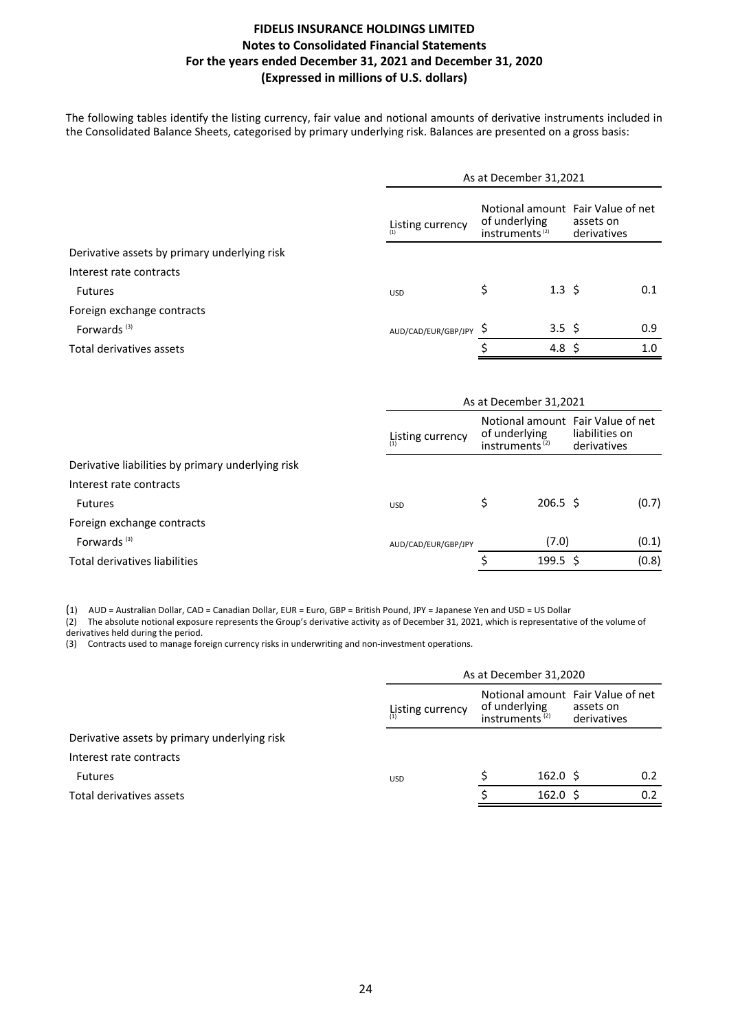The following tables identify the listing currency, fair value and notional amounts of derivative instruments included in the Consolidated Balance Sheets, categorised by primary underlying risk. Balances are presented on a gross basis:

| | As at December 31,2021 | | |
|---|---|---|---|
| | Listing currency [(1)] | Notional amount of underlying instruments [(2)] | Fair Value of net assets on derivatives |
| **Derivative assets by primary underlying risk** | | | |
| Interest rate contracts | | | |
| Futures | USD | $ 1.3 | $ 0.1 |
| Foreign exchange contracts | | | |
| Forwards [(3)] | AUD/CAD/EUR/GBP/JPY | $ 3.5 | $ 0.9 |
| Total derivatives assets | | $ 4.8 | $ 1.0 |

| | As at December 31,2021 | | |
|---|---|---|---|
| | Listing currency [(1)] | Notional amount of underlying instruments [(2)] | Fair Value of net liabilities on derivatives |
| **Derivative liabilities by primary underlying risk** | | | |
| Interest rate contracts | | | |
| Futures | USD | $ 206.5 | $ (0.7) |
| Foreign exchange contracts | | | |
| Forwards [(3)] | AUD/CAD/EUR/GBP/JPY | (7.0) | (0.1) |
| Total derivatives liabilities | | $ 199.5 | $ (0.8) |

(1) AUD = Australian Dollar, CAD = Canadian Dollar, EUR = Euro, GBP = British Pound, JPY = Japanese Yen and USD = US Dollar
(2) The absolute notional exposure represents the Group's derivative activity as of December 31, 2021, which is representative of the volume of derivatives held during the period.
(3) Contracts used to manage foreign currency risks in underwriting and non-investment operations.

| | As at December 31,2020 | | |
|---|---|---|---|
| | Listing currency [(1)] | Notional amount of underlying instruments [(2)] | Fair Value of net assets on derivatives |
| **Derivative assets by primary underlying risk** | | | |
| Interest rate contracts | | | |
| Futures | USD | $ 162.0 | $ 0.2 |
| Total derivatives assets | | $ 162.0 | $ 0.2 |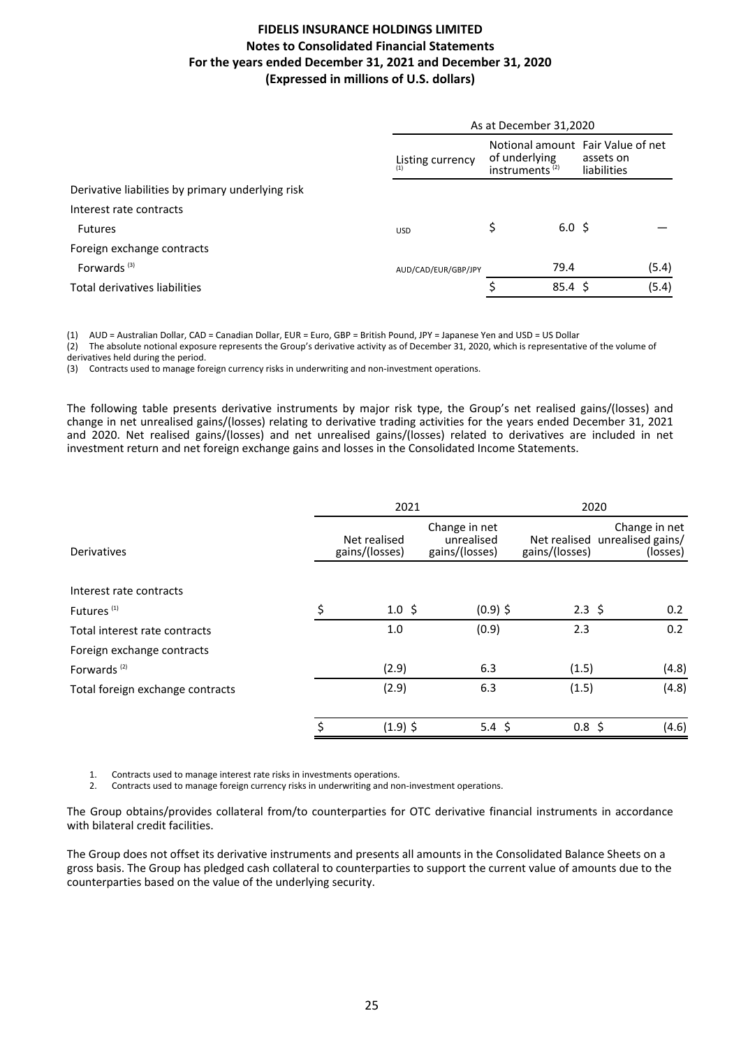**FIDELIS INSURANCE HOLDINGS LIMITED**
**Notes to Consolidated Financial Statements**
**For the years ended December 31, 2021 and December 31, 2020**
**(Expressed in millions of U.S. dollars)**

| | As at December 31,2020 | | |
|---|---|---|---|
| | Listing currency [(1)] | Notional amount of underlying instruments [(2)] | Fair Value of net assets on liabilities |
| Derivative liabilities by primary underlying risk | | | |
| Interest rate contracts | | | |
| Futures | USD | $ 6.0 | $ — |
| Foreign exchange contracts | | | |
| Forwards [(3)] | AUD/CAD/EUR/GBP/JPY | 79.4 | (5.4) |
| Total derivatives liabilities | | $ 85.4 | $ (5.4) |

(1) AUD = Australian Dollar, CAD = Canadian Dollar, EUR = Euro, GBP = British Pound, JPY = Japanese Yen and USD = US Dollar
(2) The absolute notional exposure represents the Group's derivative activity as of December 31, 2020, which is representative of the volume of derivatives held during the period.
(3) Contracts used to manage foreign currency risks in underwriting and non-investment operations.

The following table presents derivative instruments by major risk type, the Group's net realised gains/(losses) and change in net unrealised gains/(losses) relating to derivative trading activities for the years ended December 31, 2021 and 2020. Net realised gains/(losses) and net unrealised gains/(losses) related to derivatives are included in net investment return and net foreign exchange gains and losses in the Consolidated Income Statements.

| | 2021 | | 2020 | |
|---|---|---|---|---|
| Derivatives | Net realised gains/(losses) | Change in net unrealised gains/(losses) | Net realised gains/(losses) | Change in net unrealised gains/(losses) |
| Interest rate contracts | | | | |
| Futures [(1)] | $ 1.0 | $ (0.9) | $ 2.3 | $ 0.2 |
| Total interest rate contracts | 1.0 | (0.9) | 2.3 | 0.2 |
| Foreign exchange contracts | | | | |
| Forwards [(2)] | (2.9) | 6.3 | (1.5) | (4.8) |
| Total foreign exchange contracts | (2.9) | 6.3 | (1.5) | (4.8) |
| | $ (1.9) | $ 5.4 | $ 0.8 | $ (4.6) |

1. Contracts used to manage interest rate risks in investments operations.
2. Contracts used to manage foreign currency risks in underwriting and non-investment operations.

The Group obtains/provides collateral from/to counterparties for OTC derivative financial instruments in accordance with bilateral credit facilities.

The Group does not offset its derivative instruments and presents all amounts in the Consolidated Balance Sheets on a gross basis. The Group has pledged cash collateral to counterparties to support the current value of amounts due to the counterparties based on the value of the underlying security.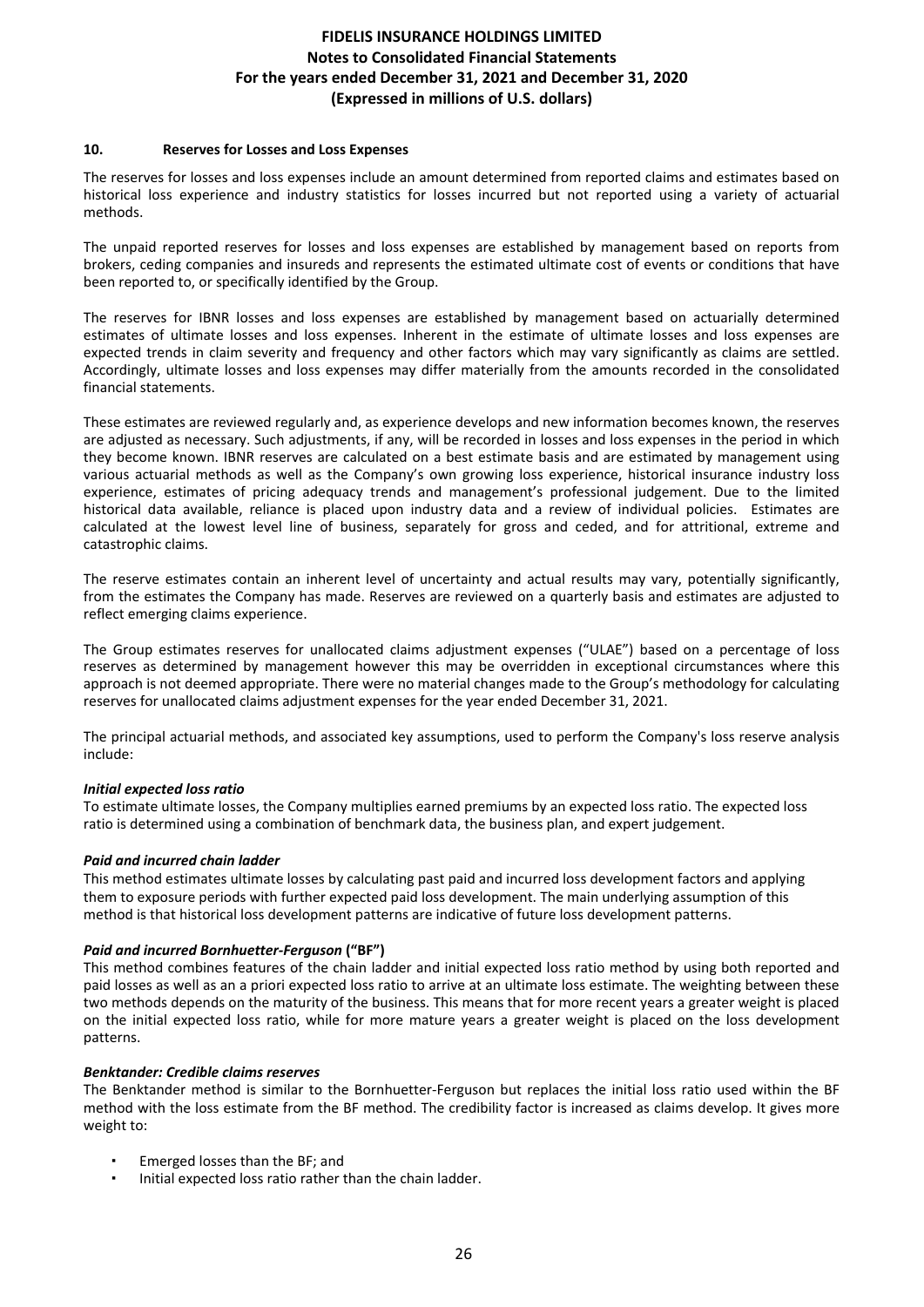## 10. Reserves for Losses and Loss Expenses

The reserves for losses and loss expenses include an amount determined from reported claims and estimates based on historical loss experience and industry statistics for losses incurred but not reported using a variety of actuarial methods.

The unpaid reported reserves for losses and loss expenses are established by management based on reports from brokers, ceding companies and insureds and represents the estimated ultimate cost of events or conditions that have been reported to, or specifically identified by the Group.

The reserves for IBNR losses and loss expenses are established by management based on actuarially determined estimates of ultimate losses and loss expenses. Inherent in the estimate of ultimate losses and loss expenses are expected trends in claim severity and frequency and other factors which may vary significantly as claims are settled. Accordingly, ultimate losses and loss expenses may differ materially from the amounts recorded in the consolidated financial statements.

These estimates are reviewed regularly and, as experience develops and new information becomes known, the reserves are adjusted as necessary. Such adjustments, if any, will be recorded in losses and loss expenses in the period in which they become known. IBNR reserves are calculated on a best estimate basis and are estimated by management using various actuarial methods as well as the Company's own growing loss experience, historical insurance industry loss experience, estimates of pricing adequacy trends and management's professional judgement. Due to the limited historical data available, reliance is placed upon industry data and a review of individual policies. Estimates are calculated at the lowest level line of business, separately for gross and ceded, and for attritional, extreme and catastrophic claims.

The reserve estimates contain an inherent level of uncertainty and actual results may vary, potentially significantly, from the estimates the Company has made. Reserves are reviewed on a quarterly basis and estimates are adjusted to reflect emerging claims experience.

The Group estimates reserves for unallocated claims adjustment expenses ("ULAE") based on a percentage of loss reserves as determined by management however this may be overridden in exceptional circumstances where this approach is not deemed appropriate. There were no material changes made to the Group's methodology for calculating reserves for unallocated claims adjustment expenses for the year ended December 31, 2021.

The principal actuarial methods, and associated key assumptions, used to perform the Company's loss reserve analysis include:

***Initial expected loss ratio***
To estimate ultimate losses, the Company multiplies earned premiums by an expected loss ratio. The expected loss ratio is determined using a combination of benchmark data, the business plan, and expert judgement.

***Paid and incurred chain ladder***
This method estimates ultimate losses by calculating past paid and incurred loss development factors and applying them to exposure periods with further expected paid loss development. The main underlying assumption of this method is that historical loss development patterns are indicative of future loss development patterns.

***Paid and incurred Bornhuetter-Ferguson* ("BF")**
This method combines features of the chain ladder and initial expected loss ratio method by using both reported and paid losses as well as an a priori expected loss ratio to arrive at an ultimate loss estimate. The weighting between these two methods depends on the maturity of the business. This means that for more recent years a greater weight is placed on the initial expected loss ratio, while for more mature years a greater weight is placed on the loss development patterns.

***Benktander: Credible claims reserves***
The Benktander method is similar to the Bornhuetter-Ferguson but replaces the initial loss ratio used within the BF method with the loss estimate from the BF method. The credibility factor is increased as claims develop. It gives more weight to:

- Emerged losses than the BF; and
- Initial expected loss ratio rather than the chain ladder.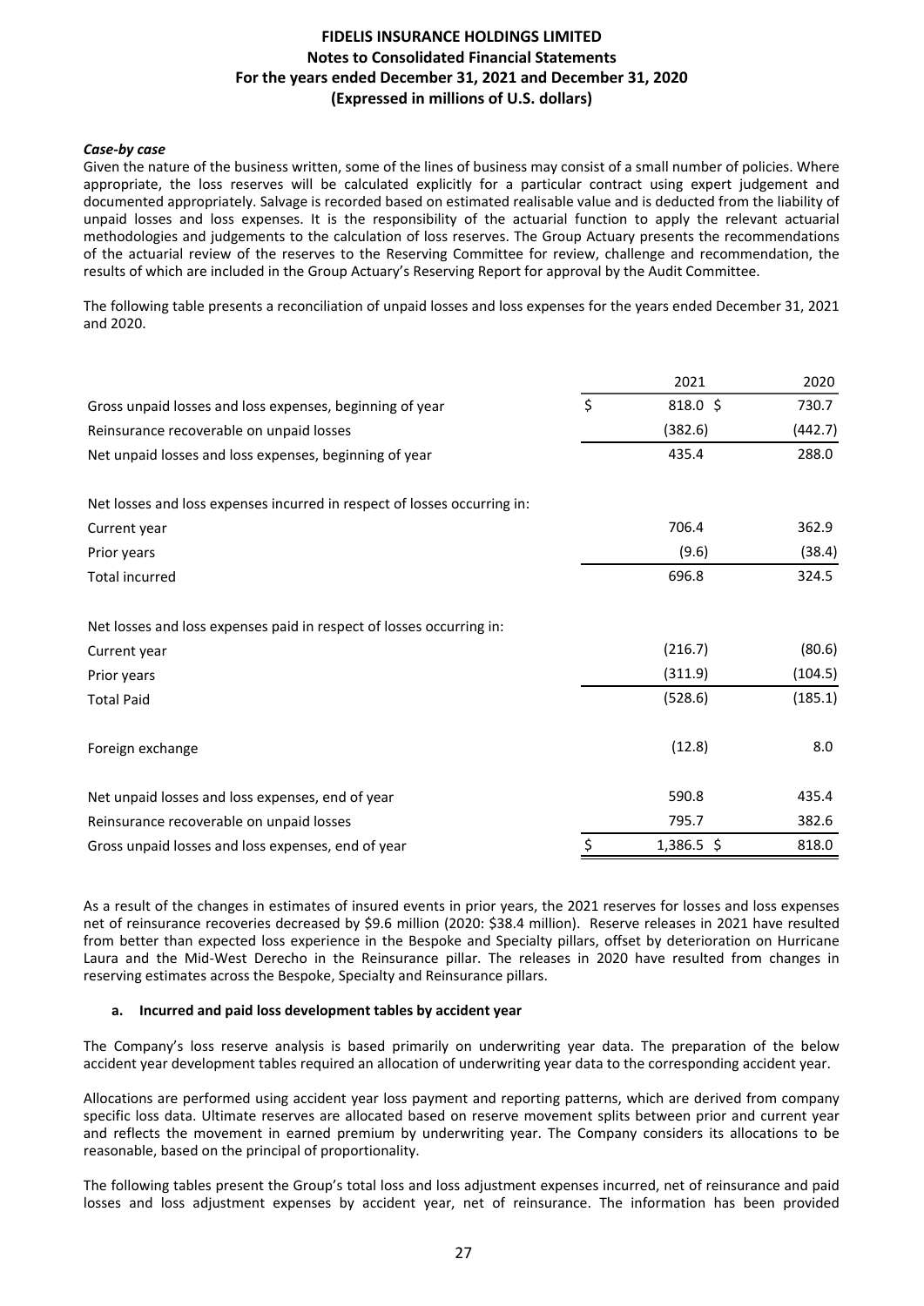### *Case-by case*

Given the nature of the business written, some of the lines of business may consist of a small number of policies. Where appropriate, the loss reserves will be calculated explicitly for a particular contract using expert judgement and documented appropriately. Salvage is recorded based on estimated realisable value and is deducted from the liability of unpaid losses and loss expenses. It is the responsibility of the actuarial function to apply the relevant actuarial methodologies and judgements to the calculation of loss reserves. The Group Actuary presents the recommendations of the actuarial review of the reserves to the Reserving Committee for review, challenge and recommendation, the results of which are included in the Group Actuary's Reserving Report for approval by the Audit Committee.

The following table presents a reconciliation of unpaid losses and loss expenses for the years ended December 31, 2021 and 2020.

| | 2021 | 2020 |
|---|---|---|
| Gross unpaid losses and loss expenses, beginning of year | $ 818.0 | $ 730.7 |
| Reinsurance recoverable on unpaid losses | (382.6) | (442.7) |
| Net unpaid losses and loss expenses, beginning of year | 435.4 | 288.0 |
| | | |
| Net losses and loss expenses incurred in respect of losses occurring in: | | |
| Current year | 706.4 | 362.9 |
| Prior years | (9.6) | (38.4) |
| Total incurred | 696.8 | 324.5 |
| | | |
| Net losses and loss expenses paid in respect of losses occurring in: | | |
| Current year | (216.7) | (80.6) |
| Prior years | (311.9) | (104.5) |
| Total Paid | (528.6) | (185.1) |
| | | |
| Foreign exchange | (12.8) | 8.0 |
| | | |
| Net unpaid losses and loss expenses, end of year | 590.8 | 435.4 |
| Reinsurance recoverable on unpaid losses | 795.7 | 382.6 |
| Gross unpaid losses and loss expenses, end of year | $ 1,386.5 | $ 818.0 |

As a result of the changes in estimates of insured events in prior years, the 2021 reserves for losses and loss expenses net of reinsurance recoveries decreased by $9.6 million (2020: $38.4 million). Reserve releases in 2021 have resulted from better than expected loss experience in the Bespoke and Specialty pillars, offset by deterioration on Hurricane Laura and the Mid-West Derecho in the Reinsurance pillar. The releases in 2020 have resulted from changes in reserving estimates across the Bespoke, Specialty and Reinsurance pillars.

#### a. Incurred and paid loss development tables by accident year

The Company's loss reserve analysis is based primarily on underwriting year data. The preparation of the below accident year development tables required an allocation of underwriting year data to the corresponding accident year.

Allocations are performed using accident year loss payment and reporting patterns, which are derived from company specific loss data. Ultimate reserves are allocated based on reserve movement splits between prior and current year and reflects the movement in earned premium by underwriting year. The Company considers its allocations to be reasonable, based on the principal of proportionality.

The following tables present the Group's total loss and loss adjustment expenses incurred, net of reinsurance and paid losses and loss adjustment expenses by accident year, net of reinsurance. The information has been provided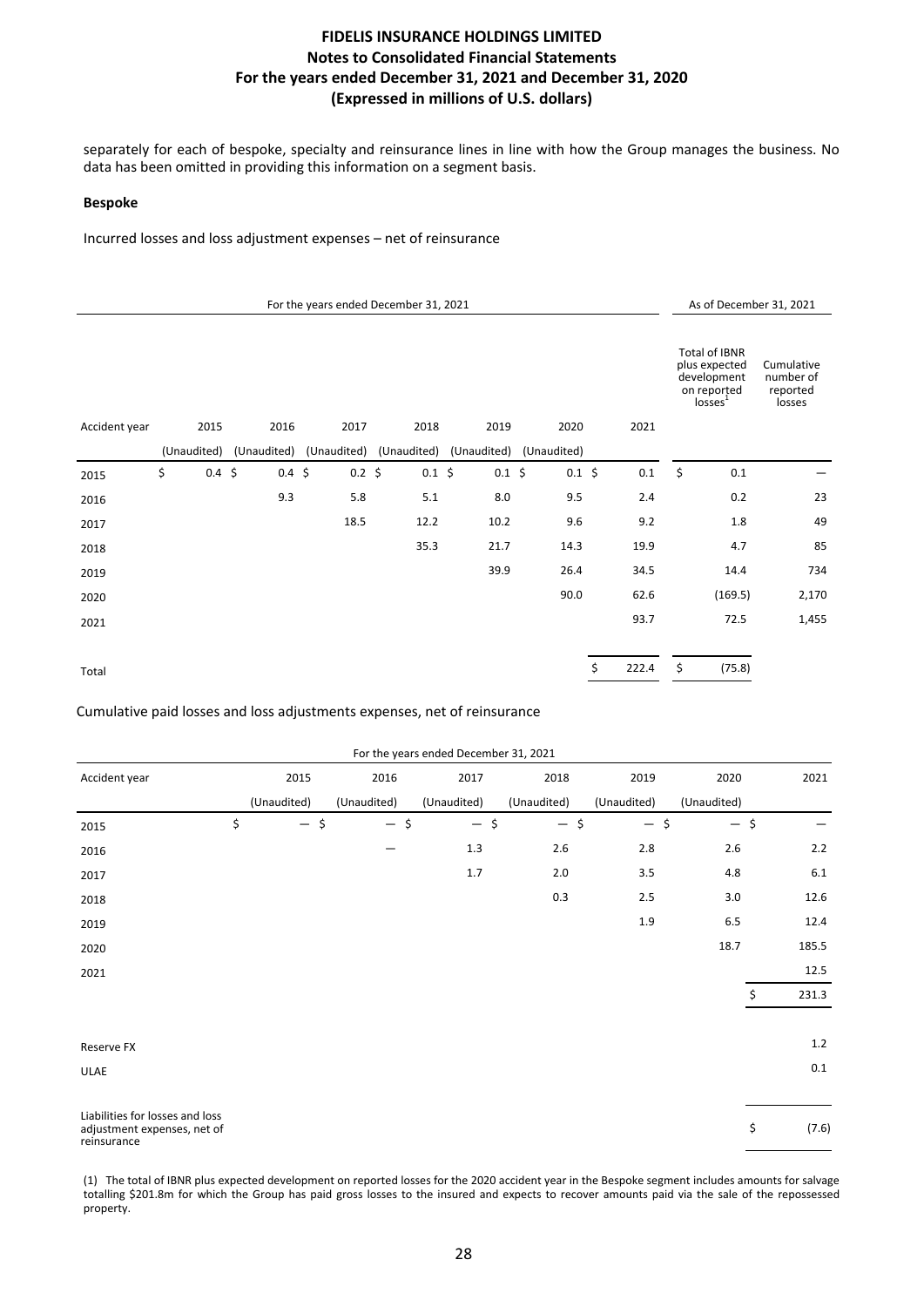separately for each of bespoke, specialty and reinsurance lines in line with how the Group manages the business. No data has been omitted in providing this information on a segment basis.

**Bespoke**

Incurred losses and loss adjustment expenses – net of reinsurance

| | For the years ended December 31, 2021 | | | | | | | As of December 31, 2021 | |
|---|---|---|---|---|---|---|---|---|---|
| Accident year | 2015 | 2016 | 2017 | 2018 | 2019 | 2020 | 2021 | Total of IBNR plus expected development on reported losses[1] | Cumulative number of reported losses |
| | (Unaudited) | (Unaudited) | (Unaudited) | (Unaudited) | (Unaudited) | (Unaudited) | | | |
| 2015 | $ 0.4 | $ 0.4 | $ 0.2 | $ 0.1 | $ 0.1 | $ 0.1 | $ 0.1 | $ 0.1 | — |
| 2016 | | 9.3 | 5.8 | 5.1 | 8.0 | 9.5 | 2.4 | 0.2 | 23 |
| 2017 | | | 18.5 | 12.2 | 10.2 | 9.6 | 9.2 | 1.8 | 49 |
| 2018 | | | | 35.3 | 21.7 | 14.3 | 19.9 | 4.7 | 85 |
| 2019 | | | | | 39.9 | 26.4 | 34.5 | 14.4 | 734 |
| 2020 | | | | | | 90.0 | 62.6 | (169.5) | 2,170 |
| 2021 | | | | | | | 93.7 | 72.5 | 1,455 |
| Total | | | | | | | $ 222.4 | $ (75.8) | |

Cumulative paid losses and loss adjustments expenses, net of reinsurance

| | For the years ended December 31, 2021 | | | | | | |
|---|---|---|---|---|---|---|---|
| Accident year | 2015 | 2016 | 2017 | 2018 | 2019 | 2020 | 2021 |
| | (Unaudited) | (Unaudited) | (Unaudited) | (Unaudited) | (Unaudited) | (Unaudited) | |
| 2015 | $ — | $ — | $ — | $ — | $ — | $ — | $ — |
| 2016 | | — | 1.3 | 2.6 | 2.8 | 2.6 | 2.2 |
| 2017 | | | 1.7 | 2.0 | 3.5 | 4.8 | 6.1 |
| 2018 | | | | 0.3 | 2.5 | 3.0 | 12.6 |
| 2019 | | | | | 1.9 | 6.5 | 12.4 |
| 2020 | | | | | | 18.7 | 185.5 |
| 2021 | | | | | | | 12.5 |
| | | | | | | | $ 231.3 |
| Reserve FX | | | | | | | 1.2 |
| ULAE | | | | | | | 0.1 |
| Liabilities for losses and loss adjustment expenses, net of reinsurance | | | | | | | $ (7.6) |

(1) The total of IBNR plus expected development on reported losses for the 2020 accident year in the Bespoke segment includes amounts for salvage totalling $201.8m for which the Group has paid gross losses to the insured and expects to recover amounts paid via the sale of the repossessed property.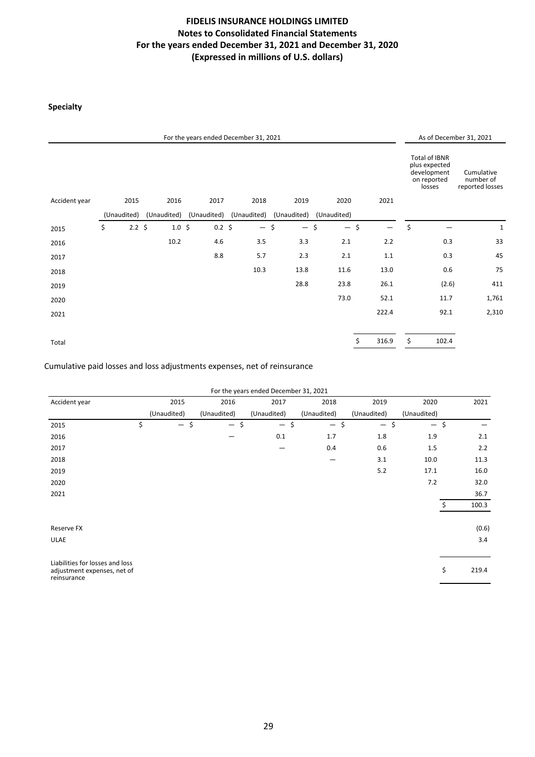**Specialty**

| | For the years ended December 31, 2021 | | | | | | | As of December 31, 2021 | |
|---|---|---|---|---|---|---|---|---|---|
| Accident year | 2015 | 2016 | 2017 | 2018 | 2019 | 2020 | 2021 | Total of IBNR plus expected development on reported losses | Cumulative number of reported losses |
| | (Unaudited) | (Unaudited) | (Unaudited) | (Unaudited) | (Unaudited) | (Unaudited) | | | |
| 2015 | $ 2.2 | $ 1.0 | $ 0.2 | $ — | $ — | $ — | $ — | $ — | 1 |
| 2016 | | 10.2 | 4.6 | 3.5 | 3.3 | 2.1 | 2.2 | 0.3 | 33 |
| 2017 | | | 8.8 | 5.7 | 2.3 | 2.1 | 1.1 | 0.3 | 45 |
| 2018 | | | | 10.3 | 13.8 | 11.6 | 13.0 | 0.6 | 75 |
| 2019 | | | | | 28.8 | 23.8 | 26.1 | (2.6) | 411 |
| 2020 | | | | | | 73.0 | 52.1 | 11.7 | 1,761 |
| 2021 | | | | | | | 222.4 | 92.1 | 2,310 |
| Total | | | | | | | $ 316.9 | $ 102.4 | |

Cumulative paid losses and loss adjustments expenses, net of reinsurance

| | For the years ended December 31, 2021 | | | | | | |
|---|---|---|---|---|---|---|---|
| Accident year | 2015 | 2016 | 2017 | 2018 | 2019 | 2020 | 2021 |
| | (Unaudited) | (Unaudited) | (Unaudited) | (Unaudited) | (Unaudited) | (Unaudited) | |
| 2015 | $ — | $ — | $ — | $ — | $ — | $ — | $ — |
| 2016 | | — | 0.1 | 1.7 | 1.8 | 1.9 | 2.1 |
| 2017 | | | — | 0.4 | 0.6 | 1.5 | 2.2 |
| 2018 | | | | — | 3.1 | 10.0 | 11.3 |
| 2019 | | | | | 5.2 | 17.1 | 16.0 |
| 2020 | | | | | | 7.2 | 32.0 |
| 2021 | | | | | | | 36.7 |
| | | | | | | | $ 100.3 |
| Reserve FX | | | | | | | (0.6) |
| ULAE | | | | | | | 3.4 |
| Liabilities for losses and loss adjustment expenses, net of reinsurance | | | | | | | $ 219.4 |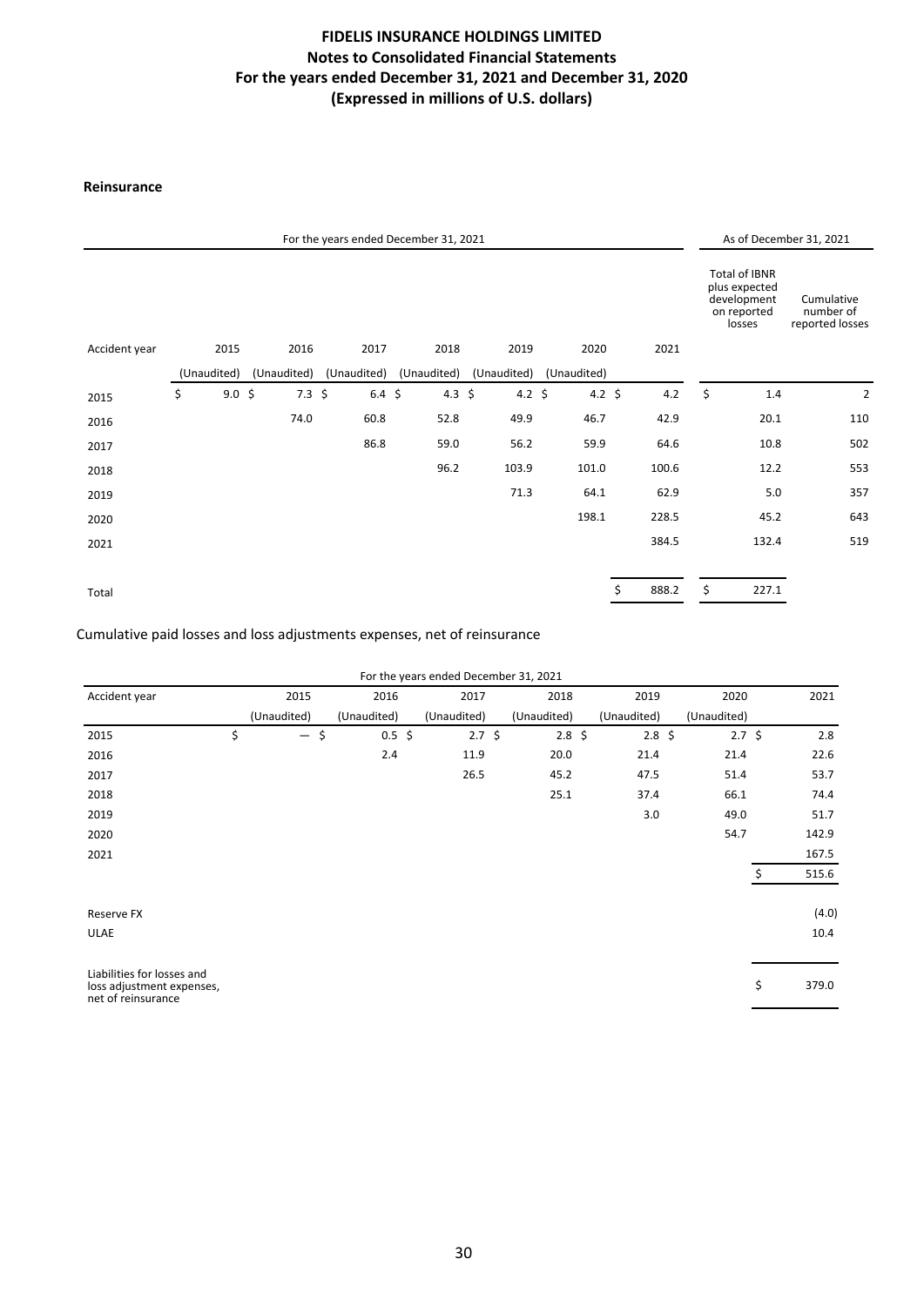**Reinsurance**

| | For the years ended December 31, 2021 | | | | | | | As of December 31, 2021 | |
|---|---|---|---|---|---|---|---|---|---|
| Accident year | 2015 | 2016 | 2017 | 2018 | 2019 | 2020 | 2021 | Total of IBNR plus expected development on reported losses | Cumulative number of reported losses |
| | (Unaudited) | (Unaudited) | (Unaudited) | (Unaudited) | (Unaudited) | (Unaudited) | | | |
| 2015 | $ 9.0 | $ 7.3 | $ 6.4 | $ 4.3 | $ 4.2 | $ 4.2 | $ 4.2 | $ 1.4 | 2 |
| 2016 | | 74.0 | 60.8 | 52.8 | 49.9 | 46.7 | 42.9 | 20.1 | 110 |
| 2017 | | | 86.8 | 59.0 | 56.2 | 59.9 | 64.6 | 10.8 | 502 |
| 2018 | | | | 96.2 | 103.9 | 101.0 | 100.6 | 12.2 | 553 |
| 2019 | | | | | 71.3 | 64.1 | 62.9 | 5.0 | 357 |
| 2020 | | | | | | 198.1 | 228.5 | 45.2 | 643 |
| 2021 | | | | | | | 384.5 | 132.4 | 519 |
| Total | | | | | | | $ 888.2 | $ 227.1 | |

Cumulative paid losses and loss adjustments expenses, net of reinsurance

| | For the years ended December 31, 2021 | | | | | | |
|---|---|---|---|---|---|---|---|
| Accident year | 2015 | 2016 | 2017 | 2018 | 2019 | 2020 | 2021 |
| | (Unaudited) | (Unaudited) | (Unaudited) | (Unaudited) | (Unaudited) | (Unaudited) | |
| 2015 | $ — | $ 0.5 | $ 2.7 | $ 2.8 | $ 2.8 | $ 2.7 | $ 2.8 |
| 2016 | | 2.4 | 11.9 | 20.0 | 21.4 | 21.4 | 22.6 |
| 2017 | | | 26.5 | 45.2 | 47.5 | 51.4 | 53.7 |
| 2018 | | | | 25.1 | 37.4 | 66.1 | 74.4 |
| 2019 | | | | | 3.0 | 49.0 | 51.7 |
| 2020 | | | | | | 54.7 | 142.9 |
| 2021 | | | | | | | 167.5 |
| | | | | | | | $ 515.6 |
| Reserve FX | | | | | | | (4.0) |
| ULAE | | | | | | | 10.4 |
| Liabilities for losses and loss adjustment expenses, net of reinsurance | | | | | | | $ 379.0 |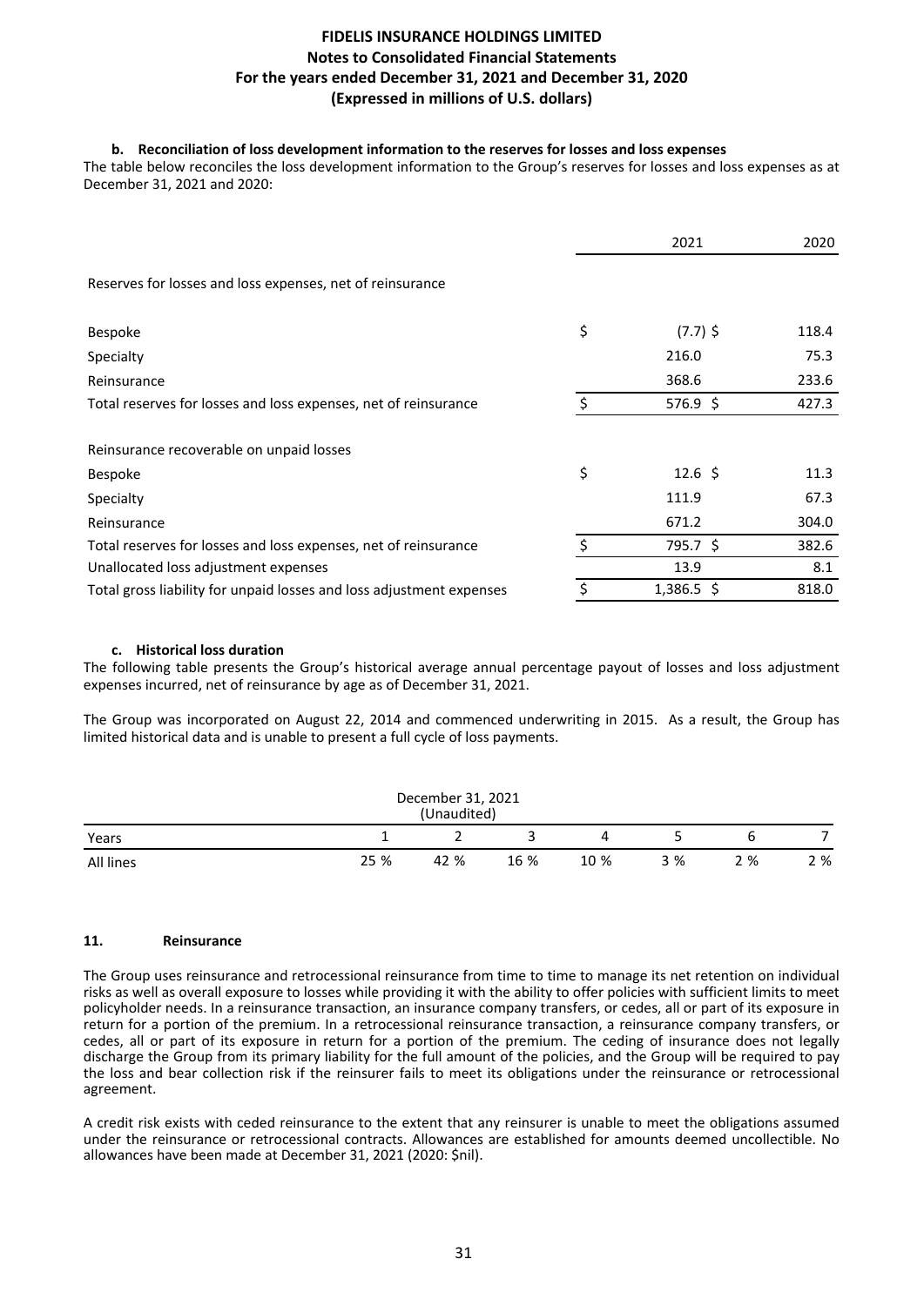#### b. Reconciliation of loss development information to the reserves for losses and loss expenses

The table below reconciles the loss development information to the Group's reserves for losses and loss expenses as at December 31, 2021 and 2020:

| | 2021 | 2020 |
|---|---|---|
| Reserves for losses and loss expenses, net of reinsurance | | |
| Bespoke | $ (7.7) | $ 118.4 |
| Specialty | 216.0 | 75.3 |
| Reinsurance | 368.6 | 233.6 |
| Total reserves for losses and loss expenses, net of reinsurance | $ 576.9 | $ 427.3 |
| Reinsurance recoverable on unpaid losses | | |
| Bespoke | $ 12.6 | $ 11.3 |
| Specialty | 111.9 | 67.3 |
| Reinsurance | 671.2 | 304.0 |
| Total reserves for losses and loss expenses, net of reinsurance | $ 795.7 | $ 382.6 |
| Unallocated loss adjustment expenses | 13.9 | 8.1 |
| Total gross liability for unpaid losses and loss adjustment expenses | $ 1,386.5 | $ 818.0 |

#### c. Historical loss duration

The following table presents the Group's historical average annual percentage payout of losses and loss adjustment expenses incurred, net of reinsurance by age as of December 31, 2021.

The Group was incorporated on August 22, 2014 and commenced underwriting in 2015. As a result, the Group has limited historical data and is unable to present a full cycle of loss payments.

| | December 31, 2021 (Unaudited) | | | | | | |
|---|---|---|---|---|---|---|---|
| Years | 1 | 2 | 3 | 4 | 5 | 6 | 7 |
| All lines | 25 % | 42 % | 16 % | 10 % | 3 % | 2 % | 2 % |

### 11. Reinsurance

The Group uses reinsurance and retrocessional reinsurance from time to time to manage its net retention on individual risks as well as overall exposure to losses while providing it with the ability to offer policies with sufficient limits to meet policyholder needs. In a reinsurance transaction, an insurance company transfers, or cedes, all or part of its exposure in return for a portion of the premium. In a retrocessional reinsurance transaction, a reinsurance company transfers, or cedes, all or part of its exposure in return for a portion of the premium. The ceding of insurance does not legally discharge the Group from its primary liability for the full amount of the policies, and the Group will be required to pay the loss and bear collection risk if the reinsurer fails to meet its obligations under the reinsurance or retrocessional agreement.

A credit risk exists with ceded reinsurance to the extent that any reinsurer is unable to meet the obligations assumed under the reinsurance or retrocessional contracts. Allowances are established for amounts deemed uncollectible. No allowances have been made at December 31, 2021 (2020: $nil).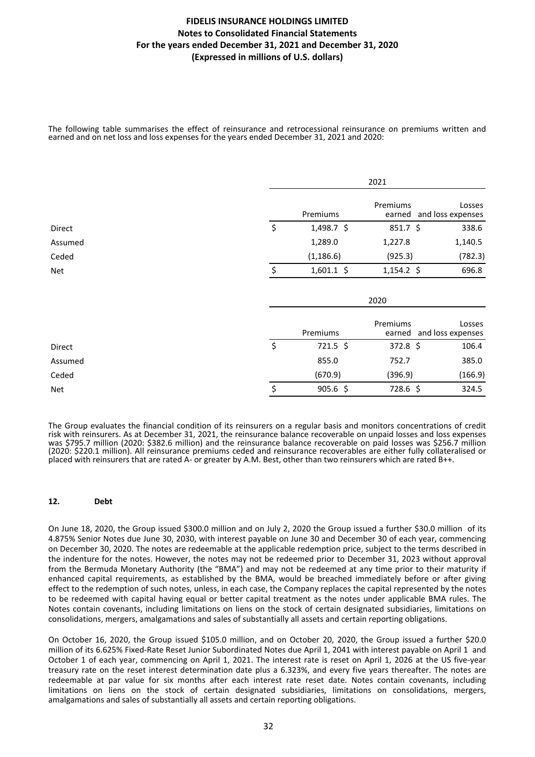The following table summarises the effect of reinsurance and retrocessional reinsurance on premiums written and earned and on net loss and loss expenses for the years ended December 31, 2021 and 2020:

| | 2021 | | |
|---|---|---|---|
| | Premiums | Premiums earned | Losses and loss expenses |
| Direct | $ 1,498.7 | $ 851.7 | $ 338.6 |
| Assumed | 1,289.0 | 1,227.8 | 1,140.5 |
| Ceded | (1,186.6) | (925.3) | (782.3) |
| Net | $ 1,601.1 | $ 1,154.2 | $ 696.8 |

| | 2020 | | |
|---|---|---|---|
| | Premiums | Premiums earned | Losses and loss expenses |
| Direct | $ 721.5 | $ 372.8 | $ 106.4 |
| Assumed | 855.0 | 752.7 | 385.0 |
| Ceded | (670.9) | (396.9) | (166.9) |
| Net | $ 905.6 | $ 728.6 | $ 324.5 |

The Group evaluates the financial condition of its reinsurers on a regular basis and monitors concentrations of credit risk with reinsurers. As at December 31, 2021, the reinsurance balance recoverable on unpaid losses and loss expenses was $795.7 million (2020: $382.6 million) and the reinsurance balance recoverable on paid losses was $256.7 million (2020: $220.1 million). All reinsurance premiums ceded and reinsurance recoverables are either fully collateralised or placed with reinsurers that are rated A- or greater by A.M. Best, other than two reinsurers which are rated B++.

## 12. Debt

On June 18, 2020, the Group issued $300.0 million and on July 2, 2020 the Group issued a further $30.0 million of its 4.875% Senior Notes due June 30, 2030, with interest payable on June 30 and December 30 of each year, commencing on December 30, 2020. The notes are redeemable at the applicable redemption price, subject to the terms described in the indenture for the notes. However, the notes may not be redeemed prior to December 31, 2023 without approval from the Bermuda Monetary Authority (the "BMA") and may not be redeemed at any time prior to their maturity if enhanced capital requirements, as established by the BMA, would be breached immediately before or after giving effect to the redemption of such notes, unless, in each case, the Company replaces the capital represented by the notes to be redeemed with capital having equal or better capital treatment as the notes under applicable BMA rules. The Notes contain covenants, including limitations on liens on the stock of certain designated subsidiaries, limitations on consolidations, mergers, amalgamations and sales of substantially all assets and certain reporting obligations.

On October 16, 2020, the Group issued $105.0 million, and on October 20, 2020, the Group issued a further $20.0 million of its 6.625% Fixed-Rate Reset Junior Subordinated Notes due April 1, 2041 with interest payable on April 1 and October 1 of each year, commencing on April 1, 2021. The interest rate is reset on April 1, 2026 at the US five-year treasury rate on the reset interest determination date plus a 6.323%, and every five years thereafter. The notes are redeemable at par value for six months after each interest rate reset date. Notes contain covenants, including limitations on liens on the stock of certain designated subsidiaries, limitations on consolidations, mergers, amalgamations and sales of substantially all assets and certain reporting obligations.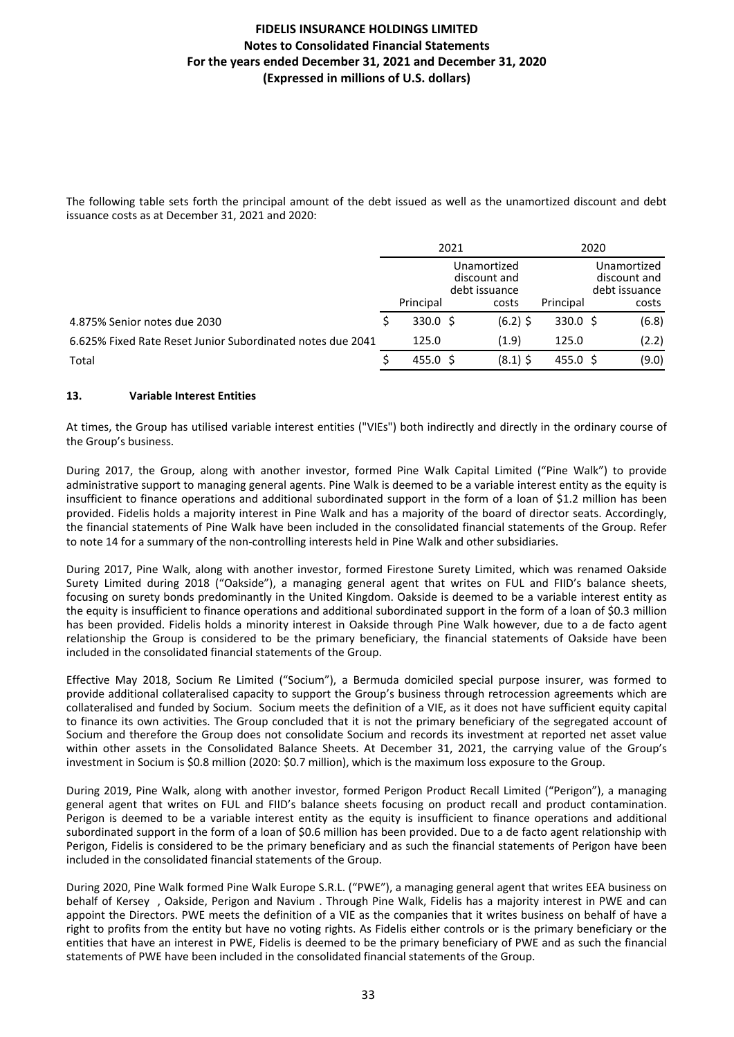The following table sets forth the principal amount of the debt issued as well as the unamortized discount and debt issuance costs as at December 31, 2021 and 2020:

| | 2021 | | 2020 | |
|---|---|---|---|---|
| | Principal | Unamortized discount and debt issuance costs | Principal | Unamortized discount and debt issuance costs |
| 4.875% Senior notes due 2030 | $ 330.0 | $ (6.2) | $ 330.0 | $ (6.8) |
| 6.625% Fixed Rate Reset Junior Subordinated notes due 2041 | 125.0 | (1.9) | 125.0 | (2.2) |
| Total | $ 455.0 | $ (8.1) | $ 455.0 | $ (9.0) |

## 13. Variable Interest Entities

At times, the Group has utilised variable interest entities ("VIEs") both indirectly and directly in the ordinary course of the Group's business.

During 2017, the Group, along with another investor, formed Pine Walk Capital Limited ("Pine Walk") to provide administrative support to managing general agents. Pine Walk is deemed to be a variable interest entity as the equity is insufficient to finance operations and additional subordinated support in the form of a loan of $1.2 million has been provided. Fidelis holds a majority interest in Pine Walk and has a majority of the board of director seats. Accordingly, the financial statements of Pine Walk have been included in the consolidated financial statements of the Group. Refer to note 14 for a summary of the non-controlling interests held in Pine Walk and other subsidiaries.

During 2017, Pine Walk, along with another investor, formed Firestone Surety Limited, which was renamed Oakside Surety Limited during 2018 ("Oakside"), a managing general agent that writes on FUL and FIID's balance sheets, focusing on surety bonds predominantly in the United Kingdom. Oakside is deemed to be a variable interest entity as the equity is insufficient to finance operations and additional subordinated support in the form of a loan of $0.3 million has been provided. Fidelis holds a minority interest in Oakside through Pine Walk however, due to a de facto agent relationship the Group is considered to be the primary beneficiary, the financial statements of Oakside have been included in the consolidated financial statements of the Group.

Effective May 2018, Socium Re Limited ("Socium"), a Bermuda domiciled special purpose insurer, was formed to provide additional collateralised capacity to support the Group's business through retrocession agreements which are collateralised and funded by Socium. Socium meets the definition of a VIE, as it does not have sufficient equity capital to finance its own activities. The Group concluded that it is not the primary beneficiary of the segregated account of Socium and therefore the Group does not consolidate Socium and records its investment at reported net asset value within other assets in the Consolidated Balance Sheets. At December 31, 2021, the carrying value of the Group's investment in Socium is $0.8 million (2020: $0.7 million), which is the maximum loss exposure to the Group.

During 2019, Pine Walk, along with another investor, formed Perigon Product Recall Limited ("Perigon"), a managing general agent that writes on FUL and FIID's balance sheets focusing on product recall and product contamination. Perigon is deemed to be a variable interest entity as the equity is insufficient to finance operations and additional subordinated support in the form of a loan of $0.6 million has been provided. Due to a de facto agent relationship with Perigon, Fidelis is considered to be the primary beneficiary and as such the financial statements of Perigon have been included in the consolidated financial statements of the Group.

During 2020, Pine Walk formed Pine Walk Europe S.R.L. ("PWE"), a managing general agent that writes EEA business on behalf of Kersey , Oakside, Perigon and Navium . Through Pine Walk, Fidelis has a majority interest in PWE and can appoint the Directors. PWE meets the definition of a VIE as the companies that it writes business on behalf of have a right to profits from the entity but have no voting rights. As Fidelis either controls or is the primary beneficiary or the entities that have an interest in PWE, Fidelis is deemed to be the primary beneficiary of PWE and as such the financial statements of PWE have been included in the consolidated financial statements of the Group.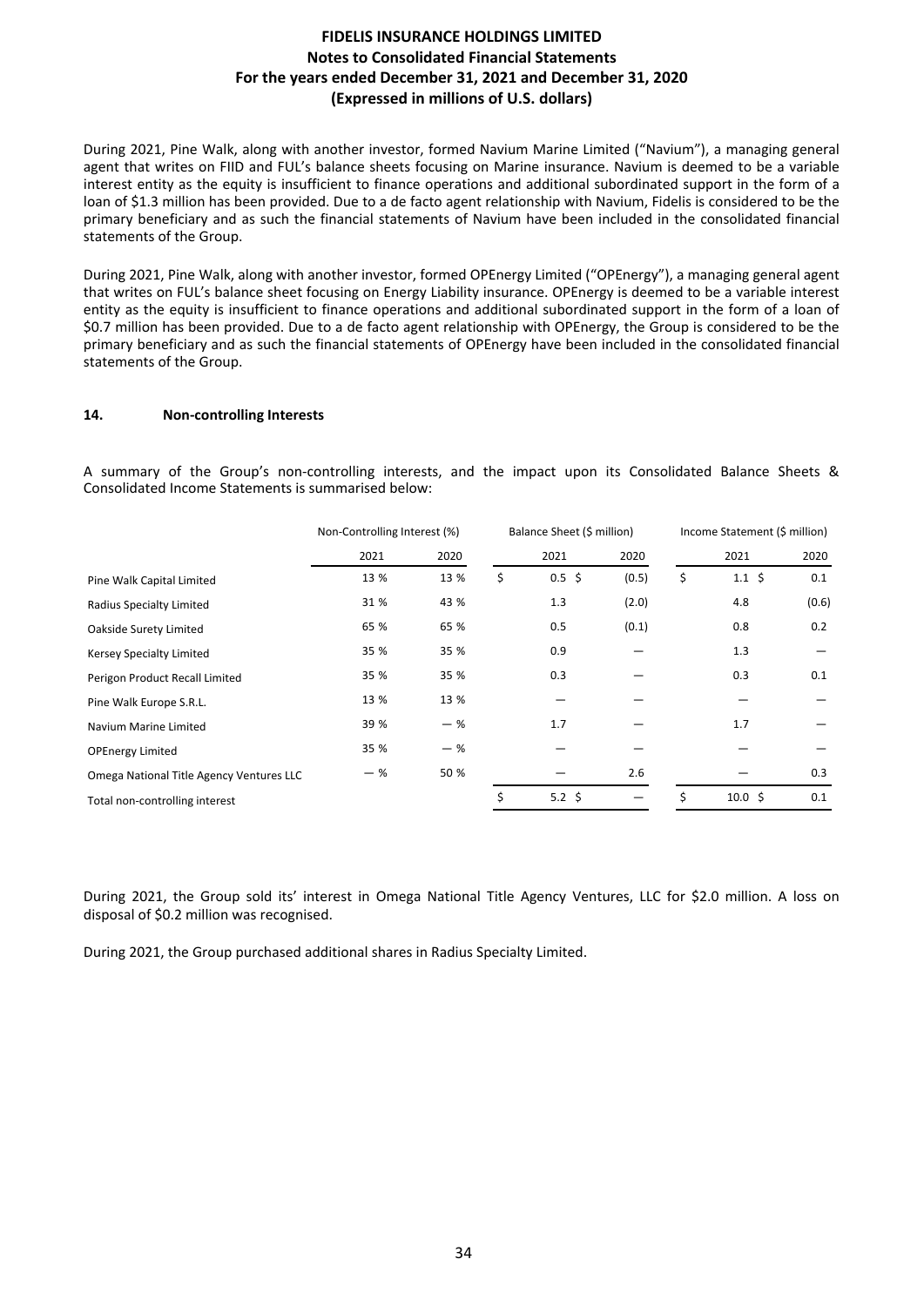During 2021, Pine Walk, along with another investor, formed Navium Marine Limited ("Navium"), a managing general agent that writes on FIID and FUL's balance sheets focusing on Marine insurance. Navium is deemed to be a variable interest entity as the equity is insufficient to finance operations and additional subordinated support in the form of a loan of $1.3 million has been provided. Due to a de facto agent relationship with Navium, Fidelis is considered to be the primary beneficiary and as such the financial statements of Navium have been included in the consolidated financial statements of the Group.

During 2021, Pine Walk, along with another investor, formed OPEnergy Limited ("OPEnergy"), a managing general agent that writes on FUL's balance sheet focusing on Energy Liability insurance. OPEnergy is deemed to be a variable interest entity as the equity is insufficient to finance operations and additional subordinated support in the form of a loan of $0.7 million has been provided. Due to a de facto agent relationship with OPEnergy, the Group is considered to be the primary beneficiary and as such the financial statements of OPEnergy have been included in the consolidated financial statements of the Group.

## 14. Non-controlling Interests

A summary of the Group's non-controlling interests, and the impact upon its Consolidated Balance Sheets & Consolidated Income Statements is summarised below:

| | Non-Controlling Interest (%) | | Balance Sheet ($ million) | | Income Statement ($ million) | |
|---|---|---|---|---|---|---|
| | 2021 | 2020 | 2021 | 2020 | 2021 | 2020 |
| Pine Walk Capital Limited | 13 % | 13 % | $ 0.5 | $ (0.5) | $ 1.1 | $ 0.1 |
| Radius Specialty Limited | 31 % | 43 % | 1.3 | (2.0) | 4.8 | (0.6) |
| Oakside Surety Limited | 65 % | 65 % | 0.5 | (0.1) | 0.8 | 0.2 |
| Kersey Specialty Limited | 35 % | 35 % | 0.9 | — | 1.3 | — |
| Perigon Product Recall Limited | 35 % | 35 % | 0.3 | — | 0.3 | 0.1 |
| Pine Walk Europe S.R.L. | 13 % | 13 % | — | — | — | — |
| Navium Marine Limited | 39 % | — % | 1.7 | — | 1.7 | — |
| OPEnergy Limited | 35 % | — % | — | — | — | — |
| Omega National Title Agency Ventures LLC | — % | 50 % | — | 2.6 | — | 0.3 |
| Total non-controlling interest | | | $ 5.2 | $ — | $ 10.0 | $ 0.1 |

During 2021, the Group sold its' interest in Omega National Title Agency Ventures, LLC for $2.0 million. A loss on disposal of $0.2 million was recognised.

During 2021, the Group purchased additional shares in Radius Specialty Limited.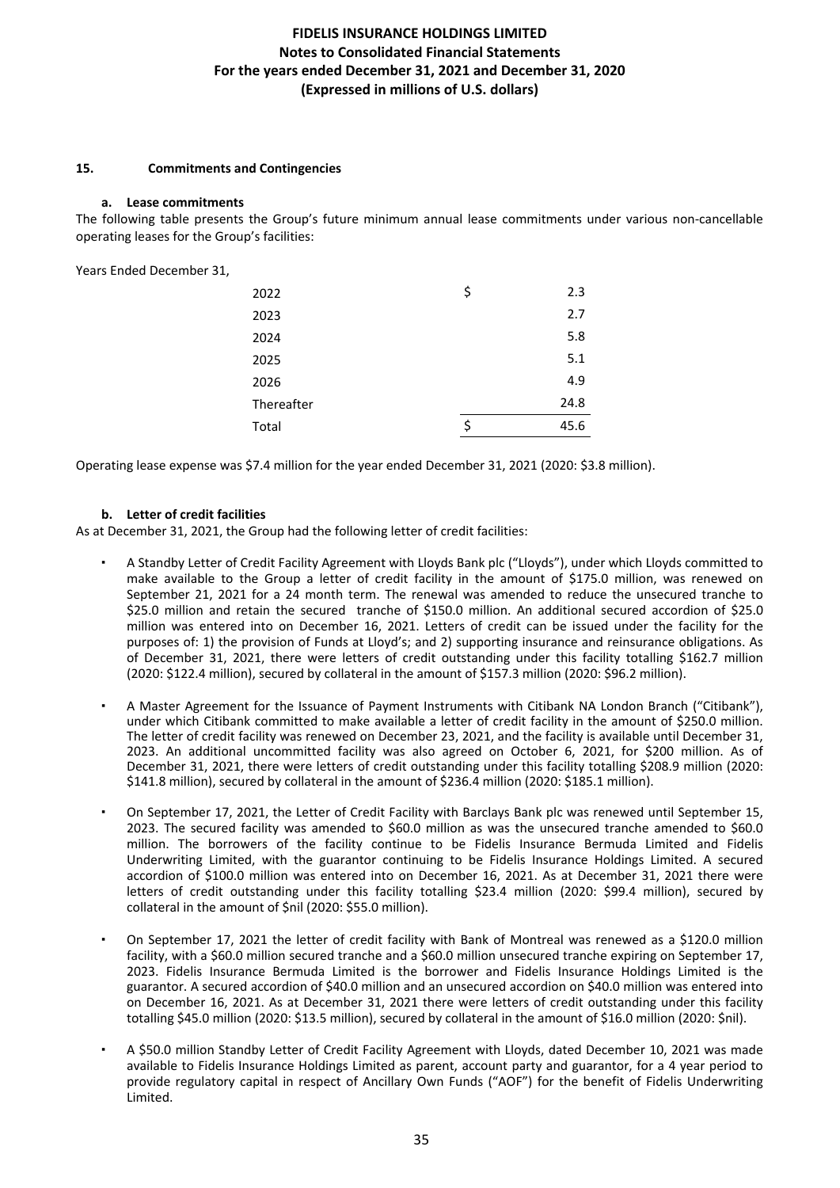### 15. Commitments and Contingencies

#### a. Lease commitments

The following table presents the Group's future minimum annual lease commitments under various non-cancellable operating leases for the Group's facilities:

Years Ended December 31,

| | | |
|---|---|---|
| 2022 | $ | 2.3 |
| 2023 | | 2.7 |
| 2024 | | 5.8 |
| 2025 | | 5.1 |
| 2026 | | 4.9 |
| Thereafter | | 24.8 |
| Total | $ | 45.6 |

Operating lease expense was $7.4 million for the year ended December 31, 2021 (2020: $3.8 million).

#### b. Letter of credit facilities

As at December 31, 2021, the Group had the following letter of credit facilities:

- A Standby Letter of Credit Facility Agreement with Lloyds Bank plc ("Lloyds"), under which Lloyds committed to make available to the Group a letter of credit facility in the amount of $175.0 million, was renewed on September 21, 2021 for a 24 month term. The renewal was amended to reduce the unsecured tranche to $25.0 million and retain the secured tranche of $150.0 million. An additional secured accordion of $25.0 million was entered into on December 16, 2021. Letters of credit can be issued under the facility for the purposes of: 1) the provision of Funds at Lloyd's; and 2) supporting insurance and reinsurance obligations. As of December 31, 2021, there were letters of credit outstanding under this facility totalling $162.7 million (2020: $122.4 million), secured by collateral in the amount of $157.3 million (2020: $96.2 million).

- A Master Agreement for the Issuance of Payment Instruments with Citibank NA London Branch ("Citibank"), under which Citibank committed to make available a letter of credit facility in the amount of $250.0 million. The letter of credit facility was renewed on December 23, 2021, and the facility is available until December 31, 2023. An additional uncommitted facility was also agreed on October 6, 2021, for $200 million. As of December 31, 2021, there were letters of credit outstanding under this facility totalling $208.9 million (2020: $141.8 million), secured by collateral in the amount of $236.4 million (2020: $185.1 million).

- On September 17, 2021, the Letter of Credit Facility with Barclays Bank plc was renewed until September 15, 2023. The secured facility was amended to $60.0 million as was the unsecured tranche amended to $60.0 million. The borrowers of the facility continue to be Fidelis Insurance Bermuda Limited and Fidelis Underwriting Limited, with the guarantor continuing to be Fidelis Insurance Holdings Limited. A secured accordion of $100.0 million was entered into on December 16, 2021. As at December 31, 2021 there were letters of credit outstanding under this facility totalling $23.4 million (2020: $99.4 million), secured by collateral in the amount of $nil (2020: $55.0 million).

- On September 17, 2021 the letter of credit facility with Bank of Montreal was renewed as a $120.0 million facility, with a $60.0 million secured tranche and a $60.0 million unsecured tranche expiring on September 17, 2023. Fidelis Insurance Bermuda Limited is the borrower and Fidelis Insurance Holdings Limited is the guarantor. A secured accordion of $40.0 million and an unsecured accordion on $40.0 million was entered into on December 16, 2021. As at December 31, 2021 there were letters of credit outstanding under this facility totalling $45.0 million (2020: $13.5 million), secured by collateral in the amount of $16.0 million (2020: $nil).

- A $50.0 million Standby Letter of Credit Facility Agreement with Lloyds, dated December 10, 2021 was made available to Fidelis Insurance Holdings Limited as parent, account party and guarantor, for a 4 year period to provide regulatory capital in respect of Ancillary Own Funds ("AOF") for the benefit of Fidelis Underwriting Limited.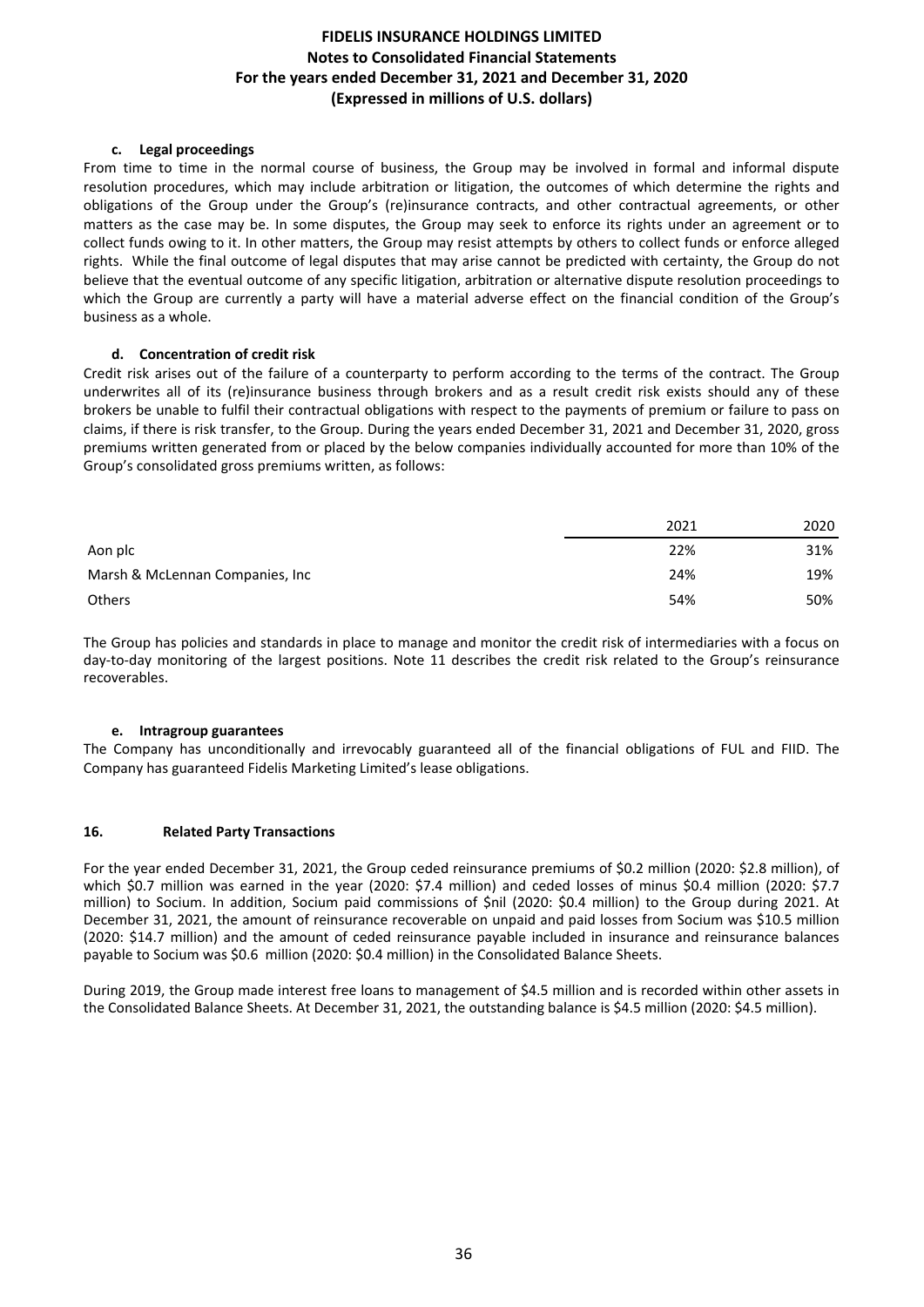#### c. Legal proceedings

From time to time in the normal course of business, the Group may be involved in formal and informal dispute resolution procedures, which may include arbitration or litigation, the outcomes of which determine the rights and obligations of the Group under the Group's (re)insurance contracts, and other contractual agreements, or other matters as the case may be. In some disputes, the Group may seek to enforce its rights under an agreement or to collect funds owing to it. In other matters, the Group may resist attempts by others to collect funds or enforce alleged rights. While the final outcome of legal disputes that may arise cannot be predicted with certainty, the Group do not believe that the eventual outcome of any specific litigation, arbitration or alternative dispute resolution proceedings to which the Group are currently a party will have a material adverse effect on the financial condition of the Group's business as a whole.

#### d. Concentration of credit risk

Credit risk arises out of the failure of a counterparty to perform according to the terms of the contract. The Group underwrites all of its (re)insurance business through brokers and as a result credit risk exists should any of these brokers be unable to fulfil their contractual obligations with respect to the payments of premium or failure to pass on claims, if there is risk transfer, to the Group. During the years ended December 31, 2021 and December 31, 2020, gross premiums written generated from or placed by the below companies individually accounted for more than 10% of the Group's consolidated gross premiums written, as follows:

| | 2021 | 2020 |
|---|---|---|
| Aon plc | 22% | 31% |
| Marsh & McLennan Companies, Inc | 24% | 19% |
| Others | 54% | 50% |

The Group has policies and standards in place to manage and monitor the credit risk of intermediaries with a focus on day-to-day monitoring of the largest positions. Note 11 describes the credit risk related to the Group's reinsurance recoverables.

#### e. Intragroup guarantees

The Company has unconditionally and irrevocably guaranteed all of the financial obligations of FUL and FIID. The Company has guaranteed Fidelis Marketing Limited's lease obligations.

### 16. Related Party Transactions

For the year ended December 31, 2021, the Group ceded reinsurance premiums of \$0.2 million (2020: \$2.8 million), of which \$0.7 million was earned in the year (2020: \$7.4 million) and ceded losses of minus \$0.4 million (2020: \$7.7 million) to Socium. In addition, Socium paid commissions of \$nil (2020: \$0.4 million) to the Group during 2021. At December 31, 2021, the amount of reinsurance recoverable on unpaid and paid losses from Socium was \$10.5 million (2020: \$14.7 million) and the amount of ceded reinsurance payable included in insurance and reinsurance balances payable to Socium was \$0.6 million (2020: \$0.4 million) in the Consolidated Balance Sheets.

During 2019, the Group made interest free loans to management of \$4.5 million and is recorded within other assets in the Consolidated Balance Sheets. At December 31, 2021, the outstanding balance is \$4.5 million (2020: \$4.5 million).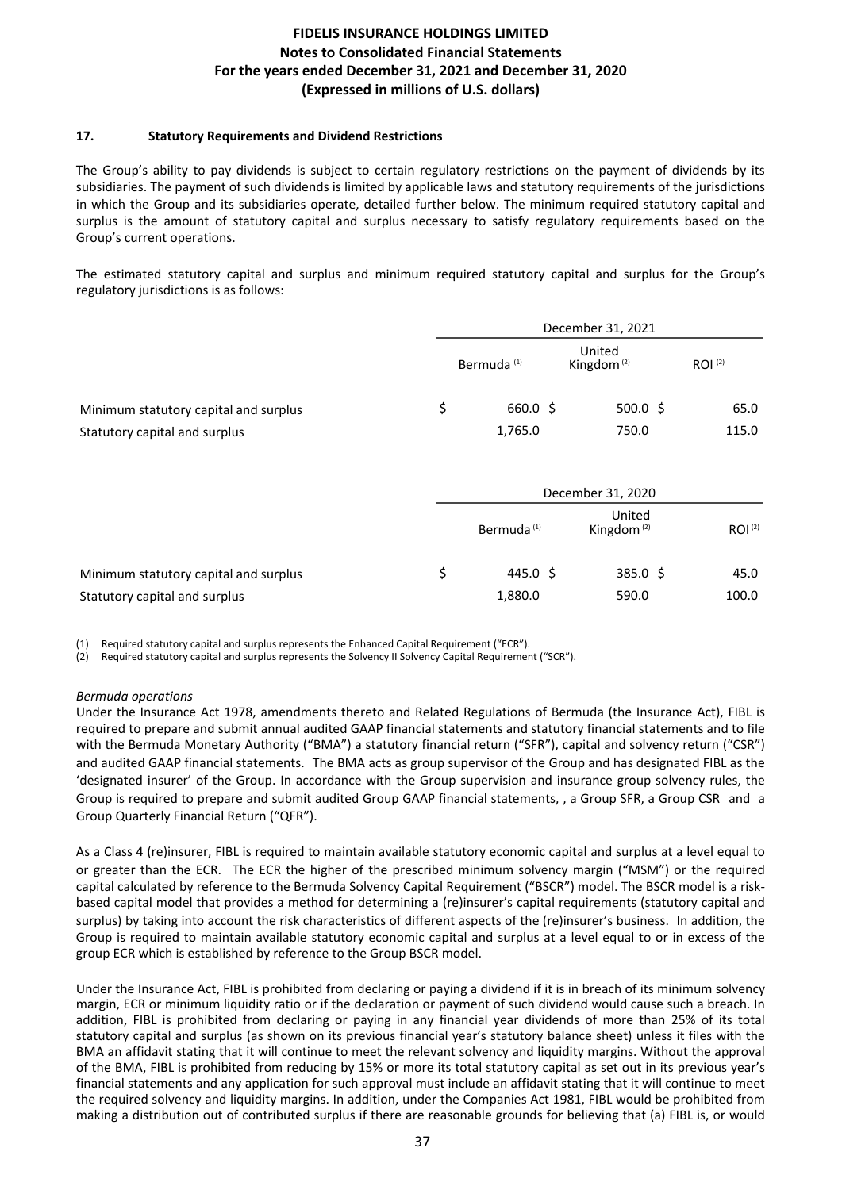## 17. Statutory Requirements and Dividend Restrictions

The Group's ability to pay dividends is subject to certain regulatory restrictions on the payment of dividends by its subsidiaries. The payment of such dividends is limited by applicable laws and statutory requirements of the jurisdictions in which the Group and its subsidiaries operate, detailed further below. The minimum required statutory capital and surplus is the amount of statutory capital and surplus necessary to satisfy regulatory requirements based on the Group's current operations.

The estimated statutory capital and surplus and minimum required statutory capital and surplus for the Group's regulatory jurisdictions is as follows:

| | December 31, 2021 | | |
|---|---|---|---|
| | Bermuda [(1)] | United Kingdom [(2)] | ROI [(2)] |
| Minimum statutory capital and surplus | $ 660.0 | $ 500.0 | $ 65.0 |
| Statutory capital and surplus | 1,765.0 | 750.0 | 115.0 |

| | December 31, 2020 | | |
|---|---|---|---|
| | Bermuda [(1)] | United Kingdom [(2)] | ROI [(2)] |
| Minimum statutory capital and surplus | $ 445.0 | $ 385.0 | $ 45.0 |
| Statutory capital and surplus | 1,880.0 | 590.0 | 100.0 |

(1) Required statutory capital and surplus represents the Enhanced Capital Requirement ("ECR").

(2) Required statutory capital and surplus represents the Solvency II Solvency Capital Requirement ("SCR").

*Bermuda operations*

Under the Insurance Act 1978, amendments thereto and Related Regulations of Bermuda (the Insurance Act), FIBL is required to prepare and submit annual audited GAAP financial statements and statutory financial statements and to file with the Bermuda Monetary Authority ("BMA") a statutory financial return ("SFR"), capital and solvency return ("CSR") and audited GAAP financial statements. The BMA acts as group supervisor of the Group and has designated FIBL as the 'designated insurer' of the Group. In accordance with the Group supervision and insurance group solvency rules, the Group is required to prepare and submit audited Group GAAP financial statements, , a Group SFR, a Group CSR and a Group Quarterly Financial Return ("QFR").

As a Class 4 (re)insurer, FIBL is required to maintain available statutory economic capital and surplus at a level equal to or greater than the ECR. The ECR the higher of the prescribed minimum solvency margin ("MSM") or the required capital calculated by reference to the Bermuda Solvency Capital Requirement ("BSCR") model. The BSCR model is a risk-based capital model that provides a method for determining a (re)insurer's capital requirements (statutory capital and surplus) by taking into account the risk characteristics of different aspects of the (re)insurer's business. In addition, the Group is required to maintain available statutory economic capital and surplus at a level equal to or in excess of the group ECR which is established by reference to the Group BSCR model.

Under the Insurance Act, FIBL is prohibited from declaring or paying a dividend if it is in breach of its minimum solvency margin, ECR or minimum liquidity ratio or if the declaration or payment of such dividend would cause such a breach. In addition, FIBL is prohibited from declaring or paying in any financial year dividends of more than 25% of its total statutory capital and surplus (as shown on its previous financial year's statutory balance sheet) unless it files with the BMA an affidavit stating that it will continue to meet the relevant solvency and liquidity margins. Without the approval of the BMA, FIBL is prohibited from reducing by 15% or more its total statutory capital as set out in its previous year's financial statements and any application for such approval must include an affidavit stating that it will continue to meet the required solvency and liquidity margins. In addition, under the Companies Act 1981, FIBL would be prohibited from making a distribution out of contributed surplus if there are reasonable grounds for believing that (a) FIBL is, or would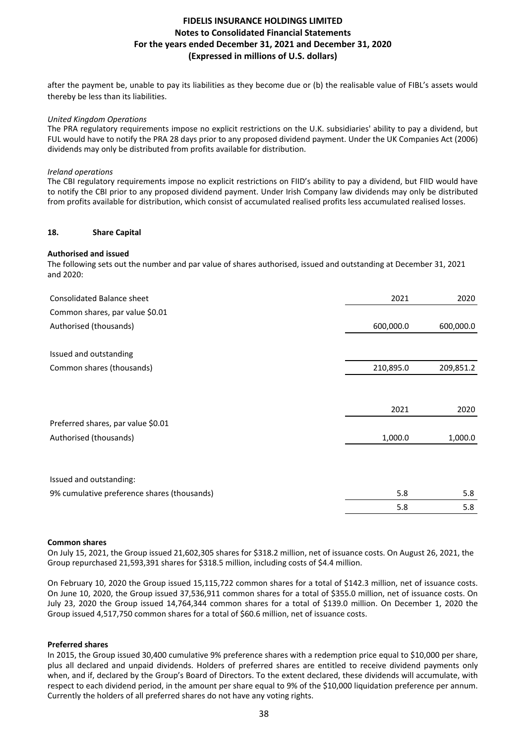after the payment be, unable to pay its liabilities as they become due or (b) the realisable value of FIBL's assets would thereby be less than its liabilities.

*United Kingdom Operations*

The PRA regulatory requirements impose no explicit restrictions on the U.K. subsidiaries' ability to pay a dividend, but FUL would have to notify the PRA 28 days prior to any proposed dividend payment. Under the UK Companies Act (2006) dividends may only be distributed from profits available for distribution.

*Ireland operations*

The CBI regulatory requirements impose no explicit restrictions on FIID's ability to pay a dividend, but FIID would have to notify the CBI prior to any proposed dividend payment. Under Irish Company law dividends may only be distributed from profits available for distribution, which consist of accumulated realised profits less accumulated realised losses.

## 18. Share Capital

**Authorised and issued**

The following sets out the number and par value of shares authorised, issued and outstanding at December 31, 2021 and 2020:

| Consolidated Balance sheet | 2021 | 2020 |
|---|---|---|
| Common shares, par value $0.01 | | |
| Authorised (thousands) | 600,000.0 | 600,000.0 |
| | | |
| Issued and outstanding | | |
| Common shares (thousands) | 210,895.0 | 209,851.2 |

| | 2021 | 2020 |
|---|---|---|
| Preferred shares, par value $0.01 | | |
| Authorised (thousands) | 1,000.0 | 1,000.0 |
| | | |
| Issued and outstanding: | | |
| 9% cumulative preference shares (thousands) | 5.8 | 5.8 |
| | 5.8 | 5.8 |

**Common shares**

On July 15, 2021, the Group issued 21,602,305 shares for $318.2 million, net of issuance costs. On August 26, 2021, the Group repurchased 21,593,391 shares for $318.5 million, including costs of $4.4 million.

On February 10, 2020 the Group issued 15,115,722 common shares for a total of $142.3 million, net of issuance costs. On June 10, 2020, the Group issued 37,536,911 common shares for a total of $355.0 million, net of issuance costs. On July 23, 2020 the Group issued 14,764,344 common shares for a total of $139.0 million. On December 1, 2020 the Group issued 4,517,750 common shares for a total of $60.6 million, net of issuance costs.

**Preferred shares**

In 2015, the Group issued 30,400 cumulative 9% preference shares with a redemption price equal to $10,000 per share, plus all declared and unpaid dividends. Holders of preferred shares are entitled to receive dividend payments only when, and if, declared by the Group's Board of Directors. To the extent declared, these dividends will accumulate, with respect to each dividend period, in the amount per share equal to 9% of the $10,000 liquidation preference per annum. Currently the holders of all preferred shares do not have any voting rights.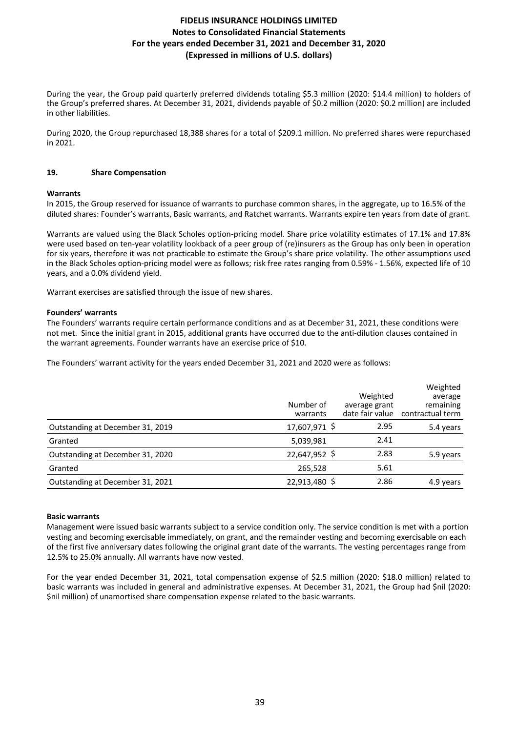During the year, the Group paid quarterly preferred dividends totaling $5.3 million (2020: $14.4 million) to holders of the Group's preferred shares. At December 31, 2021, dividends payable of $0.2 million (2020: $0.2 million) are included in other liabilities.

During 2020, the Group repurchased 18,388 shares for a total of $209.1 million. No preferred shares were repurchased in 2021.

## 19. Share Compensation

**Warrants**

In 2015, the Group reserved for issuance of warrants to purchase common shares, in the aggregate, up to 16.5% of the diluted shares: Founder's warrants, Basic warrants, and Ratchet warrants. Warrants expire ten years from date of grant.

Warrants are valued using the Black Scholes option-pricing model. Share price volatility estimates of 17.1% and 17.8% were used based on ten-year volatility lookback of a peer group of (re)insurers as the Group has only been in operation for six years, therefore it was not practicable to estimate the Group's share price volatility. The other assumptions used in the Black Scholes option-pricing model were as follows; risk free rates ranging from 0.59% - 1.56%, expected life of 10 years, and a 0.0% dividend yield.

Warrant exercises are satisfied through the issue of new shares.

**Founders' warrants**

The Founders' warrants require certain performance conditions and as at December 31, 2021, these conditions were not met. Since the initial grant in 2015, additional grants have occurred due to the anti-dilution clauses contained in the warrant agreements. Founder warrants have an exercise price of $10.

The Founders' warrant activity for the years ended December 31, 2021 and 2020 were as follows:

| | Number of warrants | Weighted average grant date fair value | Weighted average remaining contractual term |
|---|---|---|---|
| Outstanding at December 31, 2019 | 17,607,971 | $ 2.95 | 5.4 years |
| Granted | 5,039,981 | 2.41 | |
| Outstanding at December 31, 2020 | 22,647,952 | $ 2.83 | 5.9 years |
| Granted | 265,528 | 5.61 | |
| Outstanding at December 31, 2021 | 22,913,480 | $ 2.86 | 4.9 years |

**Basic warrants**

Management were issued basic warrants subject to a service condition only. The service condition is met with a portion vesting and becoming exercisable immediately, on grant, and the remainder vesting and becoming exercisable on each of the first five anniversary dates following the original grant date of the warrants. The vesting percentages range from 12.5% to 25.0% annually. All warrants have now vested.

For the year ended December 31, 2021, total compensation expense of $2.5 million (2020: $18.0 million) related to basic warrants was included in general and administrative expenses. At December 31, 2021, the Group had $nil (2020: $nil million) of unamortised share compensation expense related to the basic warrants.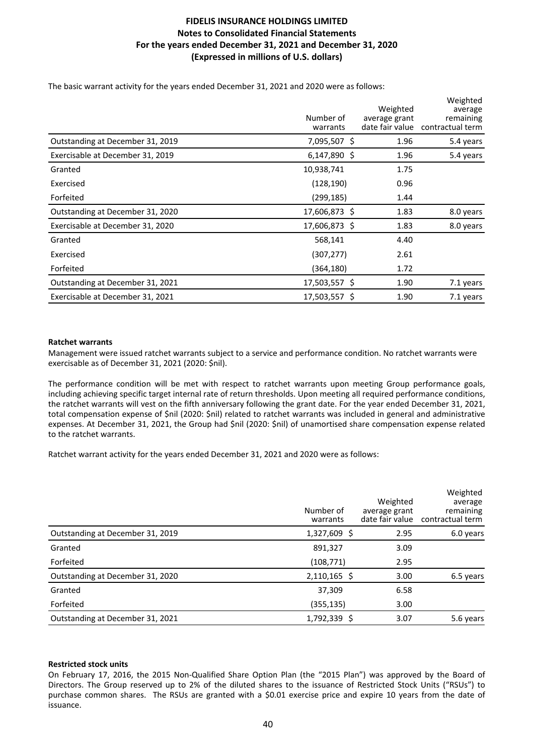The basic warrant activity for the years ended December 31, 2021 and 2020 were as follows:

| | Number of warrants | Weighted average grant date fair value | Weighted average remaining contractual term |
|---|---|---|---|
| Outstanding at December 31, 2019 | 7,095,507 | $ 1.96 | 5.4 years |
| Exercisable at December 31, 2019 | 6,147,890 | $ 1.96 | 5.4 years |
| Granted | 10,938,741 | 1.75 | |
| Exercised | (128,190) | 0.96 | |
| Forfeited | (299,185) | 1.44 | |
| Outstanding at December 31, 2020 | 17,606,873 | $ 1.83 | 8.0 years |
| Exercisable at December 31, 2020 | 17,606,873 | $ 1.83 | 8.0 years |
| Granted | 568,141 | 4.40 | |
| Exercised | (307,277) | 2.61 | |
| Forfeited | (364,180) | 1.72 | |
| Outstanding at December 31, 2021 | 17,503,557 | $ 1.90 | 7.1 years |
| Exercisable at December 31, 2021 | 17,503,557 | $ 1.90 | 7.1 years |

**Ratchet warrants**

Management were issued ratchet warrants subject to a service and performance condition. No ratchet warrants were exercisable as of December 31, 2021 (2020: $nil).

The performance condition will be met with respect to ratchet warrants upon meeting Group performance goals, including achieving specific target internal rate of return thresholds. Upon meeting all required performance conditions, the ratchet warrants will vest on the fifth anniversary following the grant date. For the year ended December 31, 2021, total compensation expense of $nil (2020: $nil) related to ratchet warrants was included in general and administrative expenses. At December 31, 2021, the Group had $nil (2020: $nil) of unamortised share compensation expense related to the ratchet warrants.

Ratchet warrant activity for the years ended December 31, 2021 and 2020 were as follows:

| | Number of warrants | Weighted average grant date fair value | Weighted average remaining contractual term |
|---|---|---|---|
| Outstanding at December 31, 2019 | 1,327,609 | $ 2.95 | 6.0 years |
| Granted | 891,327 | 3.09 | |
| Forfeited | (108,771) | 2.95 | |
| Outstanding at December 31, 2020 | 2,110,165 | $ 3.00 | 6.5 years |
| Granted | 37,309 | 6.58 | |
| Forfeited | (355,135) | 3.00 | |
| Outstanding at December 31, 2021 | 1,792,339 | $ 3.07 | 5.6 years |

**Restricted stock units**

On February 17, 2016, the 2015 Non-Qualified Share Option Plan (the "2015 Plan") was approved by the Board of Directors. The Group reserved up to 2% of the diluted shares to the issuance of Restricted Stock Units ("RSUs") to purchase common shares. The RSUs are granted with a $0.01 exercise price and expire 10 years from the date of issuance.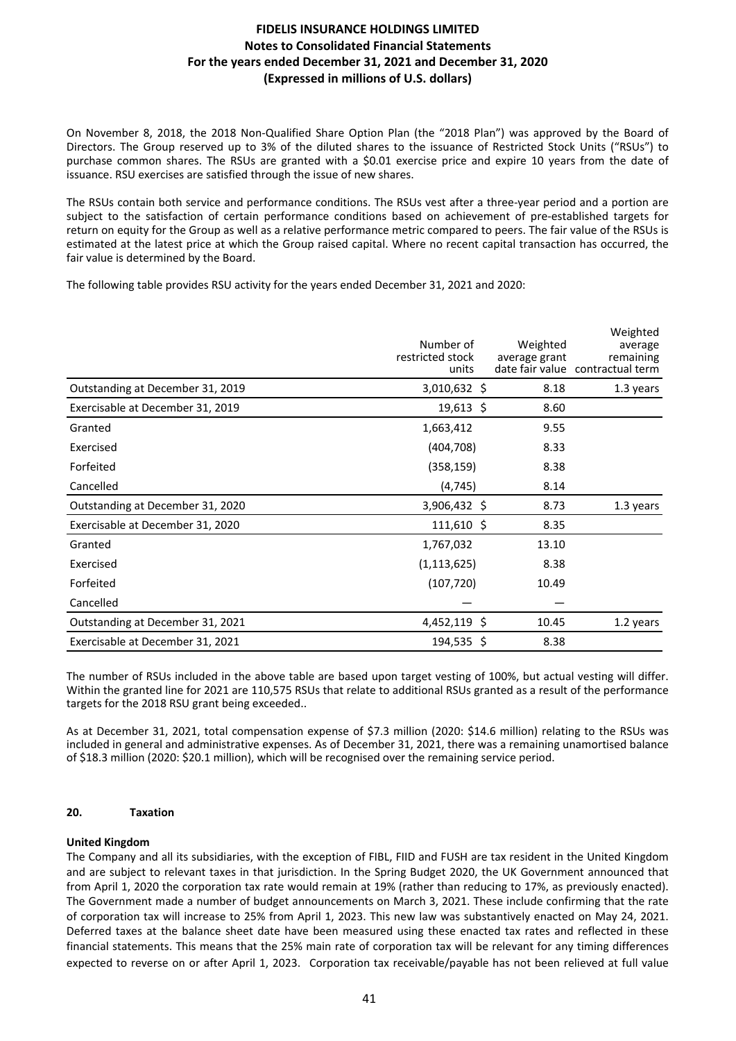On November 8, 2018, the 2018 Non-Qualified Share Option Plan (the "2018 Plan") was approved by the Board of Directors. The Group reserved up to 3% of the diluted shares to the issuance of Restricted Stock Units ("RSUs") to purchase common shares. The RSUs are granted with a $0.01 exercise price and expire 10 years from the date of issuance. RSU exercises are satisfied through the issue of new shares.

The RSUs contain both service and performance conditions. The RSUs vest after a three-year period and a portion are subject to the satisfaction of certain performance conditions based on achievement of pre-established targets for return on equity for the Group as well as a relative performance metric compared to peers. The fair value of the RSUs is estimated at the latest price at which the Group raised capital. Where no recent capital transaction has occurred, the fair value is determined by the Board.

The following table provides RSU activity for the years ended December 31, 2021 and 2020:

| | Number of restricted stock units | Weighted average grant date fair value | Weighted average remaining contractual term |
|---|---|---|---|
| Outstanding at December 31, 2019 | 3,010,632 | $ 8.18 | 1.3 years |
| Exercisable at December 31, 2019 | 19,613 | $ 8.60 | |
| Granted | 1,663,412 | 9.55 | |
| Exercised | (404,708) | 8.33 | |
| Forfeited | (358,159) | 8.38 | |
| Cancelled | (4,745) | 8.14 | |
| Outstanding at December 31, 2020 | 3,906,432 | $ 8.73 | 1.3 years |
| Exercisable at December 31, 2020 | 111,610 | $ 8.35 | |
| Granted | 1,767,032 | 13.10 | |
| Exercised | (1,113,625) | 8.38 | |
| Forfeited | (107,720) | 10.49 | |
| Cancelled | — | — | |
| Outstanding at December 31, 2021 | 4,452,119 | $ 10.45 | 1.2 years |
| Exercisable at December 31, 2021 | 194,535 | $ 8.38 | |

The number of RSUs included in the above table are based upon target vesting of 100%, but actual vesting will differ. Within the granted line for 2021 are 110,575 RSUs that relate to additional RSUs granted as a result of the performance targets for the 2018 RSU grant being exceeded..

As at December 31, 2021, total compensation expense of $7.3 million (2020: $14.6 million) relating to the RSUs was included in general and administrative expenses. As of December 31, 2021, there was a remaining unamortised balance of $18.3 million (2020: $20.1 million), which will be recognised over the remaining service period.

## 20. Taxation

**United Kingdom**

The Company and all its subsidiaries, with the exception of FIBL, FIID and FUSH are tax resident in the United Kingdom and are subject to relevant taxes in that jurisdiction. In the Spring Budget 2020, the UK Government announced that from April 1, 2020 the corporation tax rate would remain at 19% (rather than reducing to 17%, as previously enacted). The Government made a number of budget announcements on March 3, 2021. These include confirming that the rate of corporation tax will increase to 25% from April 1, 2023. This new law was substantively enacted on May 24, 2021. Deferred taxes at the balance sheet date have been measured using these enacted tax rates and reflected in these financial statements. This means that the 25% main rate of corporation tax will be relevant for any timing differences expected to reverse on or after April 1, 2023. Corporation tax receivable/payable has not been relieved at full value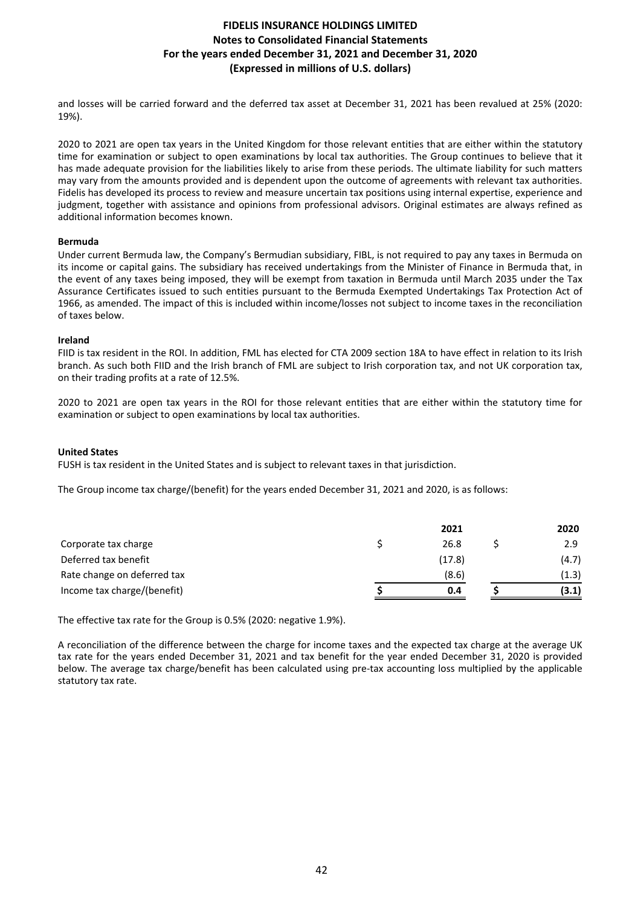and losses will be carried forward and the deferred tax asset at December 31, 2021 has been revalued at 25% (2020: 19%).

2020 to 2021 are open tax years in the United Kingdom for those relevant entities that are either within the statutory time for examination or subject to open examinations by local tax authorities. The Group continues to believe that it has made adequate provision for the liabilities likely to arise from these periods. The ultimate liability for such matters may vary from the amounts provided and is dependent upon the outcome of agreements with relevant tax authorities. Fidelis has developed its process to review and measure uncertain tax positions using internal expertise, experience and judgment, together with assistance and opinions from professional advisors. Original estimates are always refined as additional information becomes known.

**Bermuda**

Under current Bermuda law, the Company's Bermudian subsidiary, FIBL, is not required to pay any taxes in Bermuda on its income or capital gains. The subsidiary has received undertakings from the Minister of Finance in Bermuda that, in the event of any taxes being imposed, they will be exempt from taxation in Bermuda until March 2035 under the Tax Assurance Certificates issued to such entities pursuant to the Bermuda Exempted Undertakings Tax Protection Act of 1966, as amended. The impact of this is included within income/losses not subject to income taxes in the reconciliation of taxes below.

**Ireland**

FIID is tax resident in the ROI. In addition, FML has elected for CTA 2009 section 18A to have effect in relation to its Irish branch. As such both FIID and the Irish branch of FML are subject to Irish corporation tax, and not UK corporation tax, on their trading profits at a rate of 12.5%.

2020 to 2021 are open tax years in the ROI for those relevant entities that are either within the statutory time for examination or subject to open examinations by local tax authorities.

**United States**

FUSH is tax resident in the United States and is subject to relevant taxes in that jurisdiction.

The Group income tax charge/(benefit) for the years ended December 31, 2021 and 2020, is as follows:

| | 2021 | 2020 |
|---|---|---|
| Corporate tax charge | $ 26.8 | $ 2.9 |
| Deferred tax benefit | (17.8) | (4.7) |
| Rate change on deferred tax | (8.6) | (1.3) |
| Income tax charge/(benefit) | **$ 0.4** | **$ (3.1)** |

The effective tax rate for the Group is 0.5% (2020: negative 1.9%).

A reconciliation of the difference between the charge for income taxes and the expected tax charge at the average UK tax rate for the years ended December 31, 2021 and tax benefit for the year ended December 31, 2020 is provided below. The average tax charge/benefit has been calculated using pre-tax accounting loss multiplied by the applicable statutory tax rate.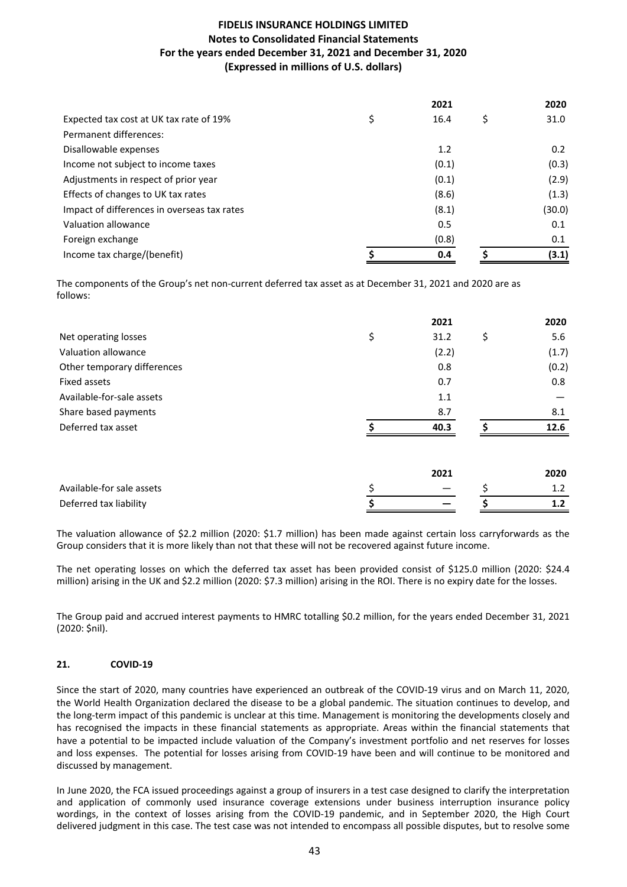| | 2021 | 2020 |
|---|---|---|
| Expected tax cost at UK tax rate of 19% | $ 16.4 | $ 31.0 |
| Permanent differences: | | |
| Disallowable expenses | 1.2 | 0.2 |
| Income not subject to income taxes | (0.1) | (0.3) |
| Adjustments in respect of prior year | (0.1) | (2.9) |
| Effects of changes to UK tax rates | (8.6) | (1.3) |
| Impact of differences in overseas tax rates | (8.1) | (30.0) |
| Valuation allowance | 0.5 | 0.1 |
| Foreign exchange | (0.8) | 0.1 |
| **Income tax charge/(benefit)** | **$ 0.4** | **$ (3.1)** |

The components of the Group's net non-current deferred tax asset as at December 31, 2021 and 2020 are as follows:

| | 2021 | 2020 |
|---|---|---|
| Net operating losses | $ 31.2 | $ 5.6 |
| Valuation allowance | (2.2) | (1.7) |
| Other temporary differences | 0.8 | (0.2) |
| Fixed assets | 0.7 | 0.8 |
| Available-for-sale assets | 1.1 | — |
| Share based payments | 8.7 | 8.1 |
| Deferred tax asset | **$ 40.3** | **$ 12.6** |

| | 2021 | 2020 |
|---|---|---|
| Available-for sale assets | $ — | $ 1.2 |
| Deferred tax liability | **$ —** | **$ 1.2** |

The valuation allowance of $2.2 million (2020: $1.7 million) has been made against certain loss carryforwards as the Group considers that it is more likely than not that these will not be recovered against future income.

The net operating losses on which the deferred tax asset has been provided consist of $125.0 million (2020: $24.4 million) arising in the UK and $2.2 million (2020: $7.3 million) arising in the ROI. There is no expiry date for the losses.

The Group paid and accrued interest payments to HMRC totalling $0.2 million, for the years ended December 31, 2021 (2020: $nil).

## 21. COVID-19

Since the start of 2020, many countries have experienced an outbreak of the COVID-19 virus and on March 11, 2020, the World Health Organization declared the disease to be a global pandemic. The situation continues to develop, and the long-term impact of this pandemic is unclear at this time. Management is monitoring the developments closely and has recognised the impacts in these financial statements as appropriate. Areas within the financial statements that have a potential to be impacted include valuation of the Company's investment portfolio and net reserves for losses and loss expenses. The potential for losses arising from COVID-19 have been and will continue to be monitored and discussed by management.

In June 2020, the FCA issued proceedings against a group of insurers in a test case designed to clarify the interpretation and application of commonly used insurance coverage extensions under business interruption insurance policy wordings, in the context of losses arising from the COVID-19 pandemic, and in September 2020, the High Court delivered judgment in this case. The test case was not intended to encompass all possible disputes, but to resolve some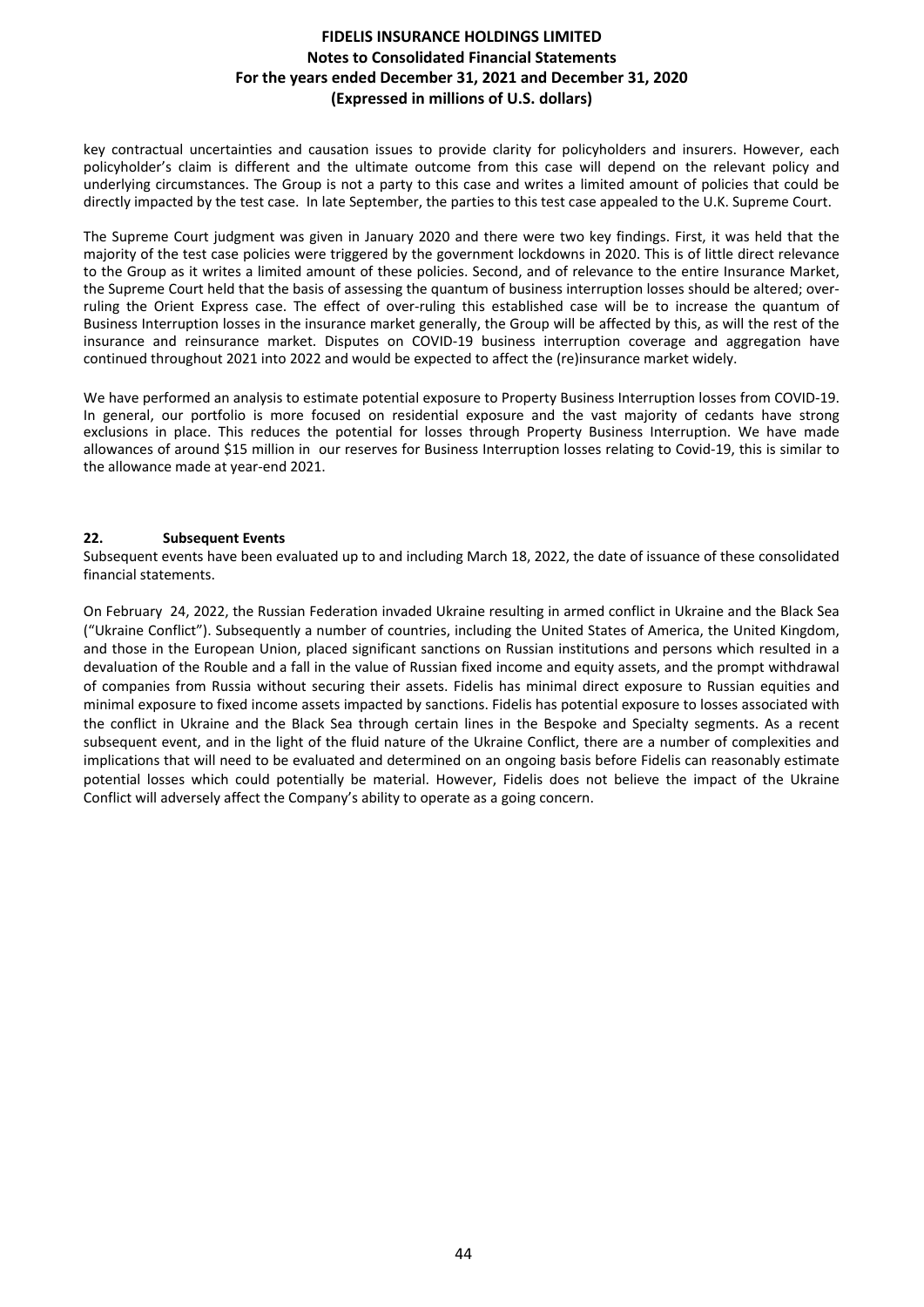key contractual uncertainties and causation issues to provide clarity for policyholders and insurers. However, each policyholder's claim is different and the ultimate outcome from this case will depend on the relevant policy and underlying circumstances. The Group is not a party to this case and writes a limited amount of policies that could be directly impacted by the test case. In late September, the parties to this test case appealed to the U.K. Supreme Court.

The Supreme Court judgment was given in January 2020 and there were two key findings. First, it was held that the majority of the test case policies were triggered by the government lockdowns in 2020. This is of little direct relevance to the Group as it writes a limited amount of these policies. Second, and of relevance to the entire Insurance Market, the Supreme Court held that the basis of assessing the quantum of business interruption losses should be altered; over-ruling the Orient Express case. The effect of over-ruling this established case will be to increase the quantum of Business Interruption losses in the insurance market generally, the Group will be affected by this, as will the rest of the insurance and reinsurance market. Disputes on COVID-19 business interruption coverage and aggregation have continued throughout 2021 into 2022 and would be expected to affect the (re)insurance market widely.

We have performed an analysis to estimate potential exposure to Property Business Interruption losses from COVID-19. In general, our portfolio is more focused on residential exposure and the vast majority of cedants have strong exclusions in place. This reduces the potential for losses through Property Business Interruption. We have made allowances of around $15 million in our reserves for Business Interruption losses relating to Covid-19, this is similar to the allowance made at year-end 2021.

## 22. Subsequent Events

Subsequent events have been evaluated up to and including March 18, 2022, the date of issuance of these consolidated financial statements.

On February 24, 2022, the Russian Federation invaded Ukraine resulting in armed conflict in Ukraine and the Black Sea ("Ukraine Conflict"). Subsequently a number of countries, including the United States of America, the United Kingdom, and those in the European Union, placed significant sanctions on Russian institutions and persons which resulted in a devaluation of the Rouble and a fall in the value of Russian fixed income and equity assets, and the prompt withdrawal of companies from Russia without securing their assets. Fidelis has minimal direct exposure to Russian equities and minimal exposure to fixed income assets impacted by sanctions. Fidelis has potential exposure to losses associated with the conflict in Ukraine and the Black Sea through certain lines in the Bespoke and Specialty segments. As a recent subsequent event, and in the light of the fluid nature of the Ukraine Conflict, there are a number of complexities and implications that will need to be evaluated and determined on an ongoing basis before Fidelis can reasonably estimate potential losses which could potentially be material. However, Fidelis does not believe the impact of the Ukraine Conflict will adversely affect the Company's ability to operate as a going concern.